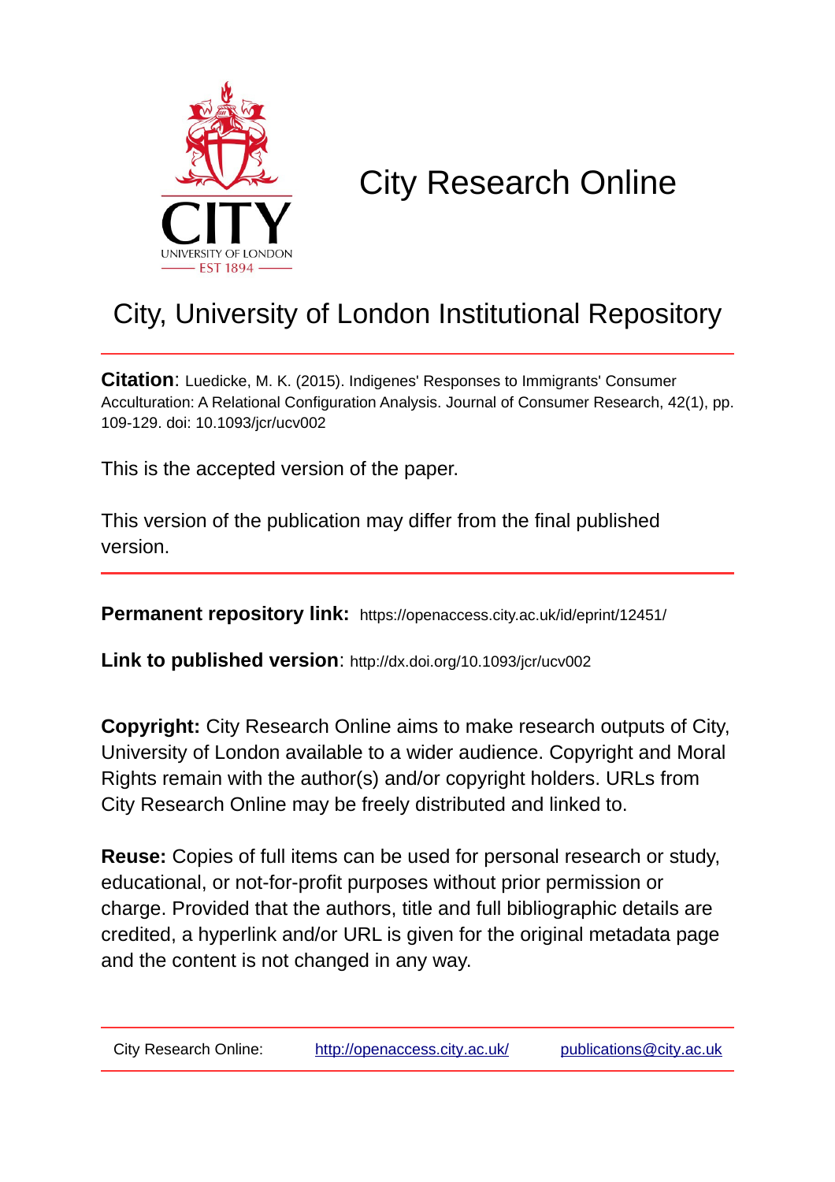# City Research Online

## City, University of London Institutional Repository

**Citation**: Luedicke, M. K. (2015). Indigenes' Responses to Immigrants' Consumer Acculturation: A Relational Configuration Analysis. Journal of Consumer Research, 42(1), pp. 109-129. doi: 10.1093/jcr/ucv002

This is the accepted version of the paper.

This version of the publication may differ from the final published version.

**Permanent repository link:** https://openaccess.city.ac.uk/id/eprint/12451/

**Link to published version**: http://dx.doi.org/10.1093/jcr/ucv002

**Copyright:** City Research Online aims to make research outputs of City, University of London available to a wider audience. Copyright and Moral Rights remain with the author(s) and/or copyright holders. URLs from City Research Online may be freely distributed and linked to.

**Reuse:** Copies of full items can be used for personal research or study, educational, or not-for-profit purposes without prior permission or charge. Provided that the authors, title and full bibliographic details are credited, a hyperlink and/or URL is given for the original metadata page and the content is not changed in any way.

City Research Online: http://openaccess.city.ac.uk/ publications@city.ac.uk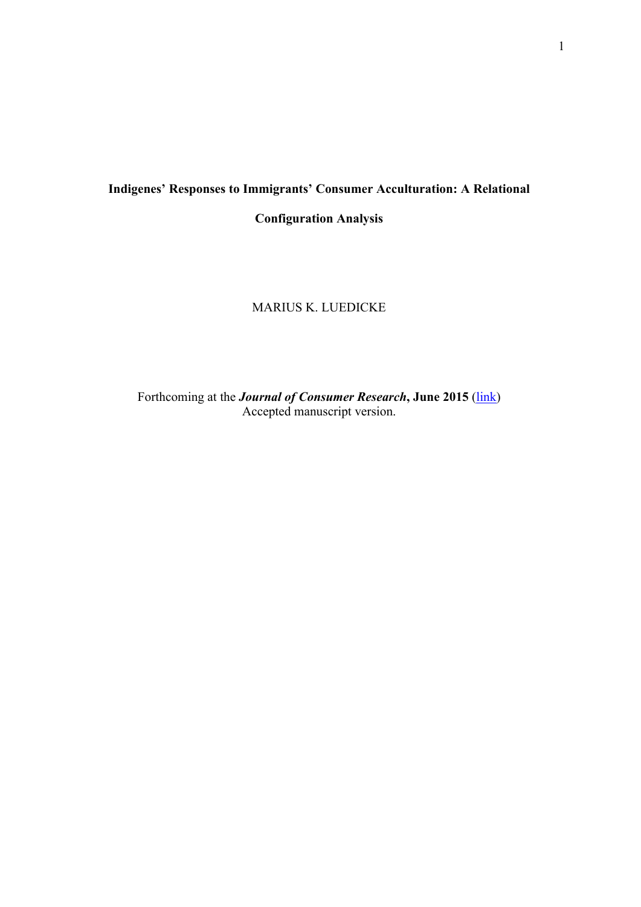**Indigenes' Responses to Immigrants' Consumer Acculturation: A Relational Configuration Analysis**

MARIUS K. LUEDICKE

Forthcoming at the ***Journal of Consumer Research*, June 2015** (link)
Accepted manuscript version.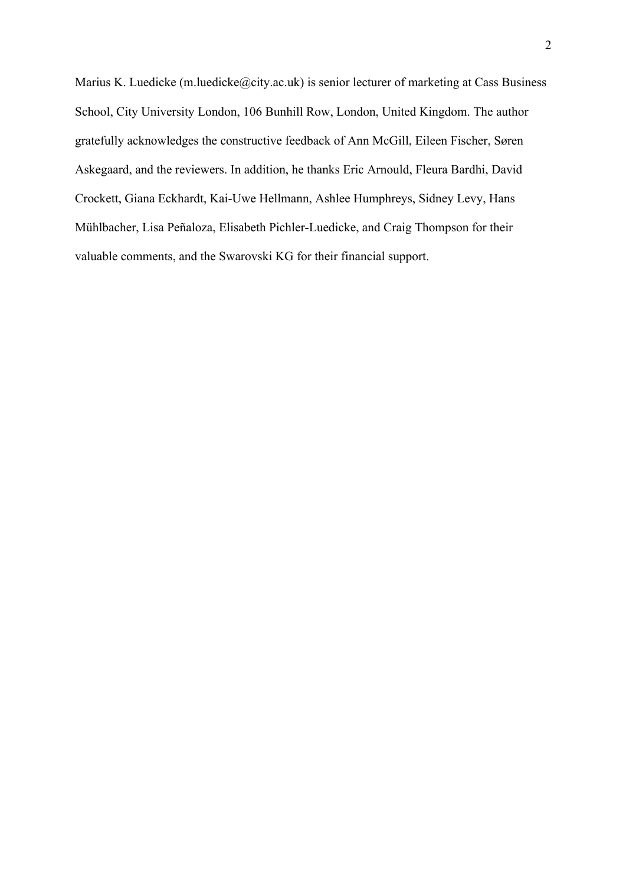Marius K. Luedicke (m.luedicke@city.ac.uk) is senior lecturer of marketing at Cass Business School, City University London, 106 Bunhill Row, London, United Kingdom. The author gratefully acknowledges the constructive feedback of Ann McGill, Eileen Fischer, Søren Askegaard, and the reviewers. In addition, he thanks Eric Arnould, Fleura Bardhi, David Crockett, Giana Eckhardt, Kai-Uwe Hellmann, Ashlee Humphreys, Sidney Levy, Hans Mühlbacher, Lisa Peñaloza, Elisabeth Pichler-Luedicke, and Craig Thompson for their valuable comments, and the Swarovski KG for their financial support.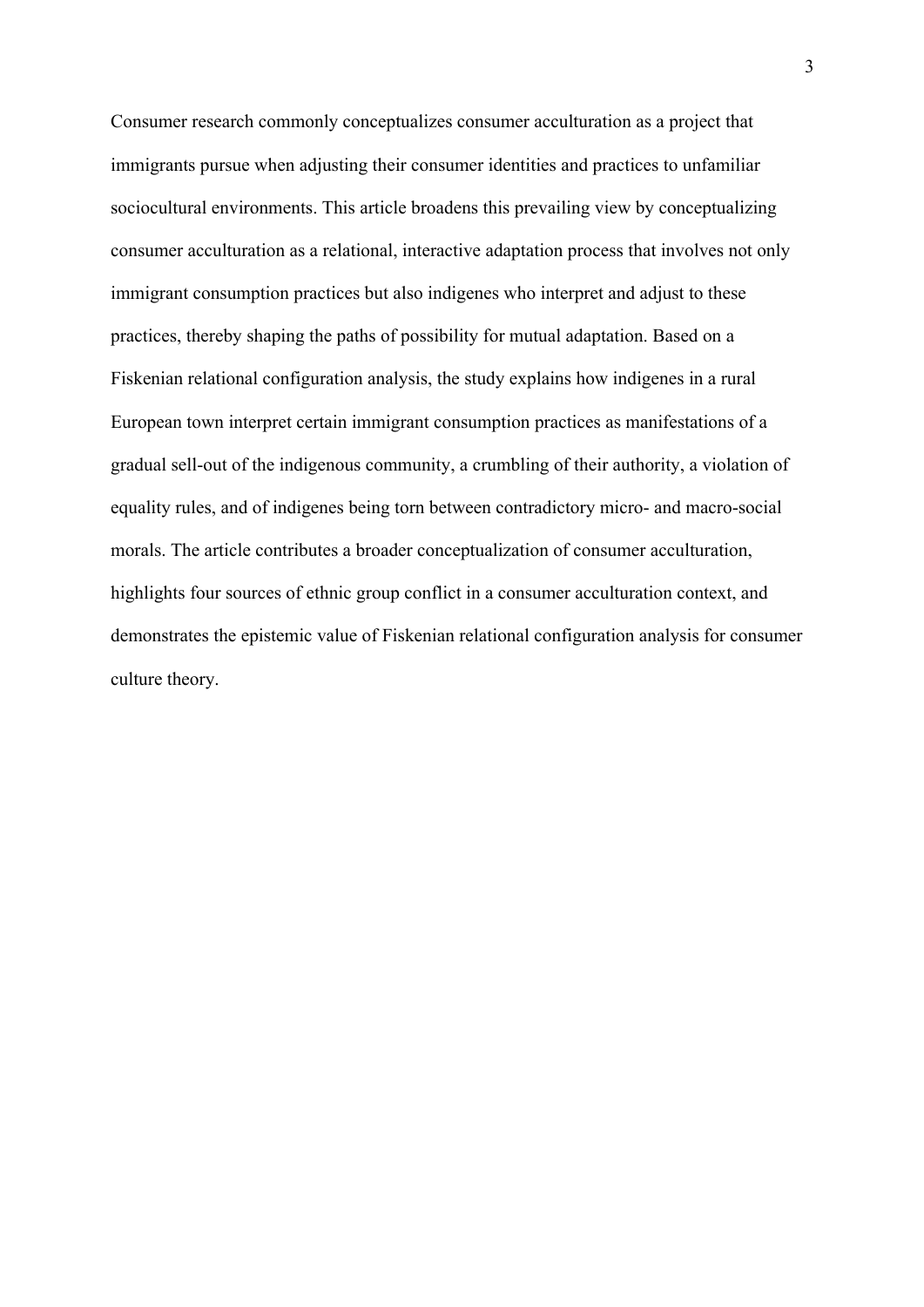Consumer research commonly conceptualizes consumer acculturation as a project that immigrants pursue when adjusting their consumer identities and practices to unfamiliar sociocultural environments. This article broadens this prevailing view by conceptualizing consumer acculturation as a relational, interactive adaptation process that involves not only immigrant consumption practices but also indigenes who interpret and adjust to these practices, thereby shaping the paths of possibility for mutual adaptation. Based on a Fiskenian relational configuration analysis, the study explains how indigenes in a rural European town interpret certain immigrant consumption practices as manifestations of a gradual sell-out of the indigenous community, a crumbling of their authority, a violation of equality rules, and of indigenes being torn between contradictory micro- and macro-social morals. The article contributes a broader conceptualization of consumer acculturation, highlights four sources of ethnic group conflict in a consumer acculturation context, and demonstrates the epistemic value of Fiskenian relational configuration analysis for consumer culture theory.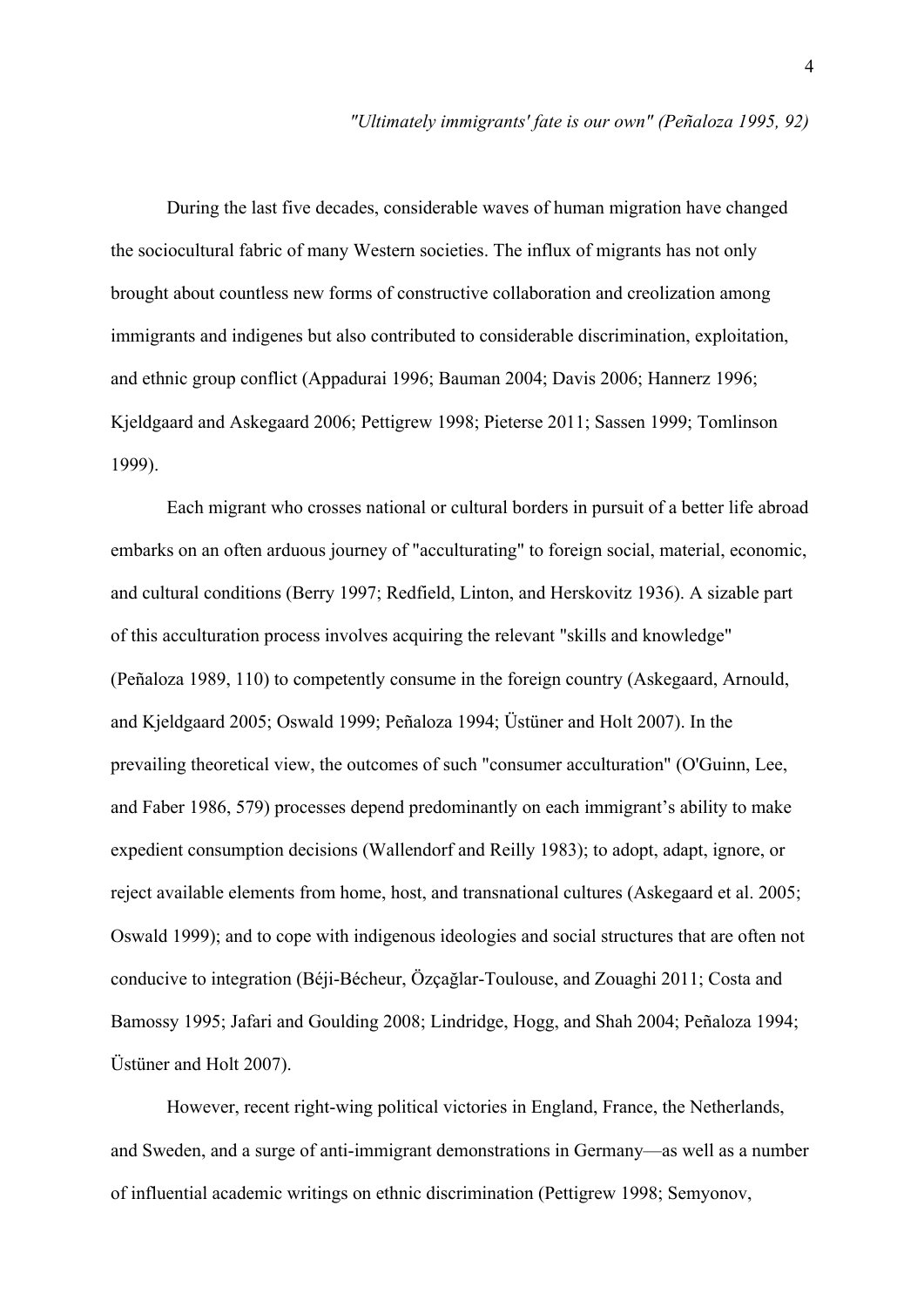*"Ultimately immigrants' fate is our own" (Peñaloza 1995, 92)*

During the last five decades, considerable waves of human migration have changed the sociocultural fabric of many Western societies. The influx of migrants has not only brought about countless new forms of constructive collaboration and creolization among immigrants and indigenes but also contributed to considerable discrimination, exploitation, and ethnic group conflict (Appadurai 1996; Bauman 2004; Davis 2006; Hannerz 1996; Kjeldgaard and Askegaard 2006; Pettigrew 1998; Pieterse 2011; Sassen 1999; Tomlinson 1999).

Each migrant who crosses national or cultural borders in pursuit of a better life abroad embarks on an often arduous journey of "acculturating" to foreign social, material, economic, and cultural conditions (Berry 1997; Redfield, Linton, and Herskovitz 1936). A sizable part of this acculturation process involves acquiring the relevant "skills and knowledge" (Peñaloza 1989, 110) to competently consume in the foreign country (Askegaard, Arnould, and Kjeldgaard 2005; Oswald 1999; Peñaloza 1994; Üstüner and Holt 2007). In the prevailing theoretical view, the outcomes of such "consumer acculturation" (O'Guinn, Lee, and Faber 1986, 579) processes depend predominantly on each immigrant's ability to make expedient consumption decisions (Wallendorf and Reilly 1983); to adopt, adapt, ignore, or reject available elements from home, host, and transnational cultures (Askegaard et al. 2005; Oswald 1999); and to cope with indigenous ideologies and social structures that are often not conducive to integration (Béji-Bécheur, Özçağlar-Toulouse, and Zouaghi 2011; Costa and Bamossy 1995; Jafari and Goulding 2008; Lindridge, Hogg, and Shah 2004; Peñaloza 1994; Üstüner and Holt 2007).

However, recent right-wing political victories in England, France, the Netherlands, and Sweden, and a surge of anti-immigrant demonstrations in Germany—as well as a number of influential academic writings on ethnic discrimination (Pettigrew 1998; Semyonov,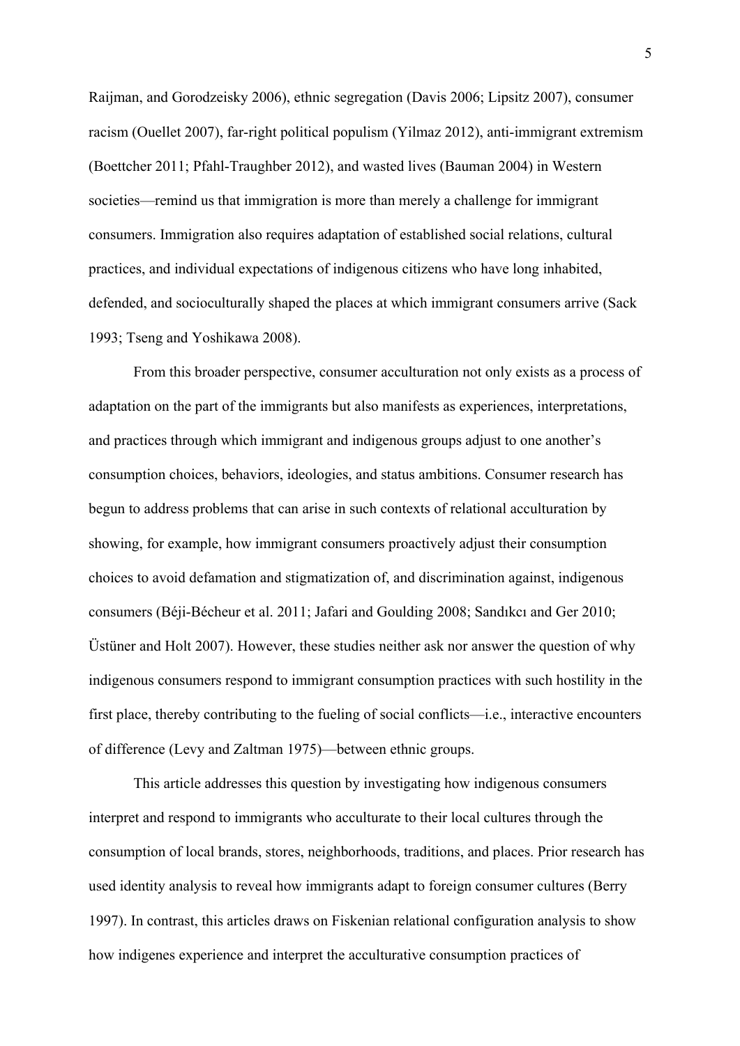Raijman, and Gorodzeisky 2006), ethnic segregation (Davis 2006; Lipsitz 2007), consumer racism (Ouellet 2007), far-right political populism (Yilmaz 2012), anti-immigrant extremism (Boettcher 2011; Pfahl-Traughber 2012), and wasted lives (Bauman 2004) in Western societies—remind us that immigration is more than merely a challenge for immigrant consumers. Immigration also requires adaptation of established social relations, cultural practices, and individual expectations of indigenous citizens who have long inhabited, defended, and socioculturally shaped the places at which immigrant consumers arrive (Sack 1993; Tseng and Yoshikawa 2008).

From this broader perspective, consumer acculturation not only exists as a process of adaptation on the part of the immigrants but also manifests as experiences, interpretations, and practices through which immigrant and indigenous groups adjust to one another's consumption choices, behaviors, ideologies, and status ambitions. Consumer research has begun to address problems that can arise in such contexts of relational acculturation by showing, for example, how immigrant consumers proactively adjust their consumption choices to avoid defamation and stigmatization of, and discrimination against, indigenous consumers (Béji-Bécheur et al. 2011; Jafari and Goulding 2008; Sandıkcı and Ger 2010; Üstüner and Holt 2007). However, these studies neither ask nor answer the question of why indigenous consumers respond to immigrant consumption practices with such hostility in the first place, thereby contributing to the fueling of social conflicts—i.e., interactive encounters of difference (Levy and Zaltman 1975)—between ethnic groups.

This article addresses this question by investigating how indigenous consumers interpret and respond to immigrants who acculturate to their local cultures through the consumption of local brands, stores, neighborhoods, traditions, and places. Prior research has used identity analysis to reveal how immigrants adapt to foreign consumer cultures (Berry 1997). In contrast, this articles draws on Fiskenian relational configuration analysis to show how indigenes experience and interpret the acculturative consumption practices of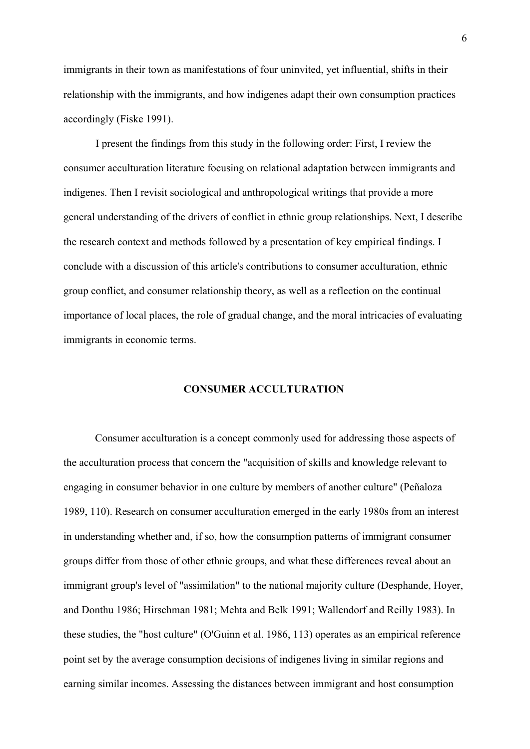immigrants in their town as manifestations of four uninvited, yet influential, shifts in their relationship with the immigrants, and how indigenes adapt their own consumption practices accordingly (Fiske 1991).

I present the findings from this study in the following order: First, I review the consumer acculturation literature focusing on relational adaptation between immigrants and indigenes. Then I revisit sociological and anthropological writings that provide a more general understanding of the drivers of conflict in ethnic group relationships. Next, I describe the research context and methods followed by a presentation of key empirical findings. I conclude with a discussion of this article's contributions to consumer acculturation, ethnic group conflict, and consumer relationship theory, as well as a reflection on the continual importance of local places, the role of gradual change, and the moral intricacies of evaluating immigrants in economic terms.

## CONSUMER ACCULTURATION

Consumer acculturation is a concept commonly used for addressing those aspects of the acculturation process that concern the "acquisition of skills and knowledge relevant to engaging in consumer behavior in one culture by members of another culture" (Peñaloza 1989, 110). Research on consumer acculturation emerged in the early 1980s from an interest in understanding whether and, if so, how the consumption patterns of immigrant consumer groups differ from those of other ethnic groups, and what these differences reveal about an immigrant group's level of "assimilation" to the national majority culture (Desphande, Hoyer, and Donthu 1986; Hirschman 1981; Mehta and Belk 1991; Wallendorf and Reilly 1983). In these studies, the "host culture" (O'Guinn et al. 1986, 113) operates as an empirical reference point set by the average consumption decisions of indigenes living in similar regions and earning similar incomes. Assessing the distances between immigrant and host consumption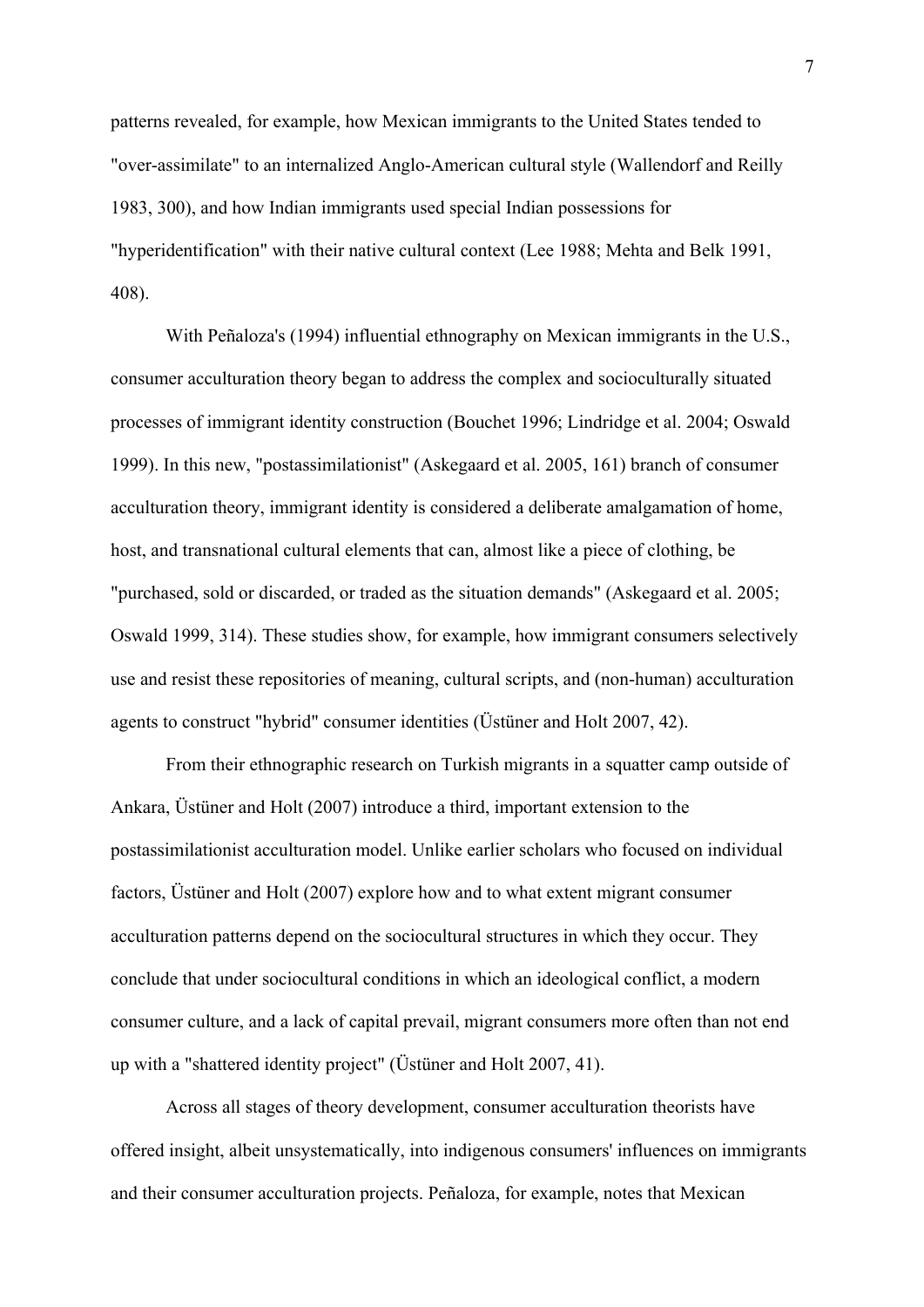patterns revealed, for example, how Mexican immigrants to the United States tended to "over-assimilate" to an internalized Anglo-American cultural style (Wallendorf and Reilly 1983, 300), and how Indian immigrants used special Indian possessions for "hyperidentification" with their native cultural context (Lee 1988; Mehta and Belk 1991, 408).

With Peñaloza's (1994) influential ethnography on Mexican immigrants in the U.S., consumer acculturation theory began to address the complex and socioculturally situated processes of immigrant identity construction (Bouchet 1996; Lindridge et al. 2004; Oswald 1999). In this new, "postassimilationist" (Askegaard et al. 2005, 161) branch of consumer acculturation theory, immigrant identity is considered a deliberate amalgamation of home, host, and transnational cultural elements that can, almost like a piece of clothing, be "purchased, sold or discarded, or traded as the situation demands" (Askegaard et al. 2005; Oswald 1999, 314). These studies show, for example, how immigrant consumers selectively use and resist these repositories of meaning, cultural scripts, and (non-human) acculturation agents to construct "hybrid" consumer identities (Üstüner and Holt 2007, 42).

From their ethnographic research on Turkish migrants in a squatter camp outside of Ankara, Üstüner and Holt (2007) introduce a third, important extension to the postassimilationist acculturation model. Unlike earlier scholars who focused on individual factors, Üstüner and Holt (2007) explore how and to what extent migrant consumer acculturation patterns depend on the sociocultural structures in which they occur. They conclude that under sociocultural conditions in which an ideological conflict, a modern consumer culture, and a lack of capital prevail, migrant consumers more often than not end up with a "shattered identity project" (Üstüner and Holt 2007, 41).

Across all stages of theory development, consumer acculturation theorists have offered insight, albeit unsystematically, into indigenous consumers' influences on immigrants and their consumer acculturation projects. Peñaloza, for example, notes that Mexican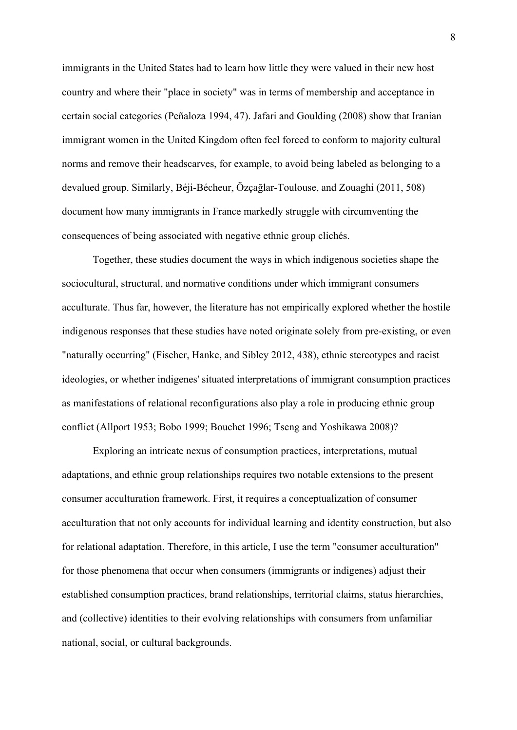immigrants in the United States had to learn how little they were valued in their new host country and where their "place in society" was in terms of membership and acceptance in certain social categories (Peñaloza 1994, 47). Jafari and Goulding (2008) show that Iranian immigrant women in the United Kingdom often feel forced to conform to majority cultural norms and remove their headscarves, for example, to avoid being labeled as belonging to a devalued group. Similarly, Béji-Bécheur, Özçağlar-Toulouse, and Zouaghi (2011, 508) document how many immigrants in France markedly struggle with circumventing the consequences of being associated with negative ethnic group clichés.

Together, these studies document the ways in which indigenous societies shape the sociocultural, structural, and normative conditions under which immigrant consumers acculturate. Thus far, however, the literature has not empirically explored whether the hostile indigenous responses that these studies have noted originate solely from pre-existing, or even "naturally occurring" (Fischer, Hanke, and Sibley 2012, 438), ethnic stereotypes and racist ideologies, or whether indigenes' situated interpretations of immigrant consumption practices as manifestations of relational reconfigurations also play a role in producing ethnic group conflict (Allport 1953; Bobo 1999; Bouchet 1996; Tseng and Yoshikawa 2008)?

Exploring an intricate nexus of consumption practices, interpretations, mutual adaptations, and ethnic group relationships requires two notable extensions to the present consumer acculturation framework. First, it requires a conceptualization of consumer acculturation that not only accounts for individual learning and identity construction, but also for relational adaptation. Therefore, in this article, I use the term "consumer acculturation" for those phenomena that occur when consumers (immigrants or indigenes) adjust their established consumption practices, brand relationships, territorial claims, status hierarchies, and (collective) identities to their evolving relationships with consumers from unfamiliar national, social, or cultural backgrounds.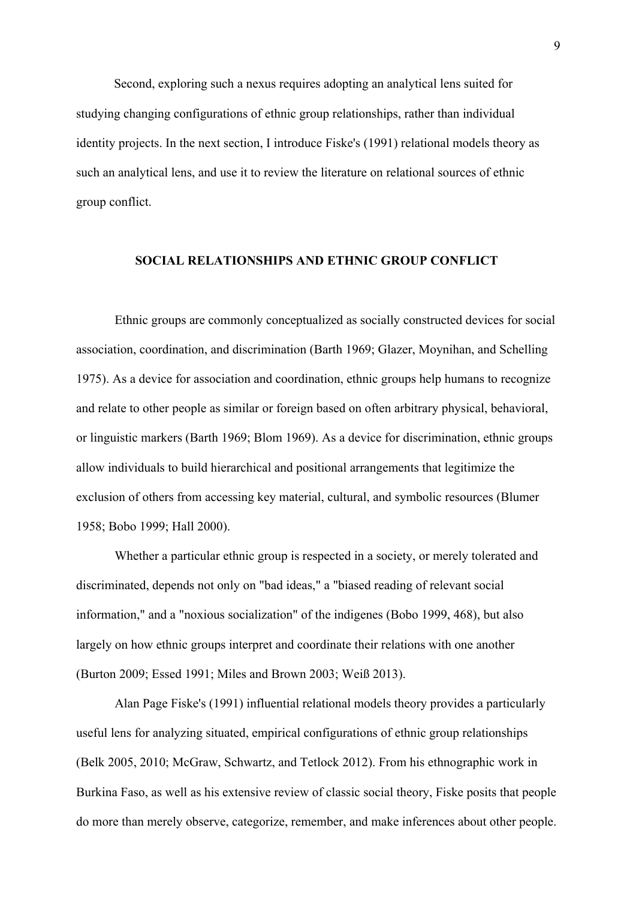Second, exploring such a nexus requires adopting an analytical lens suited for studying changing configurations of ethnic group relationships, rather than individual identity projects. In the next section, I introduce Fiske's (1991) relational models theory as such an analytical lens, and use it to review the literature on relational sources of ethnic group conflict.

## SOCIAL RELATIONSHIPS AND ETHNIC GROUP CONFLICT

Ethnic groups are commonly conceptualized as socially constructed devices for social association, coordination, and discrimination (Barth 1969; Glazer, Moynihan, and Schelling 1975). As a device for association and coordination, ethnic groups help humans to recognize and relate to other people as similar or foreign based on often arbitrary physical, behavioral, or linguistic markers (Barth 1969; Blom 1969). As a device for discrimination, ethnic groups allow individuals to build hierarchical and positional arrangements that legitimize the exclusion of others from accessing key material, cultural, and symbolic resources (Blumer 1958; Bobo 1999; Hall 2000).

Whether a particular ethnic group is respected in a society, or merely tolerated and discriminated, depends not only on "bad ideas," a "biased reading of relevant social information," and a "noxious socialization" of the indigenes (Bobo 1999, 468), but also largely on how ethnic groups interpret and coordinate their relations with one another (Burton 2009; Essed 1991; Miles and Brown 2003; Weiß 2013).

Alan Page Fiske's (1991) influential relational models theory provides a particularly useful lens for analyzing situated, empirical configurations of ethnic group relationships (Belk 2005, 2010; McGraw, Schwartz, and Tetlock 2012). From his ethnographic work in Burkina Faso, as well as his extensive review of classic social theory, Fiske posits that people do more than merely observe, categorize, remember, and make inferences about other people.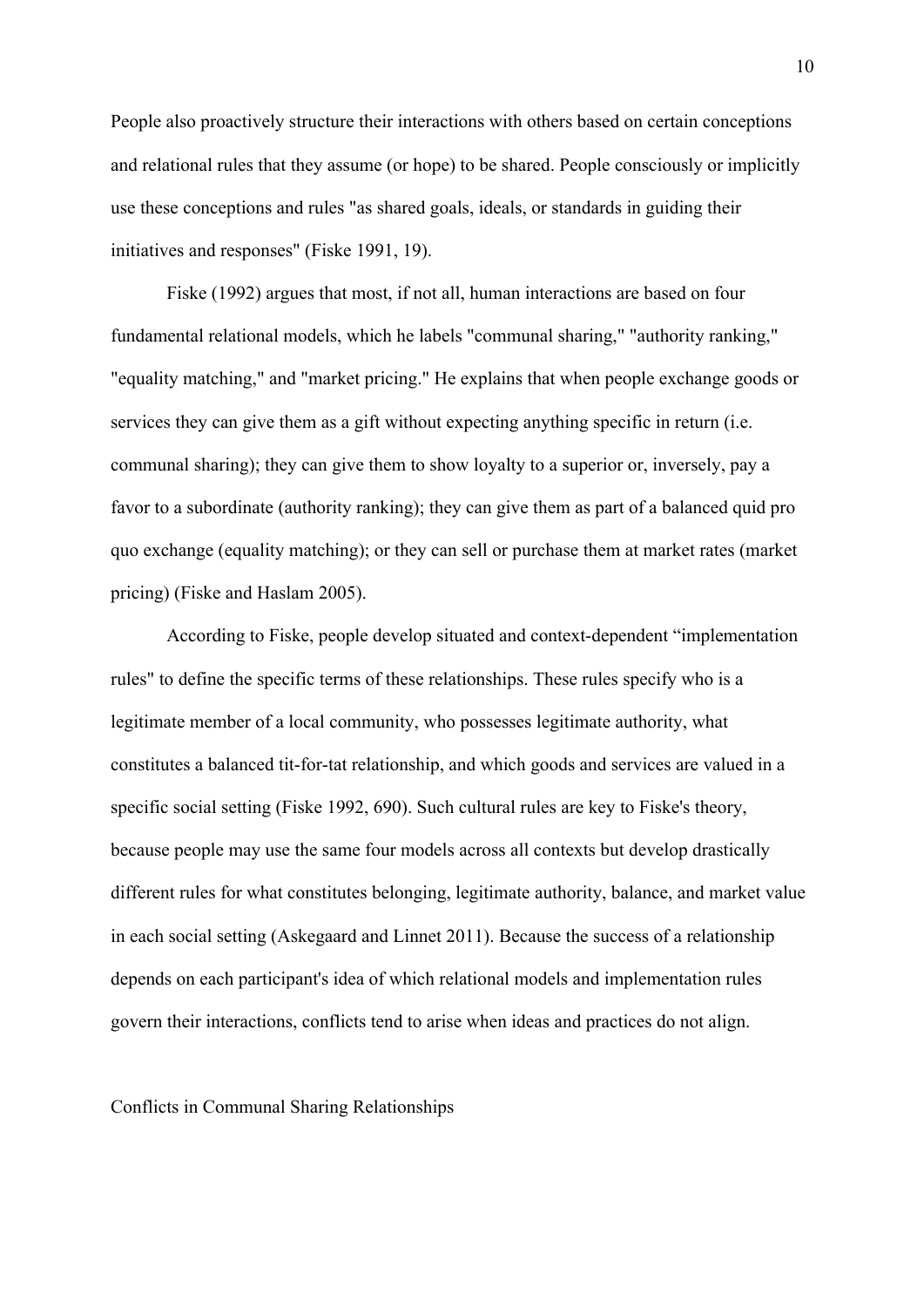People also proactively structure their interactions with others based on certain conceptions and relational rules that they assume (or hope) to be shared. People consciously or implicitly use these conceptions and rules "as shared goals, ideals, or standards in guiding their initiatives and responses" (Fiske 1991, 19).

Fiske (1992) argues that most, if not all, human interactions are based on four fundamental relational models, which he labels "communal sharing," "authority ranking," "equality matching," and "market pricing." He explains that when people exchange goods or services they can give them as a gift without expecting anything specific in return (i.e. communal sharing); they can give them to show loyalty to a superior or, inversely, pay a favor to a subordinate (authority ranking); they can give them as part of a balanced quid pro quo exchange (equality matching); or they can sell or purchase them at market rates (market pricing) (Fiske and Haslam 2005).

According to Fiske, people develop situated and context-dependent "implementation rules" to define the specific terms of these relationships. These rules specify who is a legitimate member of a local community, who possesses legitimate authority, what constitutes a balanced tit-for-tat relationship, and which goods and services are valued in a specific social setting (Fiske 1992, 690). Such cultural rules are key to Fiske's theory, because people may use the same four models across all contexts but develop drastically different rules for what constitutes belonging, legitimate authority, balance, and market value in each social setting (Askegaard and Linnet 2011). Because the success of a relationship depends on each participant's idea of which relational models and implementation rules govern their interactions, conflicts tend to arise when ideas and practices do not align.

## Conflicts in Communal Sharing Relationships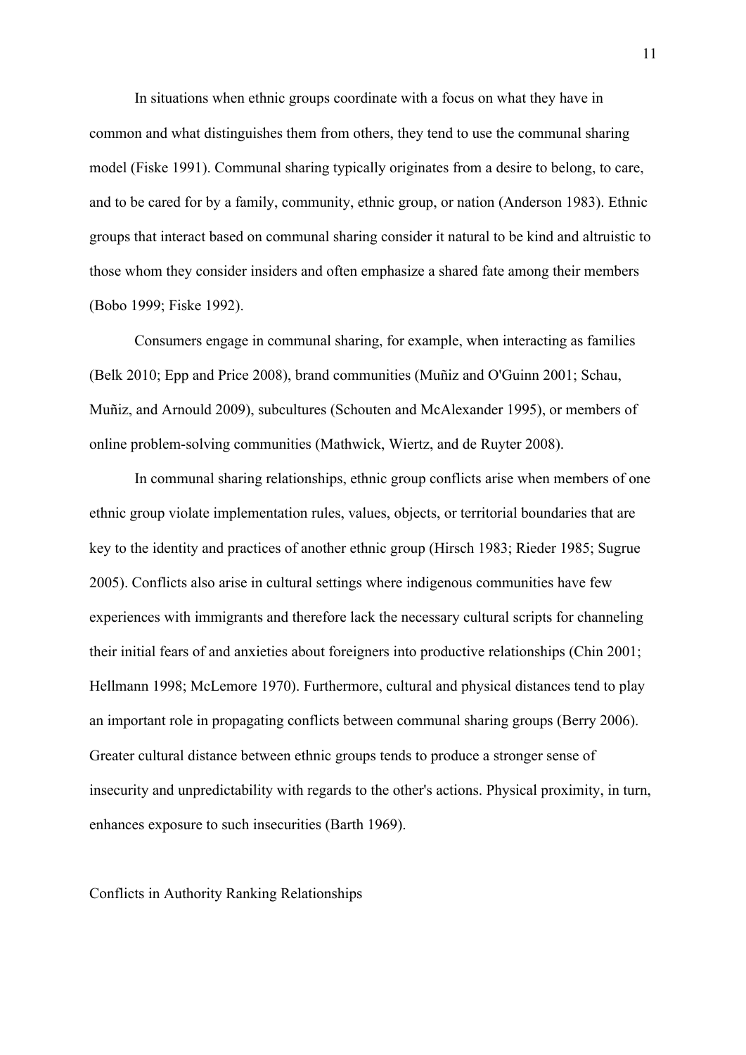In situations when ethnic groups coordinate with a focus on what they have in common and what distinguishes them from others, they tend to use the communal sharing model (Fiske 1991). Communal sharing typically originates from a desire to belong, to care, and to be cared for by a family, community, ethnic group, or nation (Anderson 1983). Ethnic groups that interact based on communal sharing consider it natural to be kind and altruistic to those whom they consider insiders and often emphasize a shared fate among their members (Bobo 1999; Fiske 1992).

Consumers engage in communal sharing, for example, when interacting as families (Belk 2010; Epp and Price 2008), brand communities (Muñiz and O'Guinn 2001; Schau, Muñiz, and Arnould 2009), subcultures (Schouten and McAlexander 1995), or members of online problem-solving communities (Mathwick, Wiertz, and de Ruyter 2008).

In communal sharing relationships, ethnic group conflicts arise when members of one ethnic group violate implementation rules, values, objects, or territorial boundaries that are key to the identity and practices of another ethnic group (Hirsch 1983; Rieder 1985; Sugrue 2005). Conflicts also arise in cultural settings where indigenous communities have few experiences with immigrants and therefore lack the necessary cultural scripts for channeling their initial fears of and anxieties about foreigners into productive relationships (Chin 2001; Hellmann 1998; McLemore 1970). Furthermore, cultural and physical distances tend to play an important role in propagating conflicts between communal sharing groups (Berry 2006). Greater cultural distance between ethnic groups tends to produce a stronger sense of insecurity and unpredictability with regards to the other's actions. Physical proximity, in turn, enhances exposure to such insecurities (Barth 1969).

## Conflicts in Authority Ranking Relationships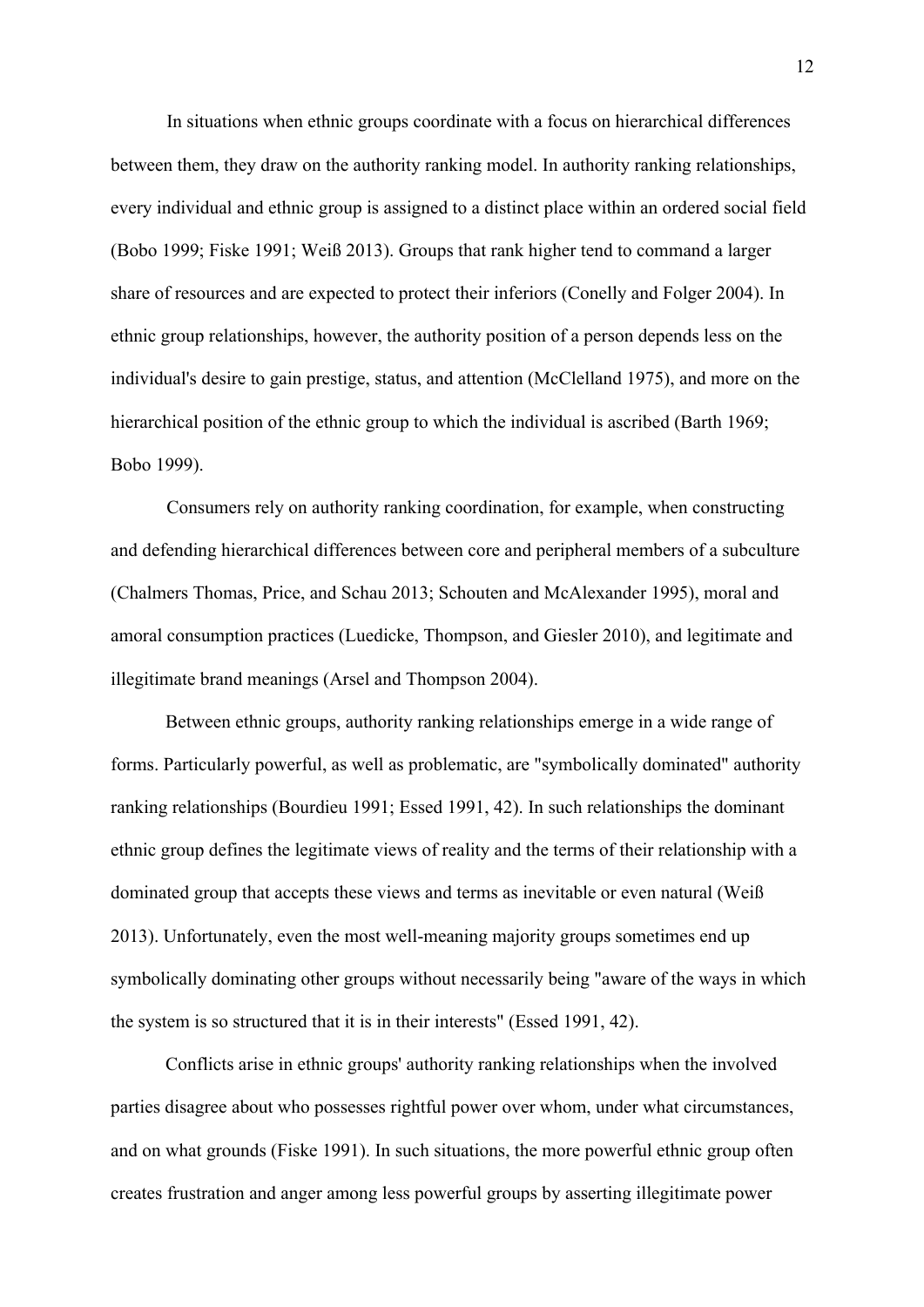In situations when ethnic groups coordinate with a focus on hierarchical differences between them, they draw on the authority ranking model. In authority ranking relationships, every individual and ethnic group is assigned to a distinct place within an ordered social field (Bobo 1999; Fiske 1991; Weiß 2013). Groups that rank higher tend to command a larger share of resources and are expected to protect their inferiors (Conelly and Folger 2004). In ethnic group relationships, however, the authority position of a person depends less on the individual's desire to gain prestige, status, and attention (McClelland 1975), and more on the hierarchical position of the ethnic group to which the individual is ascribed (Barth 1969; Bobo 1999).

Consumers rely on authority ranking coordination, for example, when constructing and defending hierarchical differences between core and peripheral members of a subculture (Chalmers Thomas, Price, and Schau 2013; Schouten and McAlexander 1995), moral and amoral consumption practices (Luedicke, Thompson, and Giesler 2010), and legitimate and illegitimate brand meanings (Arsel and Thompson 2004).

Between ethnic groups, authority ranking relationships emerge in a wide range of forms. Particularly powerful, as well as problematic, are "symbolically dominated" authority ranking relationships (Bourdieu 1991; Essed 1991, 42). In such relationships the dominant ethnic group defines the legitimate views of reality and the terms of their relationship with a dominated group that accepts these views and terms as inevitable or even natural (Weiß 2013). Unfortunately, even the most well-meaning majority groups sometimes end up symbolically dominating other groups without necessarily being "aware of the ways in which the system is so structured that it is in their interests" (Essed 1991, 42).

Conflicts arise in ethnic groups' authority ranking relationships when the involved parties disagree about who possesses rightful power over whom, under what circumstances, and on what grounds (Fiske 1991). In such situations, the more powerful ethnic group often creates frustration and anger among less powerful groups by asserting illegitimate power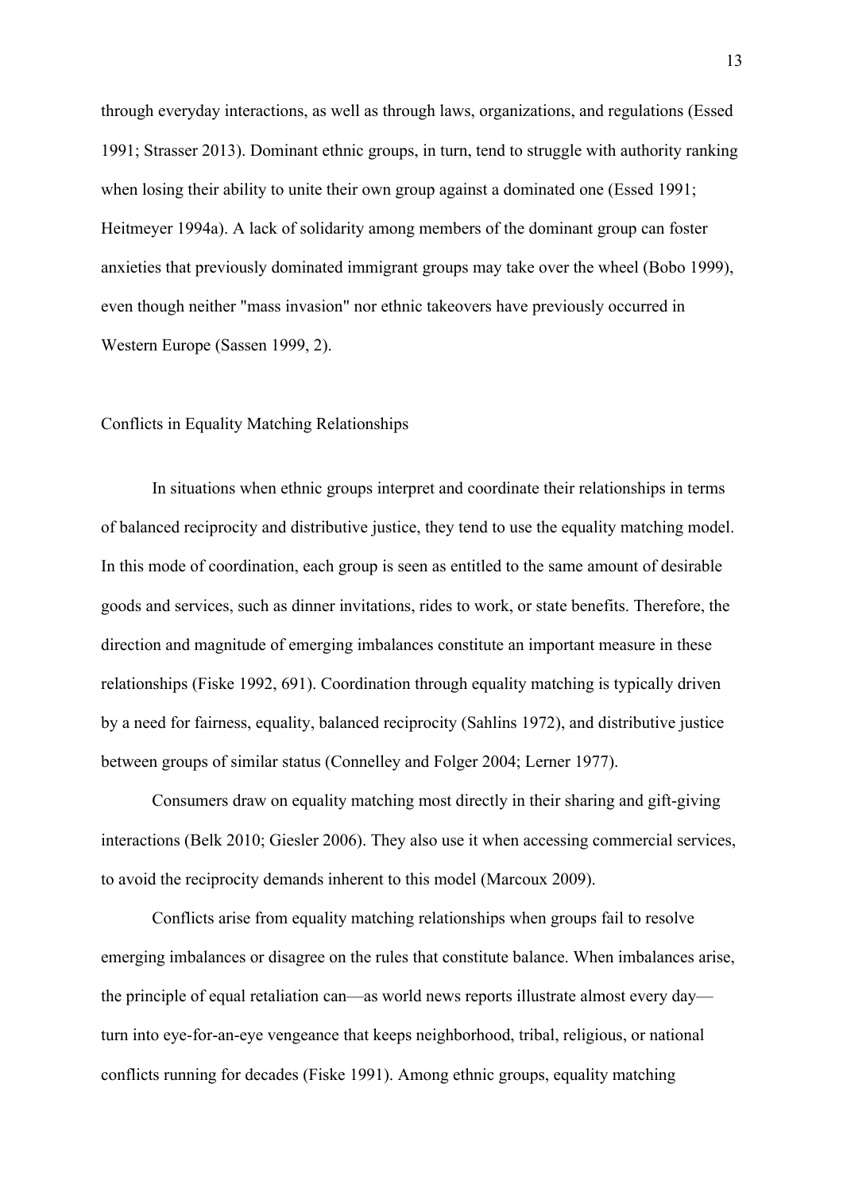through everyday interactions, as well as through laws, organizations, and regulations (Essed 1991; Strasser 2013). Dominant ethnic groups, in turn, tend to struggle with authority ranking when losing their ability to unite their own group against a dominated one (Essed 1991; Heitmeyer 1994a). A lack of solidarity among members of the dominant group can foster anxieties that previously dominated immigrant groups may take over the wheel (Bobo 1999), even though neither "mass invasion" nor ethnic takeovers have previously occurred in Western Europe (Sassen 1999, 2).

## Conflicts in Equality Matching Relationships

In situations when ethnic groups interpret and coordinate their relationships in terms of balanced reciprocity and distributive justice, they tend to use the equality matching model. In this mode of coordination, each group is seen as entitled to the same amount of desirable goods and services, such as dinner invitations, rides to work, or state benefits. Therefore, the direction and magnitude of emerging imbalances constitute an important measure in these relationships (Fiske 1992, 691). Coordination through equality matching is typically driven by a need for fairness, equality, balanced reciprocity (Sahlins 1972), and distributive justice between groups of similar status (Connelley and Folger 2004; Lerner 1977).

Consumers draw on equality matching most directly in their sharing and gift-giving interactions (Belk 2010; Giesler 2006). They also use it when accessing commercial services, to avoid the reciprocity demands inherent to this model (Marcoux 2009).

Conflicts arise from equality matching relationships when groups fail to resolve emerging imbalances or disagree on the rules that constitute balance. When imbalances arise, the principle of equal retaliation can—as world news reports illustrate almost every day—turn into eye-for-an-eye vengeance that keeps neighborhood, tribal, religious, or national conflicts running for decades (Fiske 1991). Among ethnic groups, equality matching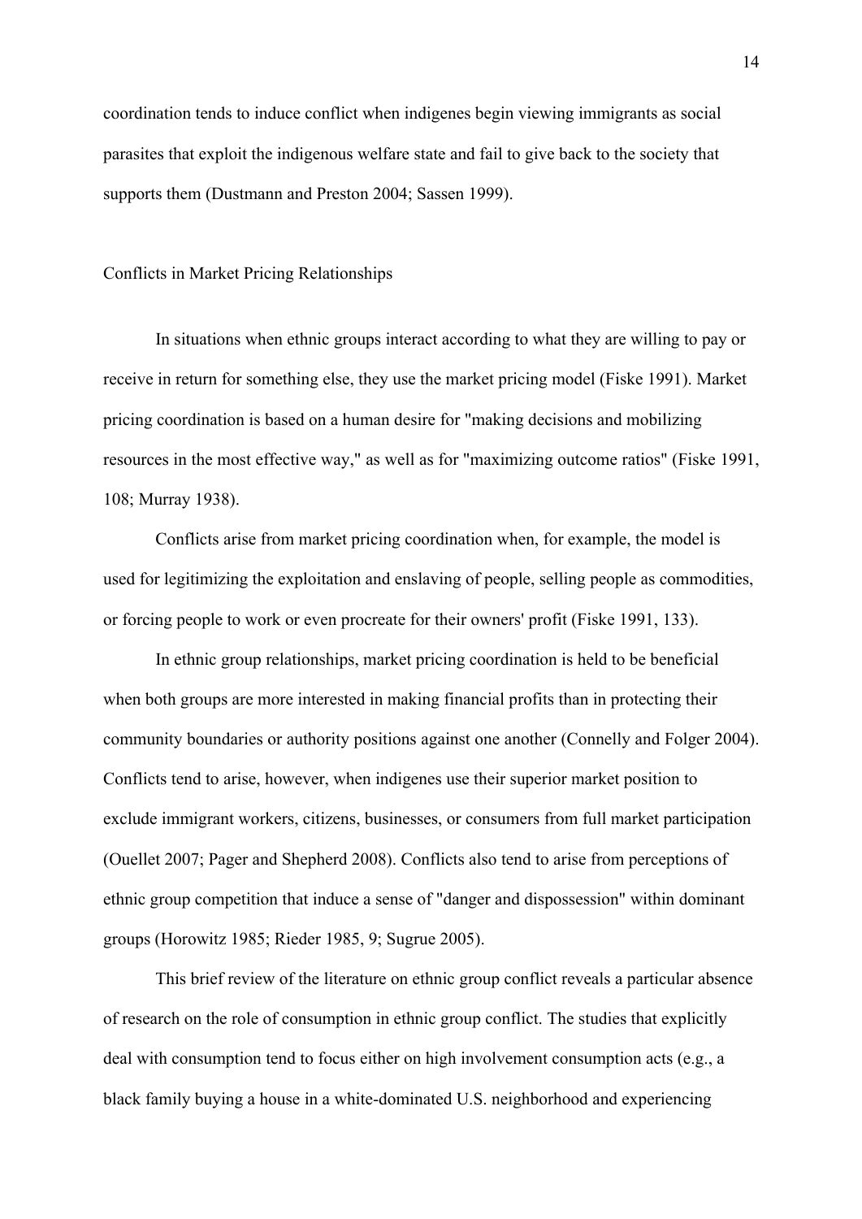coordination tends to induce conflict when indigenes begin viewing immigrants as social parasites that exploit the indigenous welfare state and fail to give back to the society that supports them (Dustmann and Preston 2004; Sassen 1999).

## Conflicts in Market Pricing Relationships

In situations when ethnic groups interact according to what they are willing to pay or receive in return for something else, they use the market pricing model (Fiske 1991). Market pricing coordination is based on a human desire for "making decisions and mobilizing resources in the most effective way," as well as for "maximizing outcome ratios" (Fiske 1991, 108; Murray 1938).

Conflicts arise from market pricing coordination when, for example, the model is used for legitimizing the exploitation and enslaving of people, selling people as commodities, or forcing people to work or even procreate for their owners' profit (Fiske 1991, 133).

In ethnic group relationships, market pricing coordination is held to be beneficial when both groups are more interested in making financial profits than in protecting their community boundaries or authority positions against one another (Connelly and Folger 2004). Conflicts tend to arise, however, when indigenes use their superior market position to exclude immigrant workers, citizens, businesses, or consumers from full market participation (Ouellet 2007; Pager and Shepherd 2008). Conflicts also tend to arise from perceptions of ethnic group competition that induce a sense of "danger and dispossession" within dominant groups (Horowitz 1985; Rieder 1985, 9; Sugrue 2005).

This brief review of the literature on ethnic group conflict reveals a particular absence of research on the role of consumption in ethnic group conflict. The studies that explicitly deal with consumption tend to focus either on high involvement consumption acts (e.g., a black family buying a house in a white-dominated U.S. neighborhood and experiencing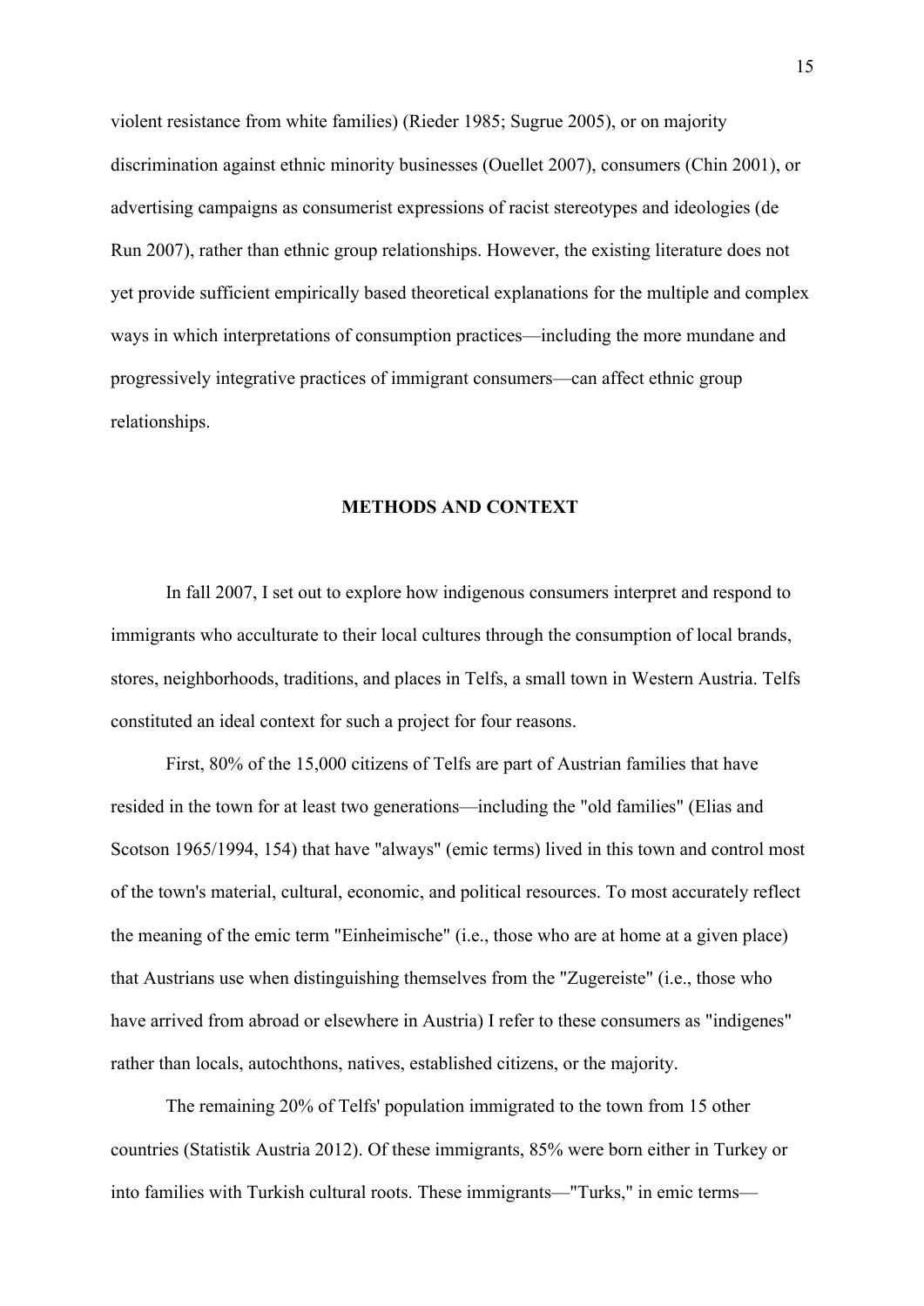violent resistance from white families) (Rieder 1985; Sugrue 2005), or on majority discrimination against ethnic minority businesses (Ouellet 2007), consumers (Chin 2001), or advertising campaigns as consumerist expressions of racist stereotypes and ideologies (de Run 2007), rather than ethnic group relationships. However, the existing literature does not yet provide sufficient empirically based theoretical explanations for the multiple and complex ways in which interpretations of consumption practices—including the more mundane and progressively integrative practices of immigrant consumers—can affect ethnic group relationships.

## METHODS AND CONTEXT

In fall 2007, I set out to explore how indigenous consumers interpret and respond to immigrants who acculturate to their local cultures through the consumption of local brands, stores, neighborhoods, traditions, and places in Telfs, a small town in Western Austria. Telfs constituted an ideal context for such a project for four reasons.

First, 80% of the 15,000 citizens of Telfs are part of Austrian families that have resided in the town for at least two generations—including the "old families" (Elias and Scotson 1965/1994, 154) that have "always" (emic terms) lived in this town and control most of the town's material, cultural, economic, and political resources. To most accurately reflect the meaning of the emic term "Einheimische" (i.e., those who are at home at a given place) that Austrians use when distinguishing themselves from the "Zugereiste" (i.e., those who have arrived from abroad or elsewhere in Austria) I refer to these consumers as "indigenes" rather than locals, autochthons, natives, established citizens, or the majority.

The remaining 20% of Telfs' population immigrated to the town from 15 other countries (Statistik Austria 2012). Of these immigrants, 85% were born either in Turkey or into families with Turkish cultural roots. These immigrants—"Turks," in emic terms—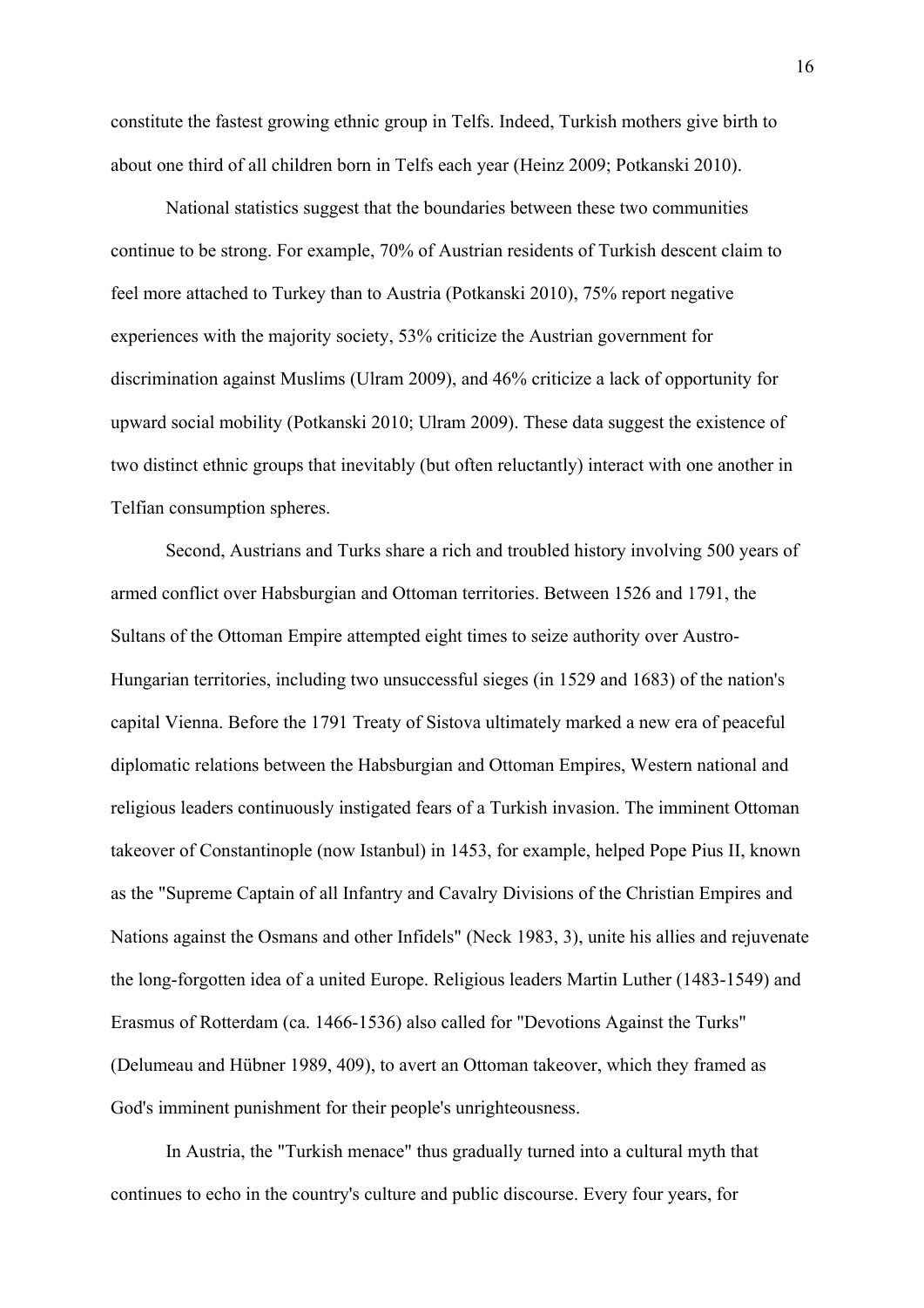constitute the fastest growing ethnic group in Telfs. Indeed, Turkish mothers give birth to about one third of all children born in Telfs each year (Heinz 2009; Potkanski 2010).

National statistics suggest that the boundaries between these two communities continue to be strong. For example, 70% of Austrian residents of Turkish descent claim to feel more attached to Turkey than to Austria (Potkanski 2010), 75% report negative experiences with the majority society, 53% criticize the Austrian government for discrimination against Muslims (Ulram 2009), and 46% criticize a lack of opportunity for upward social mobility (Potkanski 2010; Ulram 2009). These data suggest the existence of two distinct ethnic groups that inevitably (but often reluctantly) interact with one another in Telfian consumption spheres.

Second, Austrians and Turks share a rich and troubled history involving 500 years of armed conflict over Habsburgian and Ottoman territories. Between 1526 and 1791, the Sultans of the Ottoman Empire attempted eight times to seize authority over Austro-Hungarian territories, including two unsuccessful sieges (in 1529 and 1683) of the nation's capital Vienna. Before the 1791 Treaty of Sistova ultimately marked a new era of peaceful diplomatic relations between the Habsburgian and Ottoman Empires, Western national and religious leaders continuously instigated fears of a Turkish invasion. The imminent Ottoman takeover of Constantinople (now Istanbul) in 1453, for example, helped Pope Pius II, known as the "Supreme Captain of all Infantry and Cavalry Divisions of the Christian Empires and Nations against the Osmans and other Infidels" (Neck 1983, 3), unite his allies and rejuvenate the long-forgotten idea of a united Europe. Religious leaders Martin Luther (1483-1549) and Erasmus of Rotterdam (ca. 1466-1536) also called for "Devotions Against the Turks" (Delumeau and Hübner 1989, 409), to avert an Ottoman takeover, which they framed as God's imminent punishment for their people's unrighteousness.

In Austria, the "Turkish menace" thus gradually turned into a cultural myth that continues to echo in the country's culture and public discourse. Every four years, for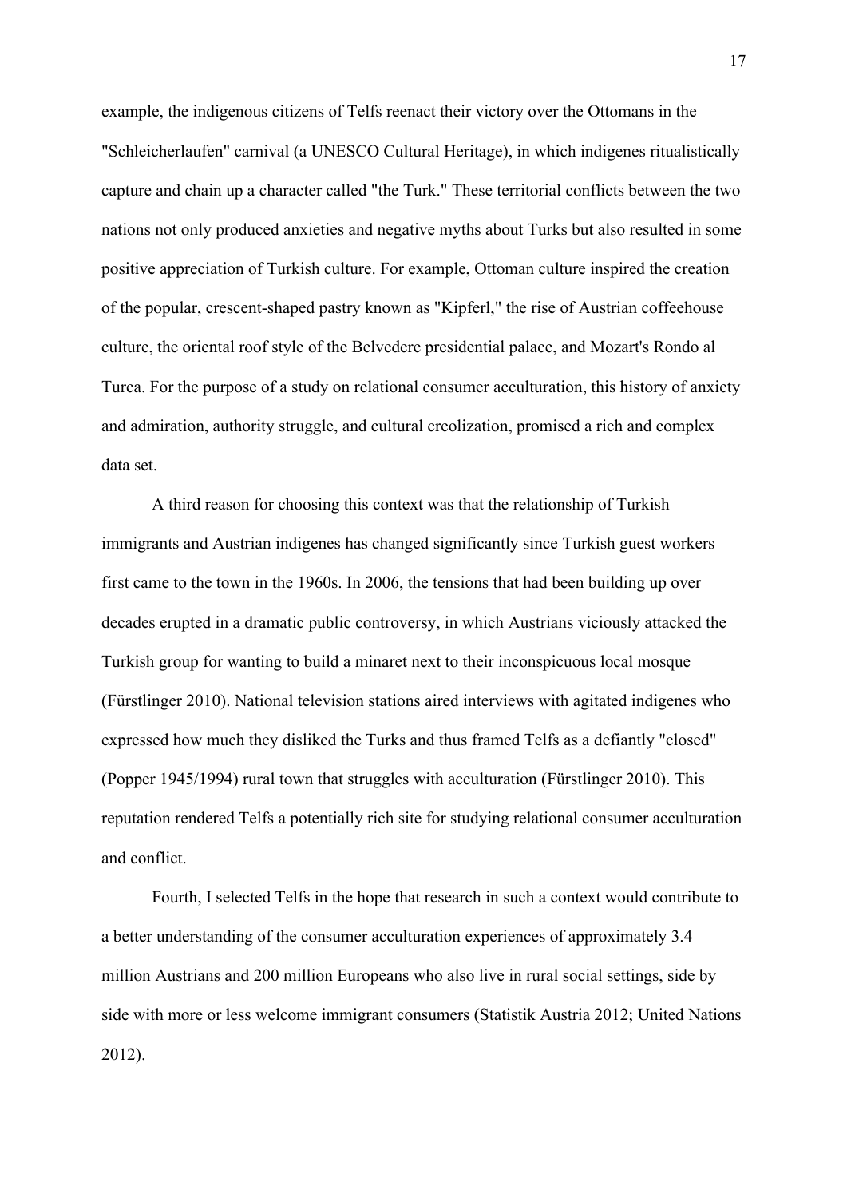example, the indigenous citizens of Telfs reenact their victory over the Ottomans in the "Schleicherlaufen" carnival (a UNESCO Cultural Heritage), in which indigenes ritualistically capture and chain up a character called "the Turk." These territorial conflicts between the two nations not only produced anxieties and negative myths about Turks but also resulted in some positive appreciation of Turkish culture. For example, Ottoman culture inspired the creation of the popular, crescent-shaped pastry known as "Kipferl," the rise of Austrian coffeehouse culture, the oriental roof style of the Belvedere presidential palace, and Mozart's Rondo al Turca. For the purpose of a study on relational consumer acculturation, this history of anxiety and admiration, authority struggle, and cultural creolization, promised a rich and complex data set.

A third reason for choosing this context was that the relationship of Turkish immigrants and Austrian indigenes has changed significantly since Turkish guest workers first came to the town in the 1960s. In 2006, the tensions that had been building up over decades erupted in a dramatic public controversy, in which Austrians viciously attacked the Turkish group for wanting to build a minaret next to their inconspicuous local mosque (Fürstlinger 2010). National television stations aired interviews with agitated indigenes who expressed how much they disliked the Turks and thus framed Telfs as a defiantly "closed" (Popper 1945/1994) rural town that struggles with acculturation (Fürstlinger 2010). This reputation rendered Telfs a potentially rich site for studying relational consumer acculturation and conflict.

Fourth, I selected Telfs in the hope that research in such a context would contribute to a better understanding of the consumer acculturation experiences of approximately 3.4 million Austrians and 200 million Europeans who also live in rural social settings, side by side with more or less welcome immigrant consumers (Statistik Austria 2012; United Nations 2012).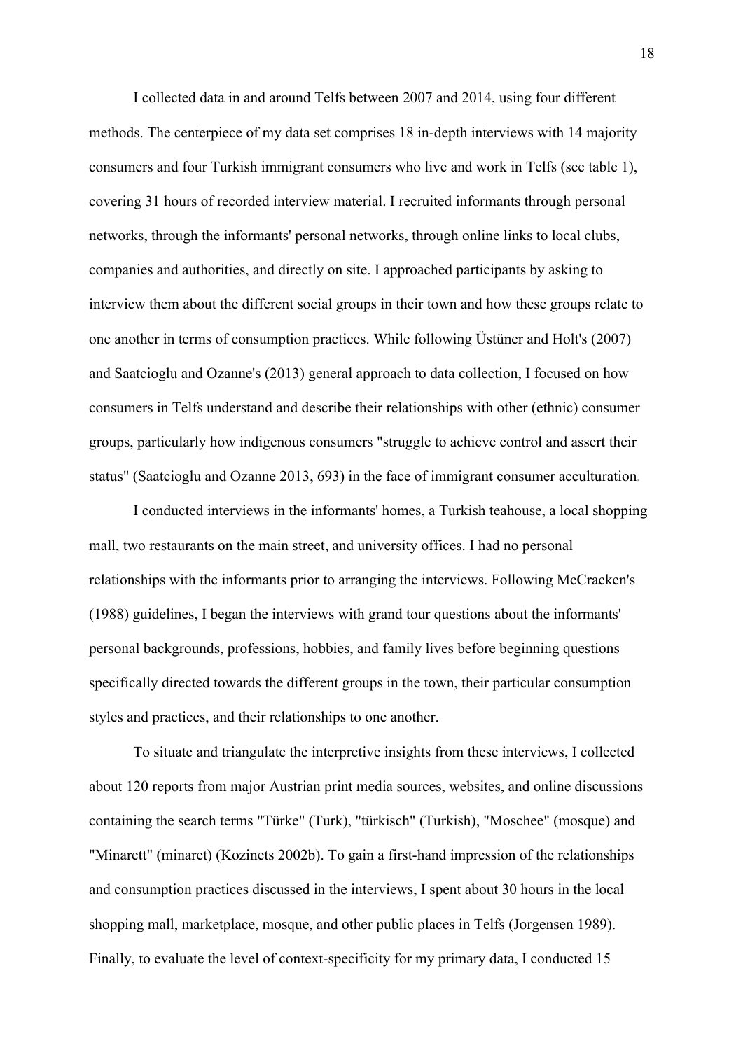I collected data in and around Telfs between 2007 and 2014, using four different methods. The centerpiece of my data set comprises 18 in-depth interviews with 14 majority consumers and four Turkish immigrant consumers who live and work in Telfs (see table 1), covering 31 hours of recorded interview material. I recruited informants through personal networks, through the informants' personal networks, through online links to local clubs, companies and authorities, and directly on site. I approached participants by asking to interview them about the different social groups in their town and how these groups relate to one another in terms of consumption practices. While following Üstüner and Holt's (2007) and Saatcioglu and Ozanne's (2013) general approach to data collection, I focused on how consumers in Telfs understand and describe their relationships with other (ethnic) consumer groups, particularly how indigenous consumers "struggle to achieve control and assert their status" (Saatcioglu and Ozanne 2013, 693) in the face of immigrant consumer acculturation.

I conducted interviews in the informants' homes, a Turkish teahouse, a local shopping mall, two restaurants on the main street, and university offices. I had no personal relationships with the informants prior to arranging the interviews. Following McCracken's (1988) guidelines, I began the interviews with grand tour questions about the informants' personal backgrounds, professions, hobbies, and family lives before beginning questions specifically directed towards the different groups in the town, their particular consumption styles and practices, and their relationships to one another.

To situate and triangulate the interpretive insights from these interviews, I collected about 120 reports from major Austrian print media sources, websites, and online discussions containing the search terms "Türke" (Turk), "türkisch" (Turkish), "Moschee" (mosque) and "Minarett" (minaret) (Kozinets 2002b). To gain a first-hand impression of the relationships and consumption practices discussed in the interviews, I spent about 30 hours in the local shopping mall, marketplace, mosque, and other public places in Telfs (Jorgensen 1989). Finally, to evaluate the level of context-specificity for my primary data, I conducted 15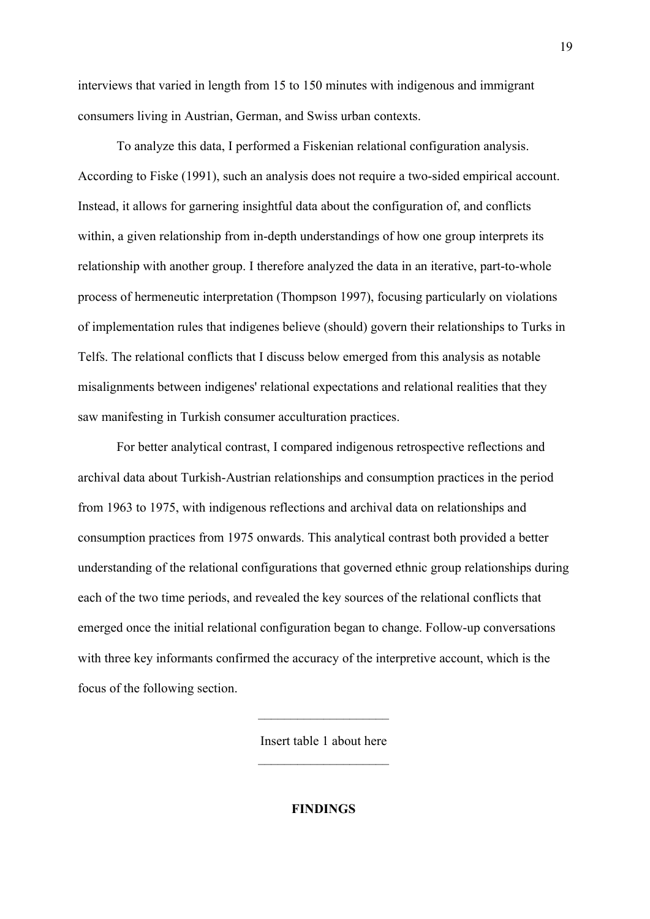interviews that varied in length from 15 to 150 minutes with indigenous and immigrant consumers living in Austrian, German, and Swiss urban contexts.

To analyze this data, I performed a Fiskenian relational configuration analysis. According to Fiske (1991), such an analysis does not require a two-sided empirical account. Instead, it allows for garnering insightful data about the configuration of, and conflicts within, a given relationship from in-depth understandings of how one group interprets its relationship with another group. I therefore analyzed the data in an iterative, part-to-whole process of hermeneutic interpretation (Thompson 1997), focusing particularly on violations of implementation rules that indigenes believe (should) govern their relationships to Turks in Telfs. The relational conflicts that I discuss below emerged from this analysis as notable misalignments between indigenes' relational expectations and relational realities that they saw manifesting in Turkish consumer acculturation practices.

For better analytical contrast, I compared indigenous retrospective reflections and archival data about Turkish-Austrian relationships and consumption practices in the period from 1963 to 1975, with indigenous reflections and archival data on relationships and consumption practices from 1975 onwards. This analytical contrast both provided a better understanding of the relational configurations that governed ethnic group relationships during each of the two time periods, and revealed the key sources of the relational conflicts that emerged once the initial relational configuration began to change. Follow-up conversations with three key informants confirmed the accuracy of the interpretive account, which is the focus of the following section.

Insert table 1 about here

## FINDINGS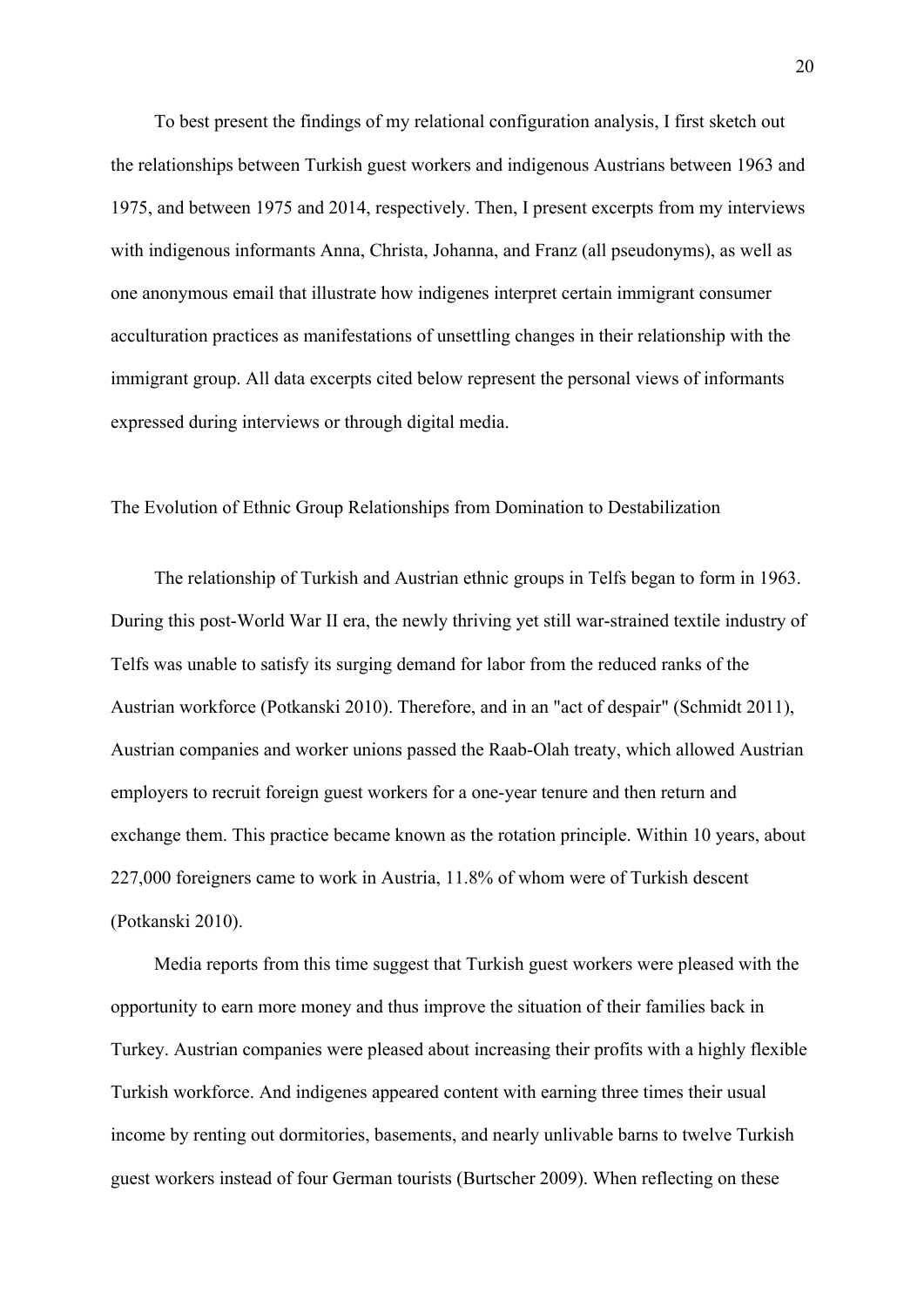To best present the findings of my relational configuration analysis, I first sketch out the relationships between Turkish guest workers and indigenous Austrians between 1963 and 1975, and between 1975 and 2014, respectively. Then, I present excerpts from my interviews with indigenous informants Anna, Christa, Johanna, and Franz (all pseudonyms), as well as one anonymous email that illustrate how indigenes interpret certain immigrant consumer acculturation practices as manifestations of unsettling changes in their relationship with the immigrant group. All data excerpts cited below represent the personal views of informants expressed during interviews or through digital media.

## The Evolution of Ethnic Group Relationships from Domination to Destabilization

The relationship of Turkish and Austrian ethnic groups in Telfs began to form in 1963. During this post-World War II era, the newly thriving yet still war-strained textile industry of Telfs was unable to satisfy its surging demand for labor from the reduced ranks of the Austrian workforce (Potkanski 2010). Therefore, and in an "act of despair" (Schmidt 2011), Austrian companies and worker unions passed the Raab-Olah treaty, which allowed Austrian employers to recruit foreign guest workers for a one-year tenure and then return and exchange them. This practice became known as the rotation principle. Within 10 years, about 227,000 foreigners came to work in Austria, 11.8% of whom were of Turkish descent (Potkanski 2010).

Media reports from this time suggest that Turkish guest workers were pleased with the opportunity to earn more money and thus improve the situation of their families back in Turkey. Austrian companies were pleased about increasing their profits with a highly flexible Turkish workforce. And indigenes appeared content with earning three times their usual income by renting out dormitories, basements, and nearly unlivable barns to twelve Turkish guest workers instead of four German tourists (Burtscher 2009). When reflecting on these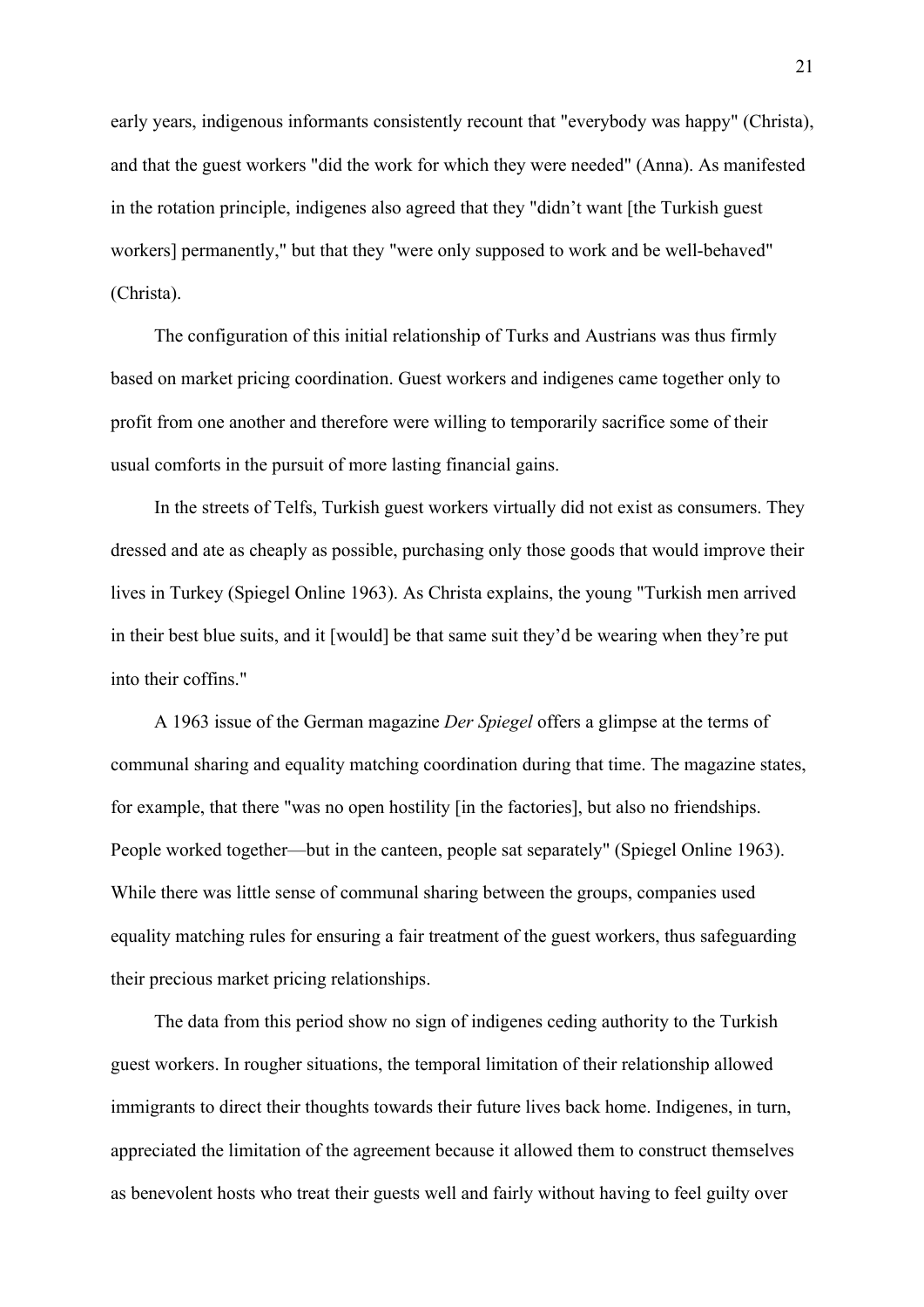early years, indigenous informants consistently recount that "everybody was happy" (Christa), and that the guest workers "did the work for which they were needed" (Anna). As manifested in the rotation principle, indigenes also agreed that they "didn't want [the Turkish guest workers] permanently," but that they "were only supposed to work and be well-behaved" (Christa).

The configuration of this initial relationship of Turks and Austrians was thus firmly based on market pricing coordination. Guest workers and indigenes came together only to profit from one another and therefore were willing to temporarily sacrifice some of their usual comforts in the pursuit of more lasting financial gains.

In the streets of Telfs, Turkish guest workers virtually did not exist as consumers. They dressed and ate as cheaply as possible, purchasing only those goods that would improve their lives in Turkey (Spiegel Online 1963). As Christa explains, the young "Turkish men arrived in their best blue suits, and it [would] be that same suit they'd be wearing when they're put into their coffins."

A 1963 issue of the German magazine *Der Spiegel* offers a glimpse at the terms of communal sharing and equality matching coordination during that time. The magazine states, for example, that there "was no open hostility [in the factories], but also no friendships. People worked together—but in the canteen, people sat separately" (Spiegel Online 1963). While there was little sense of communal sharing between the groups, companies used equality matching rules for ensuring a fair treatment of the guest workers, thus safeguarding their precious market pricing relationships.

The data from this period show no sign of indigenes ceding authority to the Turkish guest workers. In rougher situations, the temporal limitation of their relationship allowed immigrants to direct their thoughts towards their future lives back home. Indigenes, in turn, appreciated the limitation of the agreement because it allowed them to construct themselves as benevolent hosts who treat their guests well and fairly without having to feel guilty over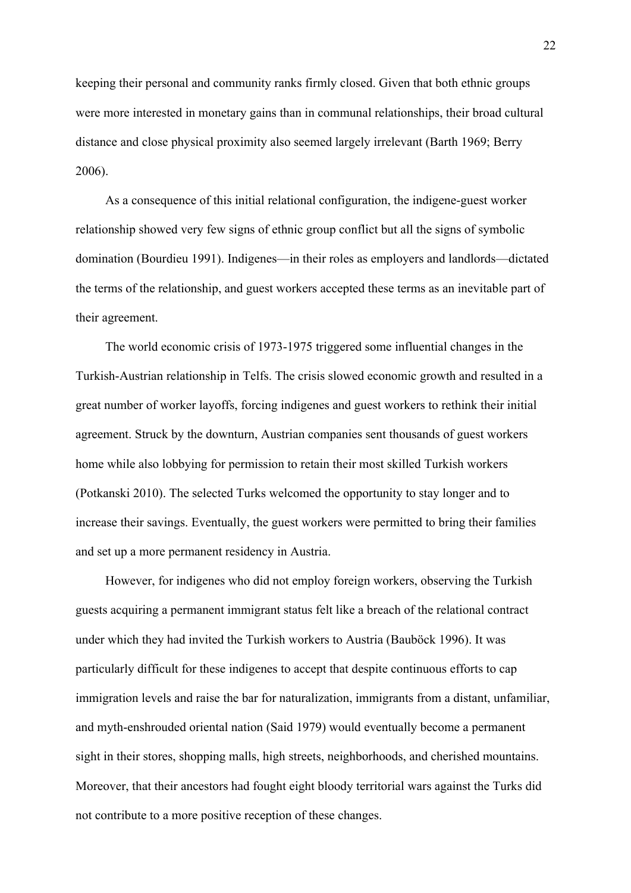keeping their personal and community ranks firmly closed. Given that both ethnic groups were more interested in monetary gains than in communal relationships, their broad cultural distance and close physical proximity also seemed largely irrelevant (Barth 1969; Berry 2006).

As a consequence of this initial relational configuration, the indigene-guest worker relationship showed very few signs of ethnic group conflict but all the signs of symbolic domination (Bourdieu 1991). Indigenes—in their roles as employers and landlords—dictated the terms of the relationship, and guest workers accepted these terms as an inevitable part of their agreement.

The world economic crisis of 1973-1975 triggered some influential changes in the Turkish-Austrian relationship in Telfs. The crisis slowed economic growth and resulted in a great number of worker layoffs, forcing indigenes and guest workers to rethink their initial agreement. Struck by the downturn, Austrian companies sent thousands of guest workers home while also lobbying for permission to retain their most skilled Turkish workers (Potkanski 2010). The selected Turks welcomed the opportunity to stay longer and to increase their savings. Eventually, the guest workers were permitted to bring their families and set up a more permanent residency in Austria.

However, for indigenes who did not employ foreign workers, observing the Turkish guests acquiring a permanent immigrant status felt like a breach of the relational contract under which they had invited the Turkish workers to Austria (Bauböck 1996). It was particularly difficult for these indigenes to accept that despite continuous efforts to cap immigration levels and raise the bar for naturalization, immigrants from a distant, unfamiliar, and myth-enshrouded oriental nation (Said 1979) would eventually become a permanent sight in their stores, shopping malls, high streets, neighborhoods, and cherished mountains. Moreover, that their ancestors had fought eight bloody territorial wars against the Turks did not contribute to a more positive reception of these changes.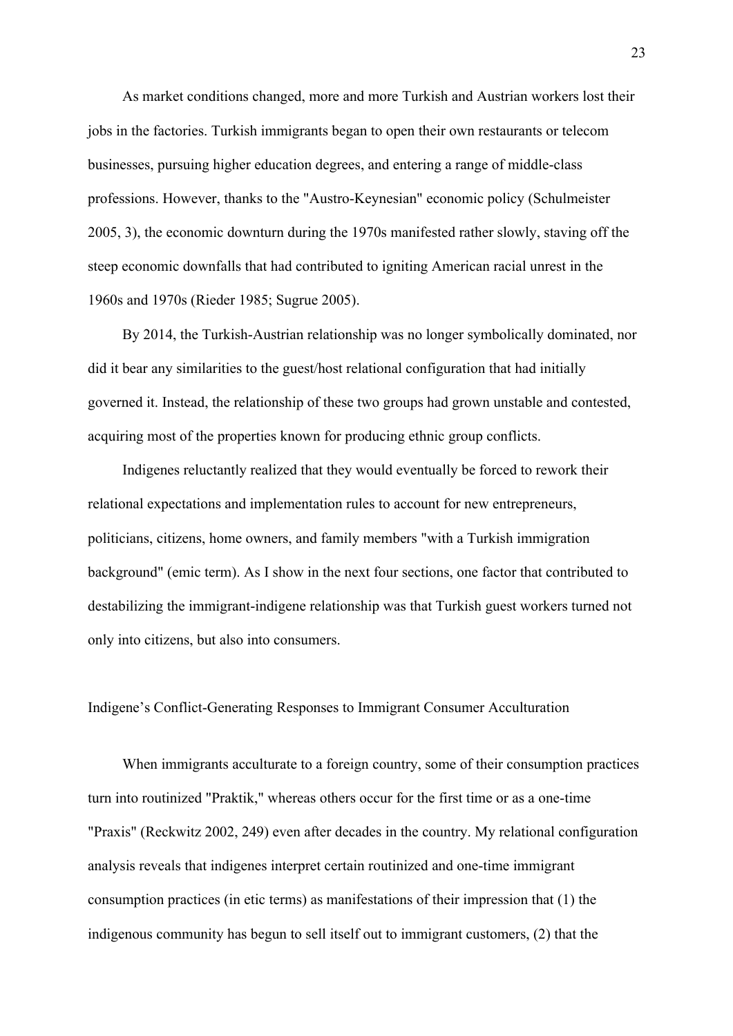As market conditions changed, more and more Turkish and Austrian workers lost their jobs in the factories. Turkish immigrants began to open their own restaurants or telecom businesses, pursuing higher education degrees, and entering a range of middle-class professions. However, thanks to the "Austro-Keynesian" economic policy (Schulmeister 2005, 3), the economic downturn during the 1970s manifested rather slowly, staving off the steep economic downfalls that had contributed to igniting American racial unrest in the 1960s and 1970s (Rieder 1985; Sugrue 2005).

By 2014, the Turkish-Austrian relationship was no longer symbolically dominated, nor did it bear any similarities to the guest/host relational configuration that had initially governed it. Instead, the relationship of these two groups had grown unstable and contested, acquiring most of the properties known for producing ethnic group conflicts.

Indigenes reluctantly realized that they would eventually be forced to rework their relational expectations and implementation rules to account for new entrepreneurs, politicians, citizens, home owners, and family members "with a Turkish immigration background" (emic term). As I show in the next four sections, one factor that contributed to destabilizing the immigrant-indigene relationship was that Turkish guest workers turned not only into citizens, but also into consumers.

## Indigene's Conflict-Generating Responses to Immigrant Consumer Acculturation

When immigrants acculturate to a foreign country, some of their consumption practices turn into routinized "Praktik," whereas others occur for the first time or as a one-time "Praxis" (Reckwitz 2002, 249) even after decades in the country. My relational configuration analysis reveals that indigenes interpret certain routinized and one-time immigrant consumption practices (in etic terms) as manifestations of their impression that (1) the indigenous community has begun to sell itself out to immigrant customers, (2) that the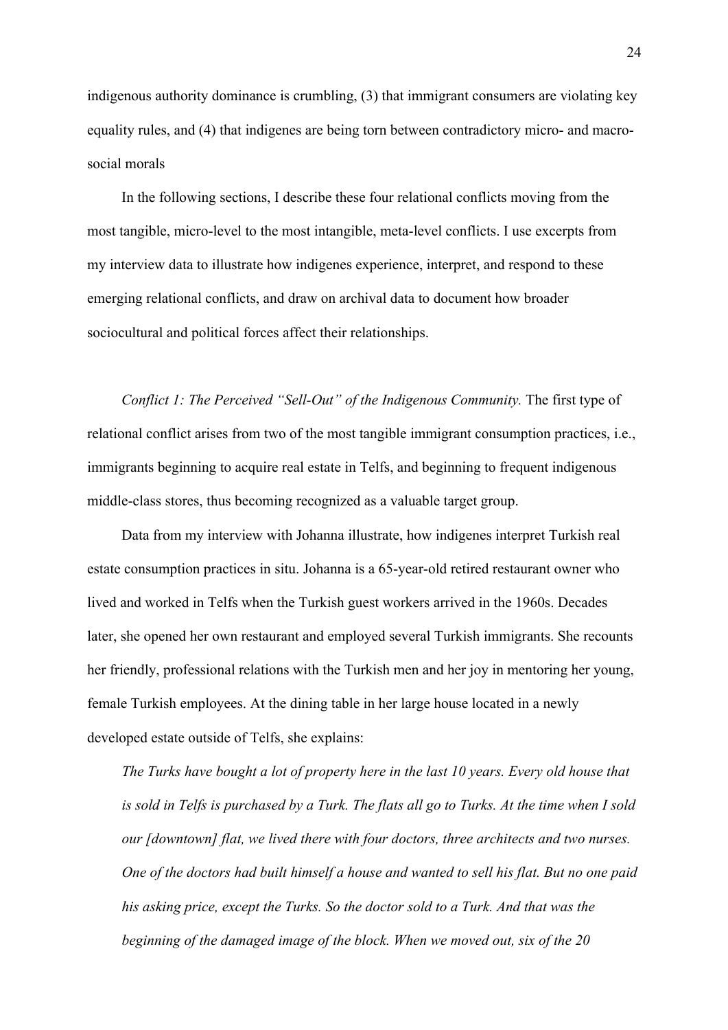indigenous authority dominance is crumbling, (3) that immigrant consumers are violating key equality rules, and (4) that indigenes are being torn between contradictory micro- and macro-social morals

In the following sections, I describe these four relational conflicts moving from the most tangible, micro-level to the most intangible, meta-level conflicts. I use excerpts from my interview data to illustrate how indigenes experience, interpret, and respond to these emerging relational conflicts, and draw on archival data to document how broader sociocultural and political forces affect their relationships.

*Conflict 1: The Perceived "Sell-Out" of the Indigenous Community.* The first type of relational conflict arises from two of the most tangible immigrant consumption practices, i.e., immigrants beginning to acquire real estate in Telfs, and beginning to frequent indigenous middle-class stores, thus becoming recognized as a valuable target group.

Data from my interview with Johanna illustrate, how indigenes interpret Turkish real estate consumption practices in situ. Johanna is a 65-year-old retired restaurant owner who lived and worked in Telfs when the Turkish guest workers arrived in the 1960s. Decades later, she opened her own restaurant and employed several Turkish immigrants. She recounts her friendly, professional relations with the Turkish men and her joy in mentoring her young, female Turkish employees. At the dining table in her large house located in a newly developed estate outside of Telfs, she explains:

> *The Turks have bought a lot of property here in the last 10 years. Every old house that is sold in Telfs is purchased by a Turk. The flats all go to Turks. At the time when I sold our [downtown] flat, we lived there with four doctors, three architects and two nurses. One of the doctors had built himself a house and wanted to sell his flat. But no one paid his asking price, except the Turks. So the doctor sold to a Turk. And that was the beginning of the damaged image of the block. When we moved out, six of the 20*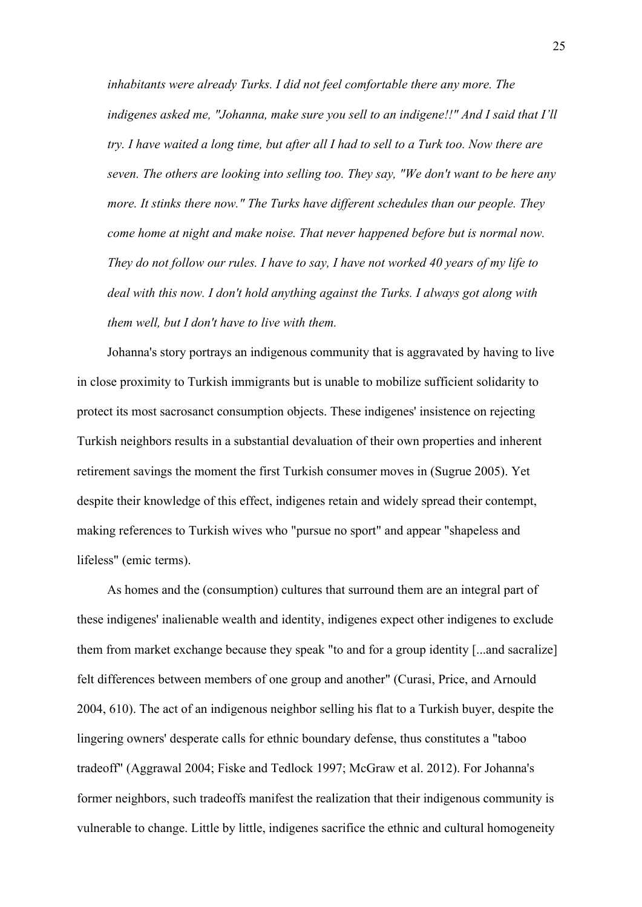*inhabitants were already Turks. I did not feel comfortable there any more. The indigenes asked me, "Johanna, make sure you sell to an indigene!!" And I said that I'll try. I have waited a long time, but after all I had to sell to a Turk too. Now there are seven. The others are looking into selling too. They say, "We don't want to be here any more. It stinks there now." The Turks have different schedules than our people. They come home at night and make noise. That never happened before but is normal now. They do not follow our rules. I have to say, I have not worked 40 years of my life to deal with this now. I don't hold anything against the Turks. I always got along with them well, but I don't have to live with them.*

Johanna's story portrays an indigenous community that is aggravated by having to live in close proximity to Turkish immigrants but is unable to mobilize sufficient solidarity to protect its most sacrosanct consumption objects. These indigenes' insistence on rejecting Turkish neighbors results in a substantial devaluation of their own properties and inherent retirement savings the moment the first Turkish consumer moves in (Sugrue 2005). Yet despite their knowledge of this effect, indigenes retain and widely spread their contempt, making references to Turkish wives who "pursue no sport" and appear "shapeless and lifeless" (emic terms).

As homes and the (consumption) cultures that surround them are an integral part of these indigenes' inalienable wealth and identity, indigenes expect other indigenes to exclude them from market exchange because they speak "to and for a group identity [...and sacralize] felt differences between members of one group and another" (Curasi, Price, and Arnould 2004, 610). The act of an indigenous neighbor selling his flat to a Turkish buyer, despite the lingering owners' desperate calls for ethnic boundary defense, thus constitutes a "taboo tradeoff" (Aggrawal 2004; Fiske and Tedlock 1997; McGraw et al. 2012). For Johanna's former neighbors, such tradeoffs manifest the realization that their indigenous community is vulnerable to change. Little by little, indigenes sacrifice the ethnic and cultural homogeneity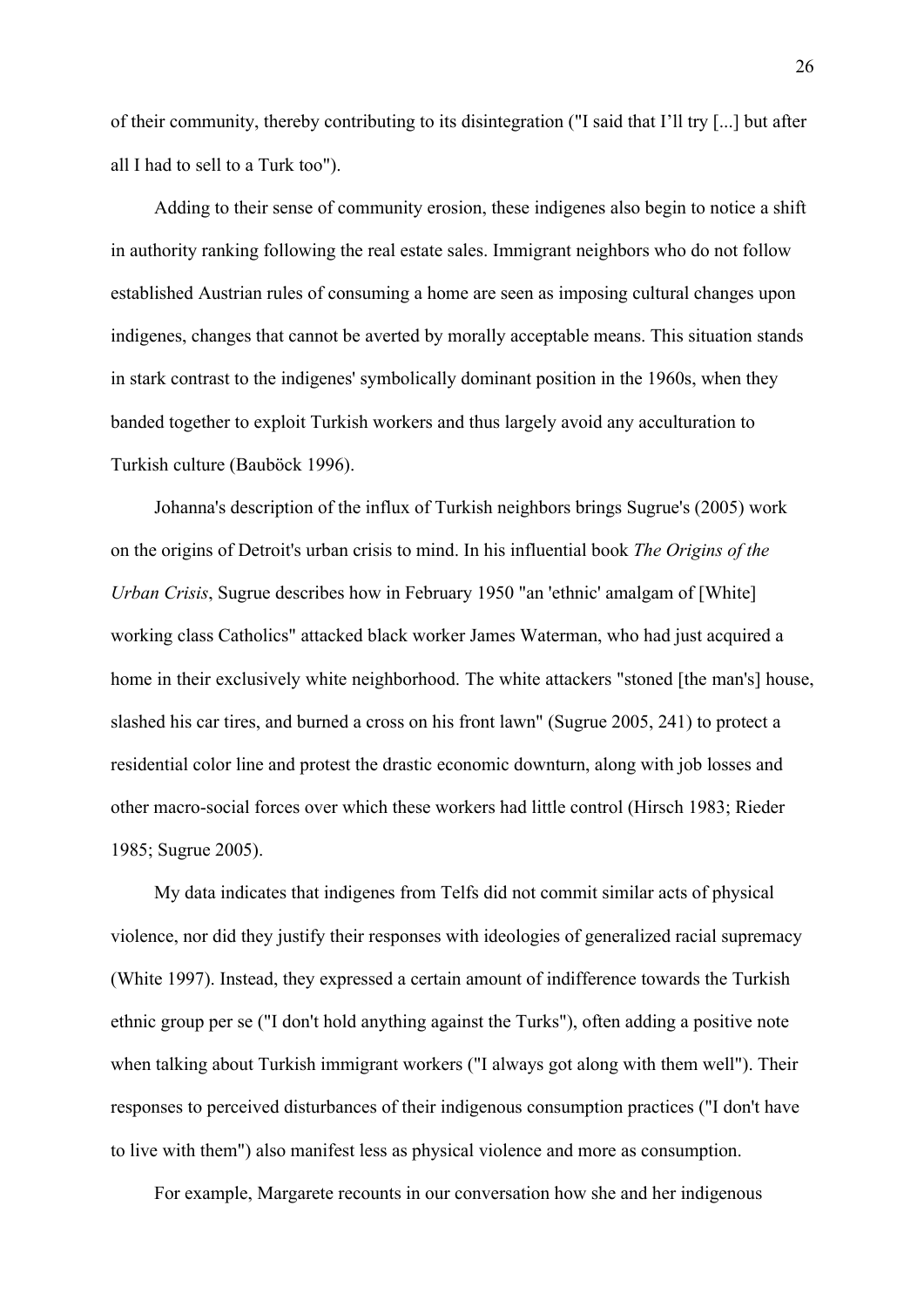of their community, thereby contributing to its disintegration ("I said that I'll try [...] but after all I had to sell to a Turk too").

Adding to their sense of community erosion, these indigenes also begin to notice a shift in authority ranking following the real estate sales. Immigrant neighbors who do not follow established Austrian rules of consuming a home are seen as imposing cultural changes upon indigenes, changes that cannot be averted by morally acceptable means. This situation stands in stark contrast to the indigenes' symbolically dominant position in the 1960s, when they banded together to exploit Turkish workers and thus largely avoid any acculturation to Turkish culture (Bauböck 1996).

Johanna's description of the influx of Turkish neighbors brings Sugrue's (2005) work on the origins of Detroit's urban crisis to mind. In his influential book *The Origins of the Urban Crisis*, Sugrue describes how in February 1950 "an 'ethnic' amalgam of [White] working class Catholics" attacked black worker James Waterman, who had just acquired a home in their exclusively white neighborhood. The white attackers "stoned [the man's] house, slashed his car tires, and burned a cross on his front lawn" (Sugrue 2005, 241) to protect a residential color line and protest the drastic economic downturn, along with job losses and other macro-social forces over which these workers had little control (Hirsch 1983; Rieder 1985; Sugrue 2005).

My data indicates that indigenes from Telfs did not commit similar acts of physical violence, nor did they justify their responses with ideologies of generalized racial supremacy (White 1997). Instead, they expressed a certain amount of indifference towards the Turkish ethnic group per se ("I don't hold anything against the Turks"), often adding a positive note when talking about Turkish immigrant workers ("I always got along with them well"). Their responses to perceived disturbances of their indigenous consumption practices ("I don't have to live with them") also manifest less as physical violence and more as consumption.

For example, Margarete recounts in our conversation how she and her indigenous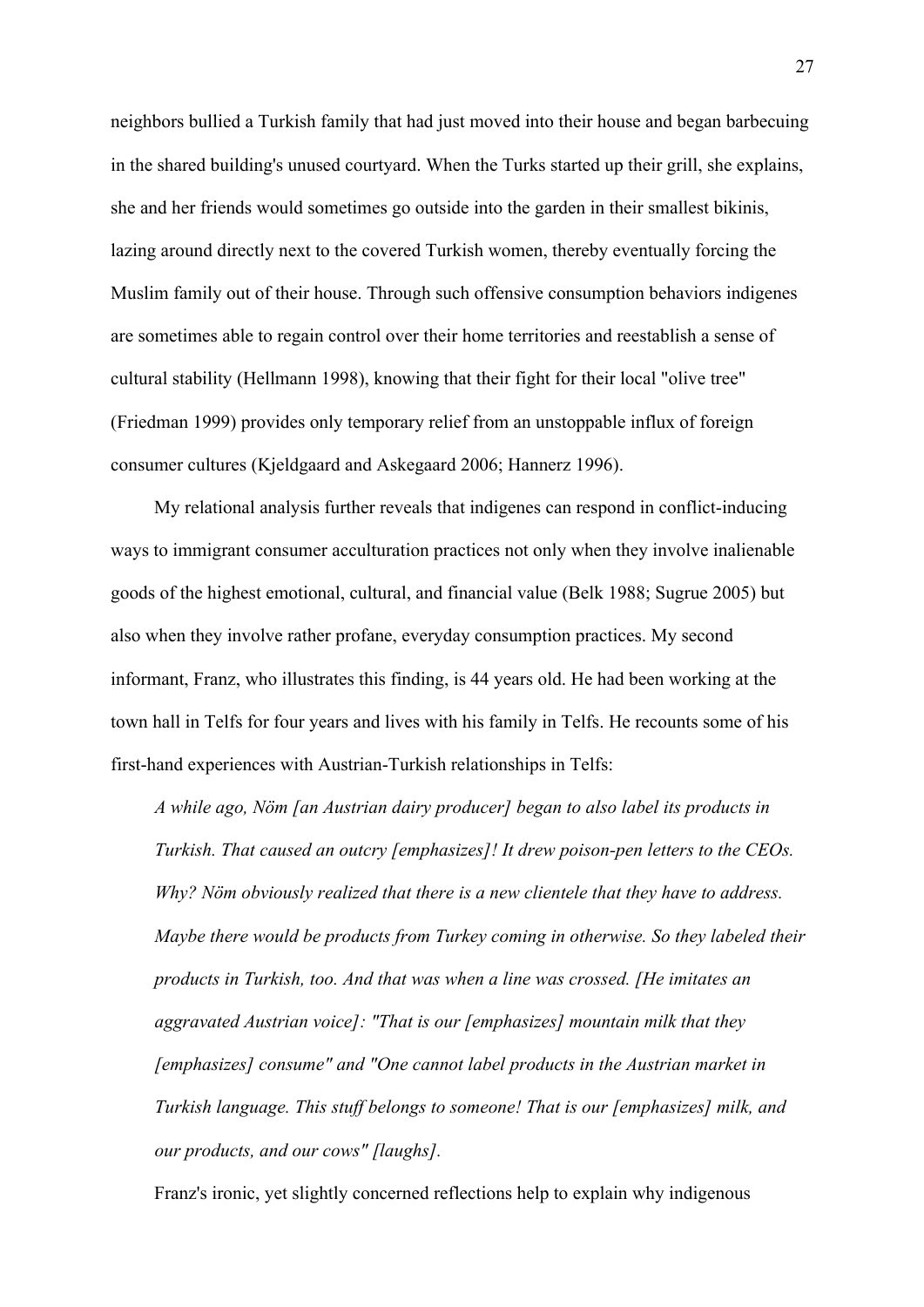neighbors bullied a Turkish family that had just moved into their house and began barbecuing in the shared building's unused courtyard. When the Turks started up their grill, she explains, she and her friends would sometimes go outside into the garden in their smallest bikinis, lazing around directly next to the covered Turkish women, thereby eventually forcing the Muslim family out of their house. Through such offensive consumption behaviors indigenes are sometimes able to regain control over their home territories and reestablish a sense of cultural stability (Hellmann 1998), knowing that their fight for their local "olive tree" (Friedman 1999) provides only temporary relief from an unstoppable influx of foreign consumer cultures (Kjeldgaard and Askegaard 2006; Hannerz 1996).

My relational analysis further reveals that indigenes can respond in conflict-inducing ways to immigrant consumer acculturation practices not only when they involve inalienable goods of the highest emotional, cultural, and financial value (Belk 1988; Sugrue 2005) but also when they involve rather profane, everyday consumption practices. My second informant, Franz, who illustrates this finding, is 44 years old. He had been working at the town hall in Telfs for four years and lives with his family in Telfs. He recounts some of his first-hand experiences with Austrian-Turkish relationships in Telfs:

> *A while ago, Nöm [an Austrian dairy producer] began to also label its products in Turkish. That caused an outcry [emphasizes]! It drew poison-pen letters to the CEOs. Why? Nöm obviously realized that there is a new clientele that they have to address. Maybe there would be products from Turkey coming in otherwise. So they labeled their products in Turkish, too. And that was when a line was crossed. [He imitates an aggravated Austrian voice]: "That is our [emphasizes] mountain milk that they [emphasizes] consume" and "One cannot label products in the Austrian market in Turkish language. This stuff belongs to someone! That is our [emphasizes] milk, and our products, and our cows" [laughs].*

Franz's ironic, yet slightly concerned reflections help to explain why indigenous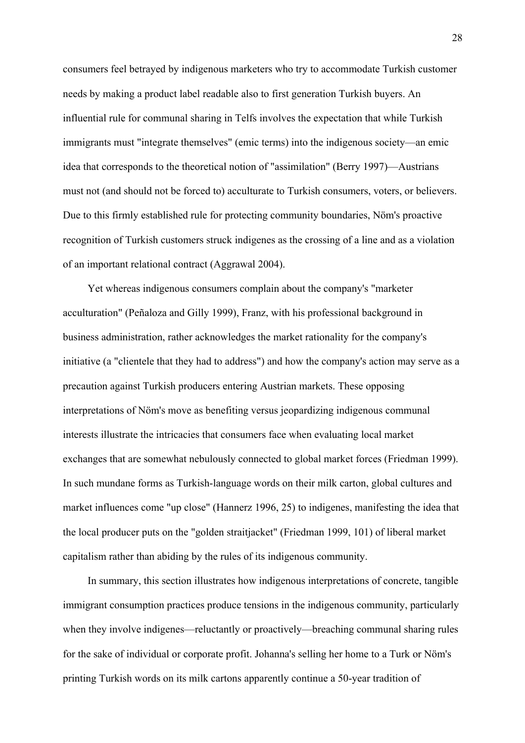consumers feel betrayed by indigenous marketers who try to accommodate Turkish customer needs by making a product label readable also to first generation Turkish buyers. An influential rule for communal sharing in Telfs involves the expectation that while Turkish immigrants must "integrate themselves" (emic terms) into the indigenous society—an emic idea that corresponds to the theoretical notion of "assimilation" (Berry 1997)—Austrians must not (and should not be forced to) acculturate to Turkish consumers, voters, or believers. Due to this firmly established rule for protecting community boundaries, Nöm's proactive recognition of Turkish customers struck indigenes as the crossing of a line and as a violation of an important relational contract (Aggrawal 2004).

Yet whereas indigenous consumers complain about the company's "marketer acculturation" (Peñaloza and Gilly 1999), Franz, with his professional background in business administration, rather acknowledges the market rationality for the company's initiative (a "clientele that they had to address") and how the company's action may serve as a precaution against Turkish producers entering Austrian markets. These opposing interpretations of Nöm's move as benefiting versus jeopardizing indigenous communal interests illustrate the intricacies that consumers face when evaluating local market exchanges that are somewhat nebulously connected to global market forces (Friedman 1999). In such mundane forms as Turkish-language words on their milk carton, global cultures and market influences come "up close" (Hannerz 1996, 25) to indigenes, manifesting the idea that the local producer puts on the "golden straitjacket" (Friedman 1999, 101) of liberal market capitalism rather than abiding by the rules of its indigenous community.

In summary, this section illustrates how indigenous interpretations of concrete, tangible immigrant consumption practices produce tensions in the indigenous community, particularly when they involve indigenes—reluctantly or proactively—breaching communal sharing rules for the sake of individual or corporate profit. Johanna's selling her home to a Turk or Nöm's printing Turkish words on its milk cartons apparently continue a 50-year tradition of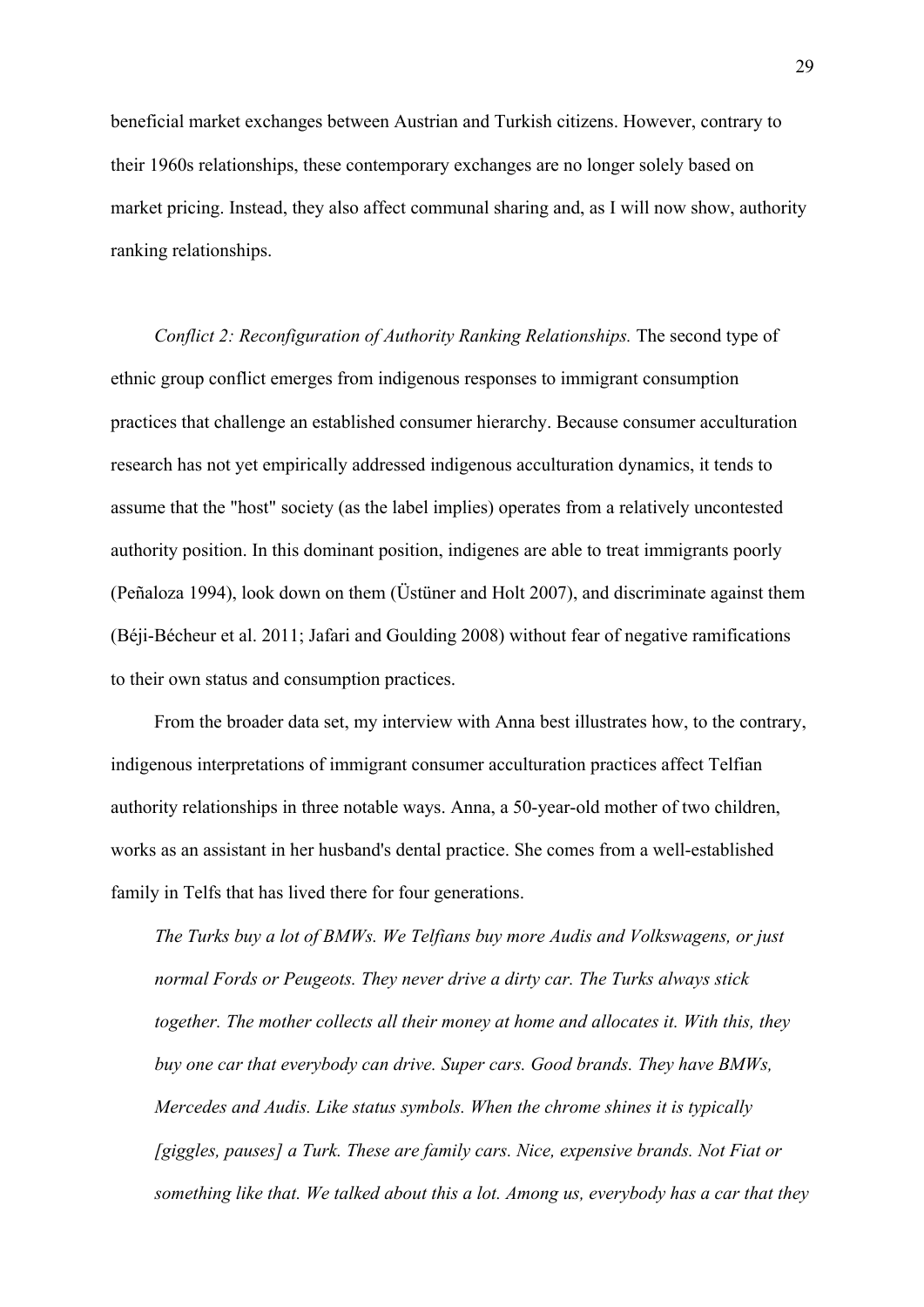beneficial market exchanges between Austrian and Turkish citizens. However, contrary to their 1960s relationships, these contemporary exchanges are no longer solely based on market pricing. Instead, they also affect communal sharing and, as I will now show, authority ranking relationships.

*Conflict 2: Reconfiguration of Authority Ranking Relationships.* The second type of ethnic group conflict emerges from indigenous responses to immigrant consumption practices that challenge an established consumer hierarchy. Because consumer acculturation research has not yet empirically addressed indigenous acculturation dynamics, it tends to assume that the "host" society (as the label implies) operates from a relatively uncontested authority position. In this dominant position, indigenes are able to treat immigrants poorly (Peñaloza 1994), look down on them (Üstüner and Holt 2007), and discriminate against them (Béji-Bécheur et al. 2011; Jafari and Goulding 2008) without fear of negative ramifications to their own status and consumption practices.

From the broader data set, my interview with Anna best illustrates how, to the contrary, indigenous interpretations of immigrant consumer acculturation practices affect Telfian authority relationships in three notable ways. Anna, a 50-year-old mother of two children, works as an assistant in her husband's dental practice. She comes from a well-established family in Telfs that has lived there for four generations.

> *The Turks buy a lot of BMWs. We Telfians buy more Audis and Volkswagens, or just normal Fords or Peugeots. They never drive a dirty car. The Turks always stick together. The mother collects all their money at home and allocates it. With this, they buy one car that everybody can drive. Super cars. Good brands. They have BMWs, Mercedes and Audis. Like status symbols. When the chrome shines it is typically [giggles, pauses] a Turk. These are family cars. Nice, expensive brands. Not Fiat or something like that. We talked about this a lot. Among us, everybody has a car that they*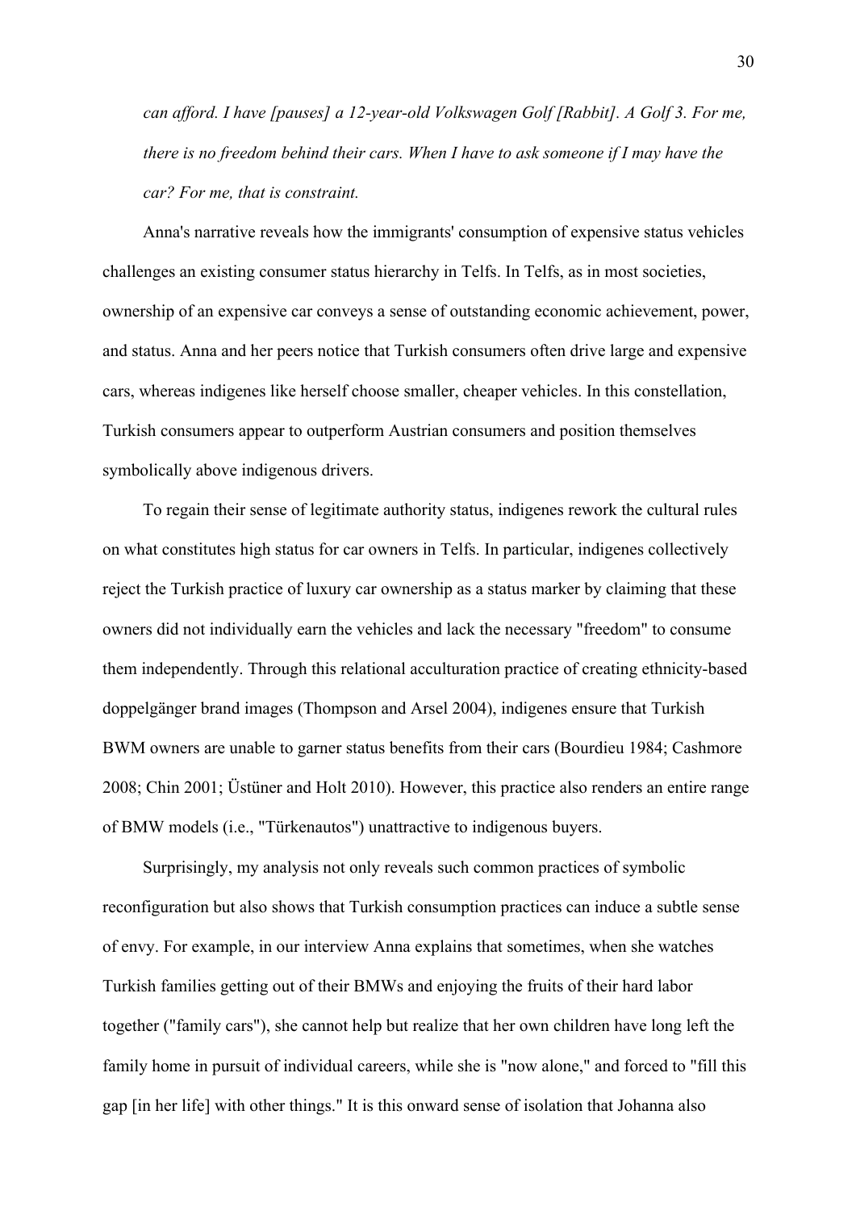*can afford. I have [pauses] a 12-year-old Volkswagen Golf [Rabbit]. A Golf 3. For me, there is no freedom behind their cars. When I have to ask someone if I may have the car? For me, that is constraint.*

Anna's narrative reveals how the immigrants' consumption of expensive status vehicles challenges an existing consumer status hierarchy in Telfs. In Telfs, as in most societies, ownership of an expensive car conveys a sense of outstanding economic achievement, power, and status. Anna and her peers notice that Turkish consumers often drive large and expensive cars, whereas indigenes like herself choose smaller, cheaper vehicles. In this constellation, Turkish consumers appear to outperform Austrian consumers and position themselves symbolically above indigenous drivers.

To regain their sense of legitimate authority status, indigenes rework the cultural rules on what constitutes high status for car owners in Telfs. In particular, indigenes collectively reject the Turkish practice of luxury car ownership as a status marker by claiming that these owners did not individually earn the vehicles and lack the necessary "freedom" to consume them independently. Through this relational acculturation practice of creating ethnicity-based doppelgänger brand images (Thompson and Arsel 2004), indigenes ensure that Turkish BWM owners are unable to garner status benefits from their cars (Bourdieu 1984; Cashmore 2008; Chin 2001; Üstüner and Holt 2010). However, this practice also renders an entire range of BMW models (i.e., "Türkenautos") unattractive to indigenous buyers.

Surprisingly, my analysis not only reveals such common practices of symbolic reconfiguration but also shows that Turkish consumption practices can induce a subtle sense of envy. For example, in our interview Anna explains that sometimes, when she watches Turkish families getting out of their BMWs and enjoying the fruits of their hard labor together ("family cars"), she cannot help but realize that her own children have long left the family home in pursuit of individual careers, while she is "now alone," and forced to "fill this gap [in her life] with other things." It is this onward sense of isolation that Johanna also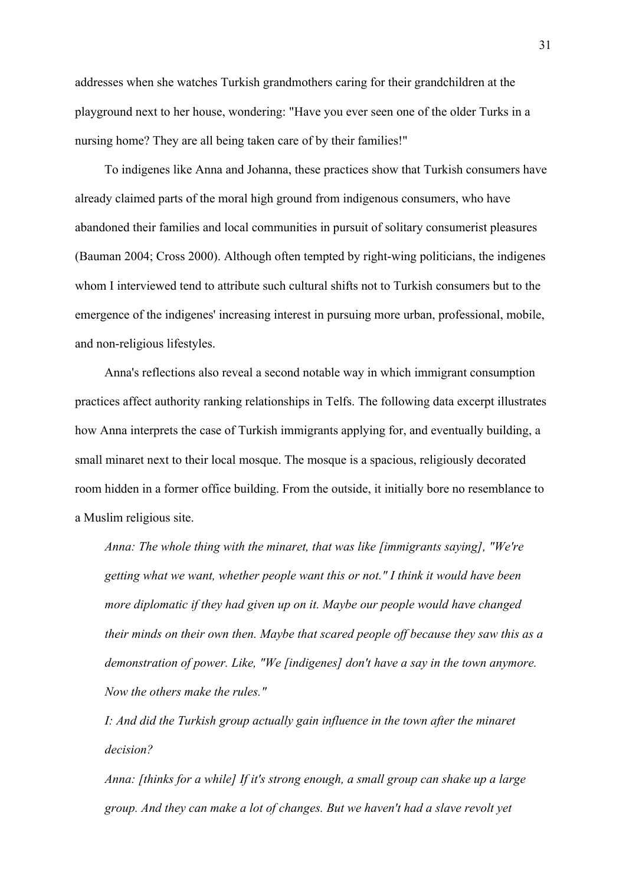addresses when she watches Turkish grandmothers caring for their grandchildren at the playground next to her house, wondering: "Have you ever seen one of the older Turks in a nursing home? They are all being taken care of by their families!"

To indigenes like Anna and Johanna, these practices show that Turkish consumers have already claimed parts of the moral high ground from indigenous consumers, who have abandoned their families and local communities in pursuit of solitary consumerist pleasures (Bauman 2004; Cross 2000). Although often tempted by right-wing politicians, the indigenes whom I interviewed tend to attribute such cultural shifts not to Turkish consumers but to the emergence of the indigenes' increasing interest in pursuing more urban, professional, mobile, and non-religious lifestyles.

Anna's reflections also reveal a second notable way in which immigrant consumption practices affect authority ranking relationships in Telfs. The following data excerpt illustrates how Anna interprets the case of Turkish immigrants applying for, and eventually building, a small minaret next to their local mosque. The mosque is a spacious, religiously decorated room hidden in a former office building. From the outside, it initially bore no resemblance to a Muslim religious site.

*Anna: The whole thing with the minaret, that was like [immigrants saying], "We're getting what we want, whether people want this or not." I think it would have been more diplomatic if they had given up on it. Maybe our people would have changed their minds on their own then. Maybe that scared people off because they saw this as a demonstration of power. Like, "We [indigenes] don't have a say in the town anymore. Now the others make the rules."*

*I: And did the Turkish group actually gain influence in the town after the minaret decision?*

*Anna: [thinks for a while] If it's strong enough, a small group can shake up a large group. And they can make a lot of changes. But we haven't had a slave revolt yet*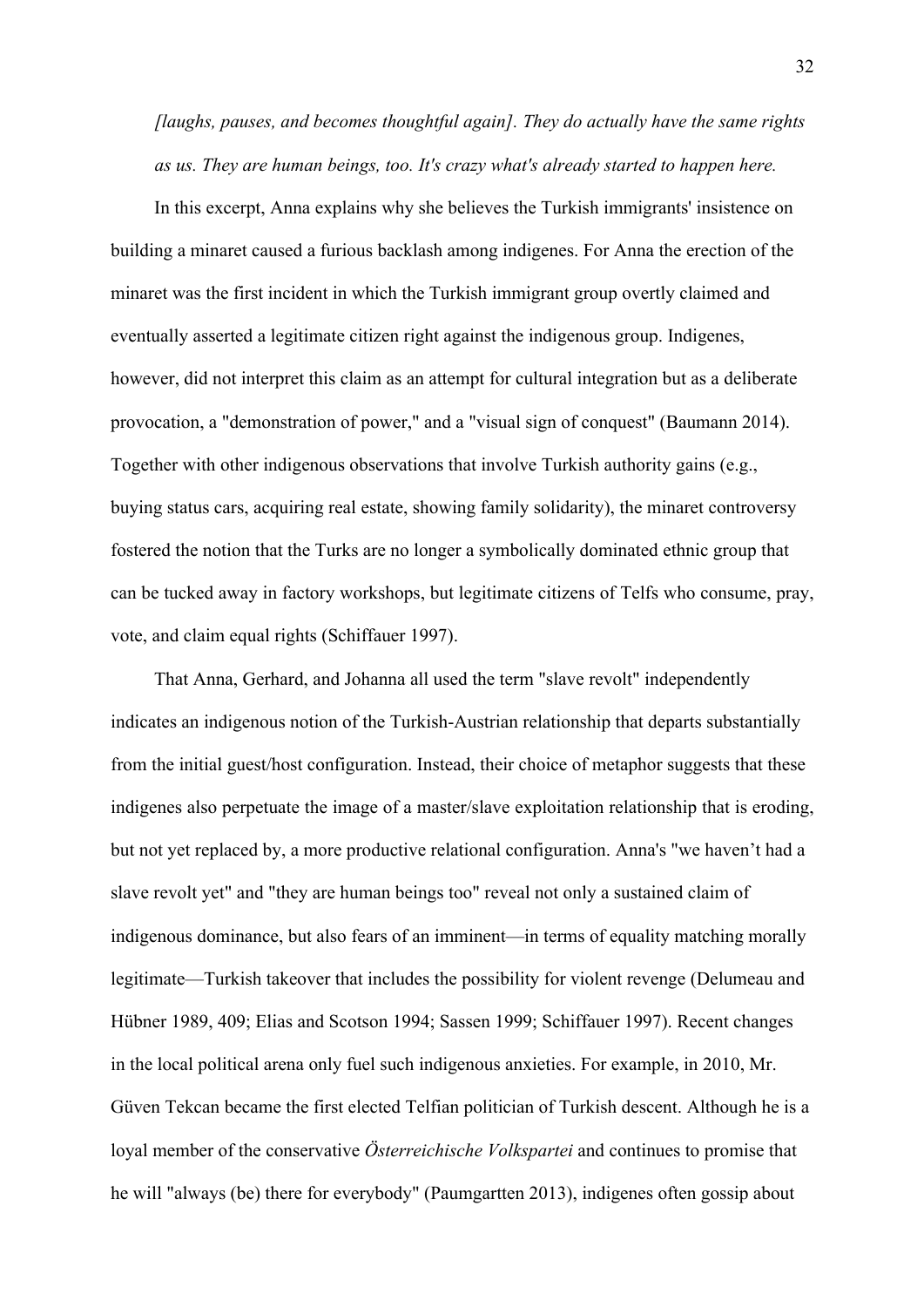*[laughs, pauses, and becomes thoughtful again]. They do actually have the same rights as us. They are human beings, too. It's crazy what's already started to happen here.*

In this excerpt, Anna explains why she believes the Turkish immigrants' insistence on building a minaret caused a furious backlash among indigenes. For Anna the erection of the minaret was the first incident in which the Turkish immigrant group overtly claimed and eventually asserted a legitimate citizen right against the indigenous group. Indigenes, however, did not interpret this claim as an attempt for cultural integration but as a deliberate provocation, a "demonstration of power," and a "visual sign of conquest" (Baumann 2014). Together with other indigenous observations that involve Turkish authority gains (e.g., buying status cars, acquiring real estate, showing family solidarity), the minaret controversy fostered the notion that the Turks are no longer a symbolically dominated ethnic group that can be tucked away in factory workshops, but legitimate citizens of Telfs who consume, pray, vote, and claim equal rights (Schiffauer 1997).

That Anna, Gerhard, and Johanna all used the term "slave revolt" independently indicates an indigenous notion of the Turkish-Austrian relationship that departs substantially from the initial guest/host configuration. Instead, their choice of metaphor suggests that these indigenes also perpetuate the image of a master/slave exploitation relationship that is eroding, but not yet replaced by, a more productive relational configuration. Anna's "we haven't had a slave revolt yet" and "they are human beings too" reveal not only a sustained claim of indigenous dominance, but also fears of an imminent—in terms of equality matching morally legitimate—Turkish takeover that includes the possibility for violent revenge (Delumeau and Hübner 1989, 409; Elias and Scotson 1994; Sassen 1999; Schiffauer 1997). Recent changes in the local political arena only fuel such indigenous anxieties. For example, in 2010, Mr. Güven Tekcan became the first elected Telfian politician of Turkish descent. Although he is a loyal member of the conservative *Österreichische Volkspartei* and continues to promise that he will "always (be) there for everybody" (Paumgartten 2013), indigenes often gossip about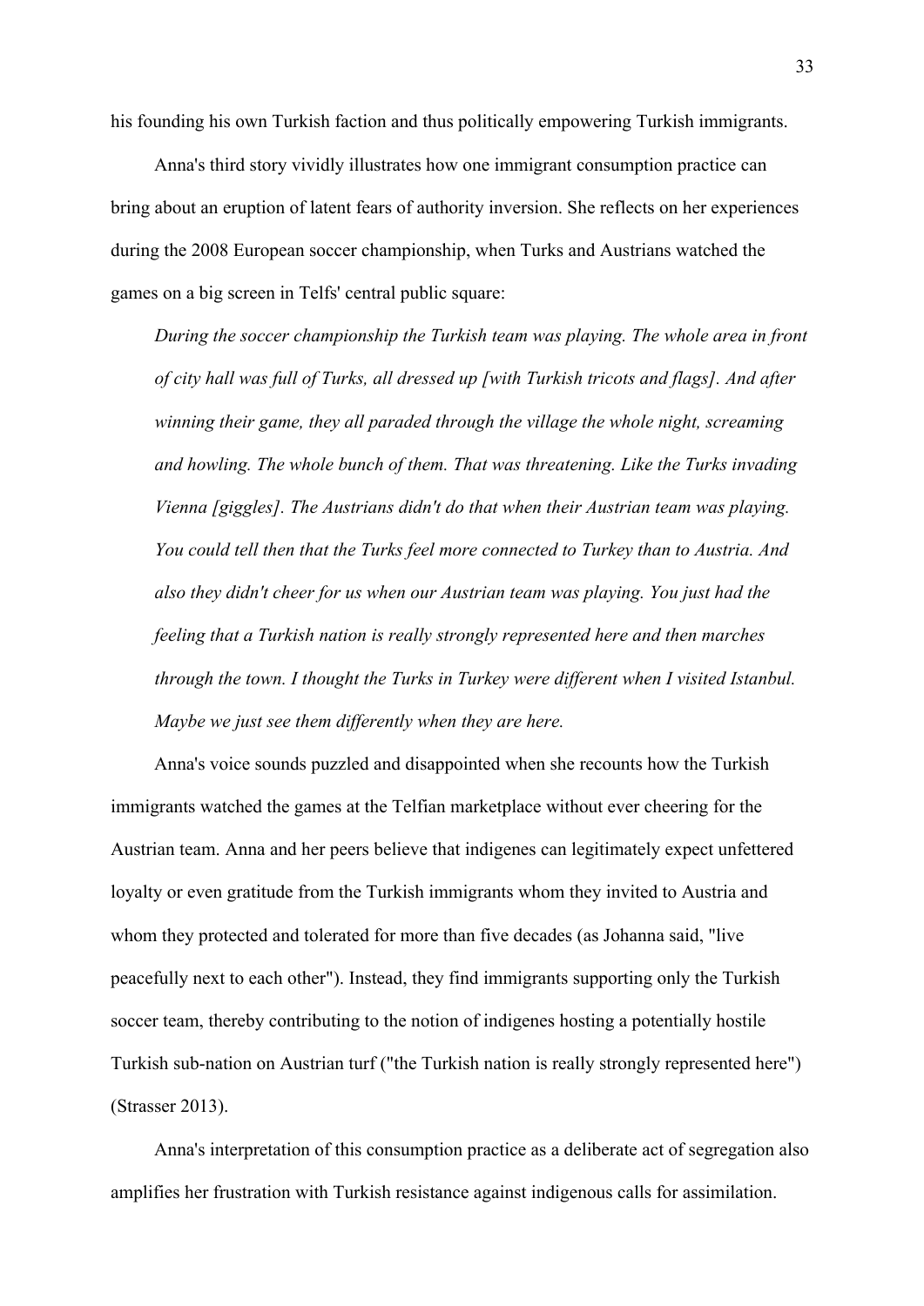his founding his own Turkish faction and thus politically empowering Turkish immigrants.

Anna's third story vividly illustrates how one immigrant consumption practice can bring about an eruption of latent fears of authority inversion. She reflects on her experiences during the 2008 European soccer championship, when Turks and Austrians watched the games on a big screen in Telfs' central public square:

> *During the soccer championship the Turkish team was playing. The whole area in front of city hall was full of Turks, all dressed up [with Turkish tricots and flags]. And after winning their game, they all paraded through the village the whole night, screaming and howling. The whole bunch of them. That was threatening. Like the Turks invading Vienna [giggles]. The Austrians didn't do that when their Austrian team was playing. You could tell then that the Turks feel more connected to Turkey than to Austria. And also they didn't cheer for us when our Austrian team was playing. You just had the feeling that a Turkish nation is really strongly represented here and then marches through the town. I thought the Turks in Turkey were different when I visited Istanbul. Maybe we just see them differently when they are here.*

Anna's voice sounds puzzled and disappointed when she recounts how the Turkish immigrants watched the games at the Telfian marketplace without ever cheering for the Austrian team. Anna and her peers believe that indigenes can legitimately expect unfettered loyalty or even gratitude from the Turkish immigrants whom they invited to Austria and whom they protected and tolerated for more than five decades (as Johanna said, "live peacefully next to each other"). Instead, they find immigrants supporting only the Turkish soccer team, thereby contributing to the notion of indigenes hosting a potentially hostile Turkish sub-nation on Austrian turf ("the Turkish nation is really strongly represented here") (Strasser 2013).

Anna's interpretation of this consumption practice as a deliberate act of segregation also amplifies her frustration with Turkish resistance against indigenous calls for assimilation.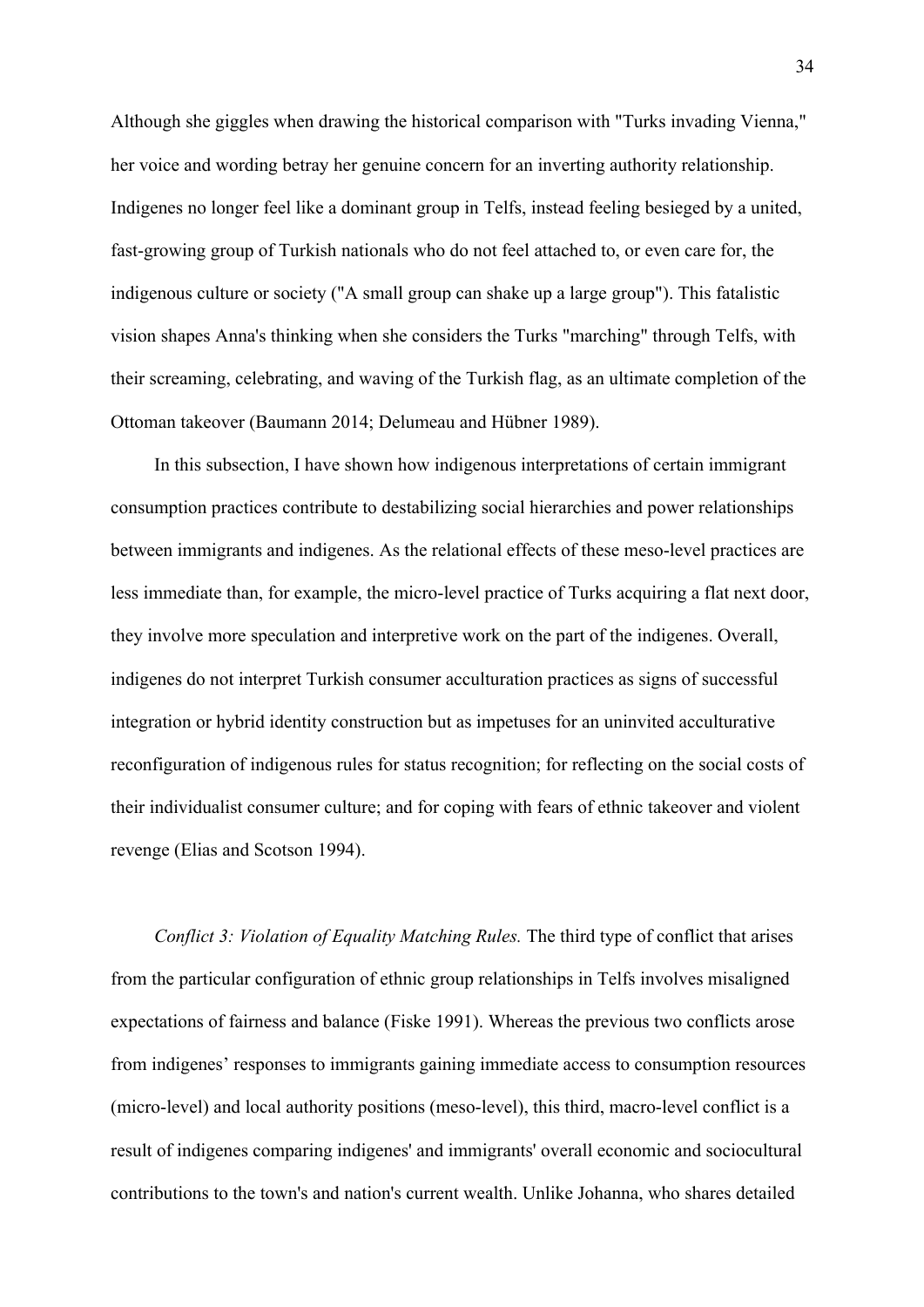Although she giggles when drawing the historical comparison with "Turks invading Vienna," her voice and wording betray her genuine concern for an inverting authority relationship. Indigenes no longer feel like a dominant group in Telfs, instead feeling besieged by a united, fast-growing group of Turkish nationals who do not feel attached to, or even care for, the indigenous culture or society ("A small group can shake up a large group"). This fatalistic vision shapes Anna's thinking when she considers the Turks "marching" through Telfs, with their screaming, celebrating, and waving of the Turkish flag, as an ultimate completion of the Ottoman takeover (Baumann 2014; Delumeau and Hübner 1989).

In this subsection, I have shown how indigenous interpretations of certain immigrant consumption practices contribute to destabilizing social hierarchies and power relationships between immigrants and indigenes. As the relational effects of these meso-level practices are less immediate than, for example, the micro-level practice of Turks acquiring a flat next door, they involve more speculation and interpretive work on the part of the indigenes. Overall, indigenes do not interpret Turkish consumer acculturation practices as signs of successful integration or hybrid identity construction but as impetuses for an uninvited acculturative reconfiguration of indigenous rules for status recognition; for reflecting on the social costs of their individualist consumer culture; and for coping with fears of ethnic takeover and violent revenge (Elias and Scotson 1994).

*Conflict 3: Violation of Equality Matching Rules.* The third type of conflict that arises from the particular configuration of ethnic group relationships in Telfs involves misaligned expectations of fairness and balance (Fiske 1991). Whereas the previous two conflicts arose from indigenes' responses to immigrants gaining immediate access to consumption resources (micro-level) and local authority positions (meso-level), this third, macro-level conflict is a result of indigenes comparing indigenes' and immigrants' overall economic and sociocultural contributions to the town's and nation's current wealth. Unlike Johanna, who shares detailed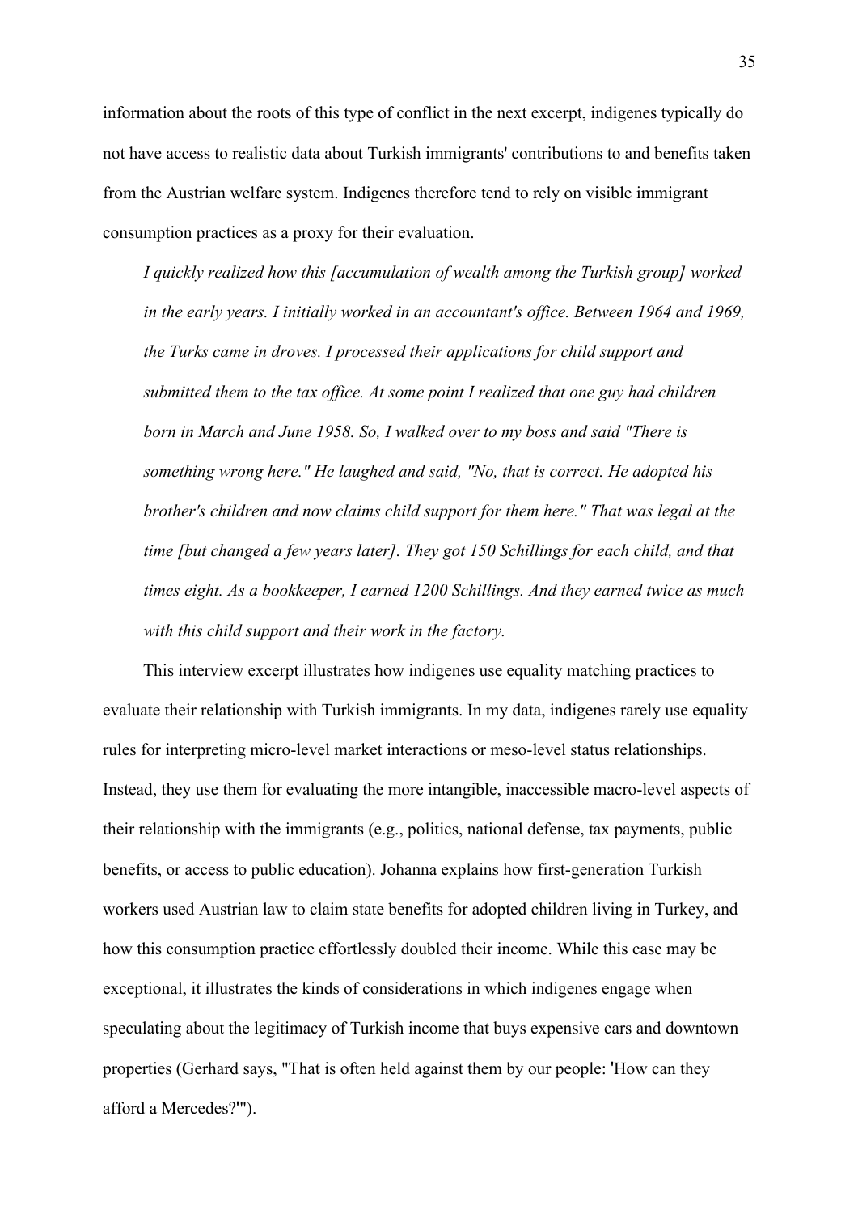information about the roots of this type of conflict in the next excerpt, indigenes typically do not have access to realistic data about Turkish immigrants' contributions to and benefits taken from the Austrian welfare system. Indigenes therefore tend to rely on visible immigrant consumption practices as a proxy for their evaluation.

> *I quickly realized how this [accumulation of wealth among the Turkish group] worked in the early years. I initially worked in an accountant's office. Between 1964 and 1969, the Turks came in droves. I processed their applications for child support and submitted them to the tax office. At some point I realized that one guy had children born in March and June 1958. So, I walked over to my boss and said "There is something wrong here." He laughed and said, "No, that is correct. He adopted his brother's children and now claims child support for them here." That was legal at the time [but changed a few years later]. They got 150 Schillings for each child, and that times eight. As a bookkeeper, I earned 1200 Schillings. And they earned twice as much with this child support and their work in the factory.*

This interview excerpt illustrates how indigenes use equality matching practices to evaluate their relationship with Turkish immigrants. In my data, indigenes rarely use equality rules for interpreting micro-level market interactions or meso-level status relationships. Instead, they use them for evaluating the more intangible, inaccessible macro-level aspects of their relationship with the immigrants (e.g., politics, national defense, tax payments, public benefits, or access to public education). Johanna explains how first-generation Turkish workers used Austrian law to claim state benefits for adopted children living in Turkey, and how this consumption practice effortlessly doubled their income. While this case may be exceptional, it illustrates the kinds of considerations in which indigenes engage when speculating about the legitimacy of Turkish income that buys expensive cars and downtown properties (Gerhard says, "That is often held against them by our people: 'How can they afford a Mercedes?'").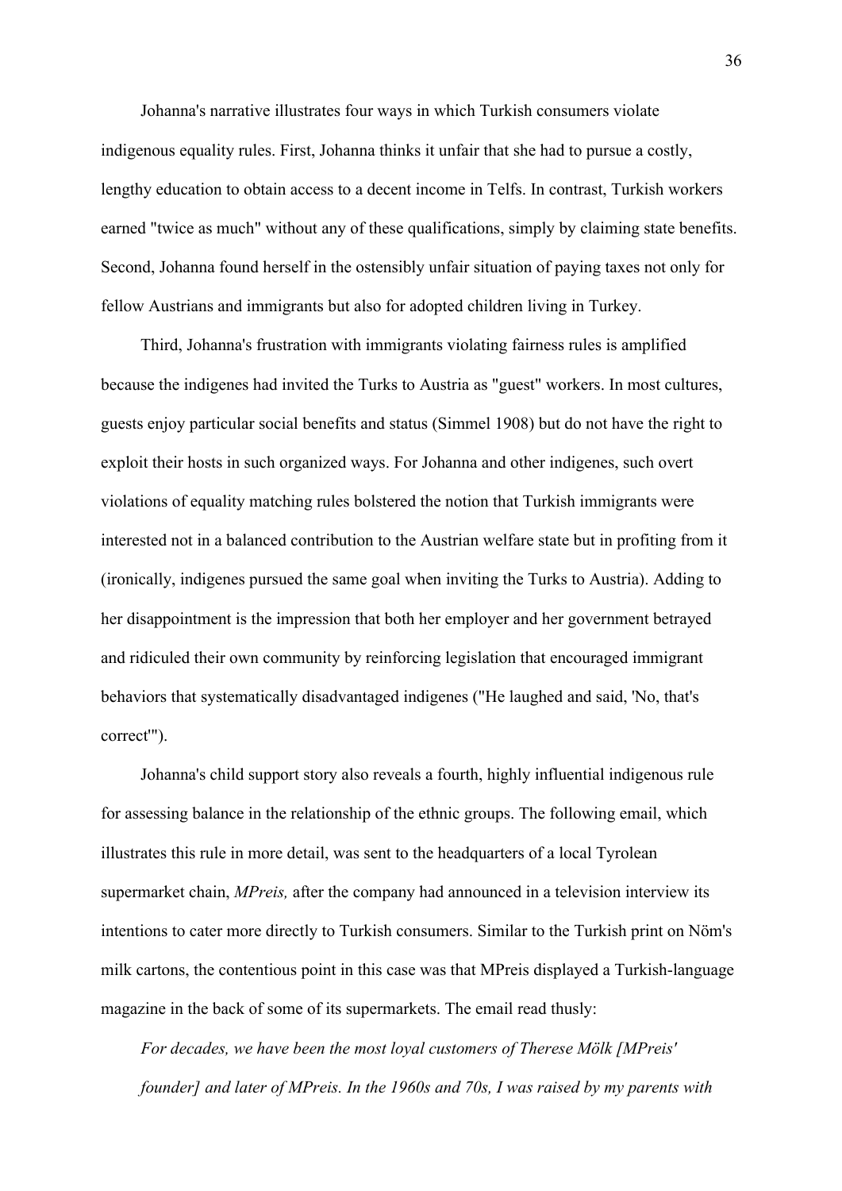Johanna's narrative illustrates four ways in which Turkish consumers violate indigenous equality rules. First, Johanna thinks it unfair that she had to pursue a costly, lengthy education to obtain access to a decent income in Telfs. In contrast, Turkish workers earned "twice as much" without any of these qualifications, simply by claiming state benefits. Second, Johanna found herself in the ostensibly unfair situation of paying taxes not only for fellow Austrians and immigrants but also for adopted children living in Turkey.

Third, Johanna's frustration with immigrants violating fairness rules is amplified because the indigenes had invited the Turks to Austria as "guest" workers. In most cultures, guests enjoy particular social benefits and status (Simmel 1908) but do not have the right to exploit their hosts in such organized ways. For Johanna and other indigenes, such overt violations of equality matching rules bolstered the notion that Turkish immigrants were interested not in a balanced contribution to the Austrian welfare state but in profiting from it (ironically, indigenes pursued the same goal when inviting the Turks to Austria). Adding to her disappointment is the impression that both her employer and her government betrayed and ridiculed their own community by reinforcing legislation that encouraged immigrant behaviors that systematically disadvantaged indigenes ("He laughed and said, 'No, that's correct'").

Johanna's child support story also reveals a fourth, highly influential indigenous rule for assessing balance in the relationship of the ethnic groups. The following email, which illustrates this rule in more detail, was sent to the headquarters of a local Tyrolean supermarket chain, *MPreis,* after the company had announced in a television interview its intentions to cater more directly to Turkish consumers. Similar to the Turkish print on Nöm's milk cartons, the contentious point in this case was that MPreis displayed a Turkish-language magazine in the back of some of its supermarkets. The email read thusly:

*For decades, we have been the most loyal customers of Therese Mölk [MPreis' founder] and later of MPreis. In the 1960s and 70s, I was raised by my parents with*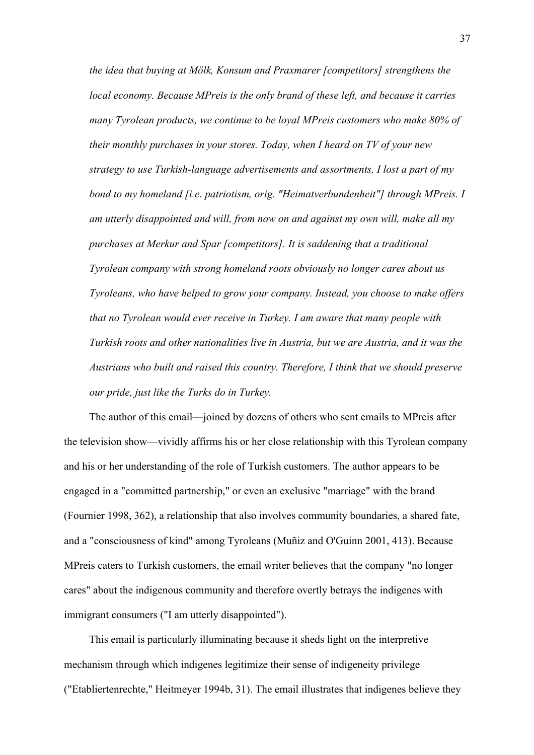*the idea that buying at Mölk, Konsum and Praxmarer [competitors] strengthens the local economy. Because MPreis is the only brand of these left, and because it carries many Tyrolean products, we continue to be loyal MPreis customers who make 80% of their monthly purchases in your stores. Today, when I heard on TV of your new strategy to use Turkish-language advertisements and assortments, I lost a part of my bond to my homeland [i.e. patriotism, orig. "Heimatverbundenheit"] through MPreis. I am utterly disappointed and will, from now on and against my own will, make all my purchases at Merkur and Spar [competitors]. It is saddening that a traditional Tyrolean company with strong homeland roots obviously no longer cares about us Tyroleans, who have helped to grow your company. Instead, you choose to make offers that no Tyrolean would ever receive in Turkey. I am aware that many people with Turkish roots and other nationalities live in Austria, but we are Austria, and it was the Austrians who built and raised this country. Therefore, I think that we should preserve our pride, just like the Turks do in Turkey.*

The author of this email—joined by dozens of others who sent emails to MPreis after the television show—vividly affirms his or her close relationship with this Tyrolean company and his or her understanding of the role of Turkish customers. The author appears to be engaged in a "committed partnership," or even an exclusive "marriage" with the brand (Fournier 1998, 362), a relationship that also involves community boundaries, a shared fate, and a "consciousness of kind" among Tyroleans (Muñiz and O'Guinn 2001, 413). Because MPreis caters to Turkish customers, the email writer believes that the company "no longer cares" about the indigenous community and therefore overtly betrays the indigenes with immigrant consumers ("I am utterly disappointed").

This email is particularly illuminating because it sheds light on the interpretive mechanism through which indigenes legitimize their sense of indigeneity privilege ("Etabliertenrechte," Heitmeyer 1994b, 31). The email illustrates that indigenes believe they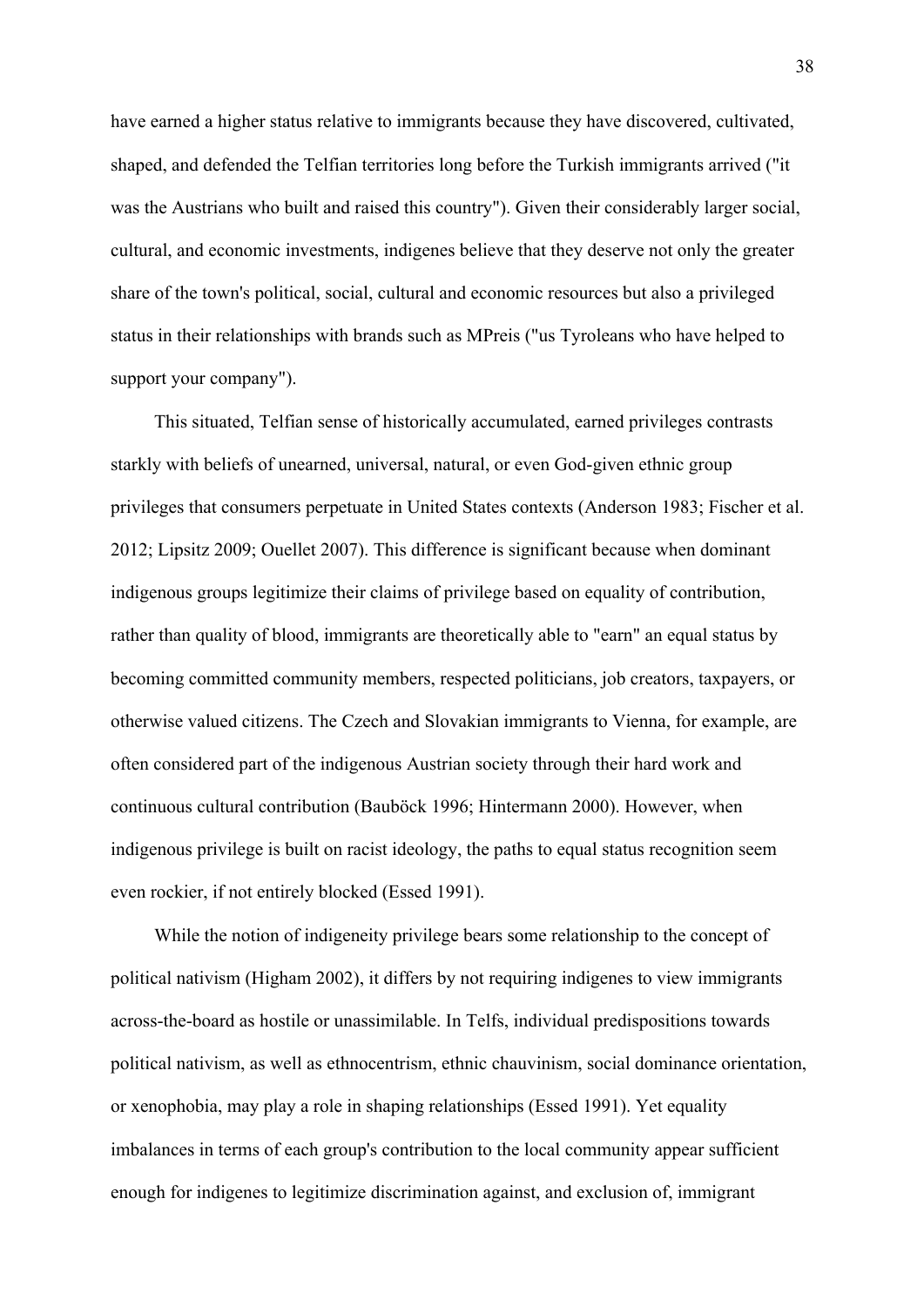have earned a higher status relative to immigrants because they have discovered, cultivated, shaped, and defended the Telfian territories long before the Turkish immigrants arrived ("it was the Austrians who built and raised this country"). Given their considerably larger social, cultural, and economic investments, indigenes believe that they deserve not only the greater share of the town's political, social, cultural and economic resources but also a privileged status in their relationships with brands such as MPreis ("us Tyroleans who have helped to support your company").

This situated, Telfian sense of historically accumulated, earned privileges contrasts starkly with beliefs of unearned, universal, natural, or even God-given ethnic group privileges that consumers perpetuate in United States contexts (Anderson 1983; Fischer et al. 2012; Lipsitz 2009; Ouellet 2007). This difference is significant because when dominant indigenous groups legitimize their claims of privilege based on equality of contribution, rather than quality of blood, immigrants are theoretically able to "earn" an equal status by becoming committed community members, respected politicians, job creators, taxpayers, or otherwise valued citizens. The Czech and Slovakian immigrants to Vienna, for example, are often considered part of the indigenous Austrian society through their hard work and continuous cultural contribution (Bauböck 1996; Hintermann 2000). However, when indigenous privilege is built on racist ideology, the paths to equal status recognition seem even rockier, if not entirely blocked (Essed 1991).

While the notion of indigeneity privilege bears some relationship to the concept of political nativism (Higham 2002), it differs by not requiring indigenes to view immigrants across-the-board as hostile or unassimilable. In Telfs, individual predispositions towards political nativism, as well as ethnocentrism, ethnic chauvinism, social dominance orientation, or xenophobia, may play a role in shaping relationships (Essed 1991). Yet equality imbalances in terms of each group's contribution to the local community appear sufficient enough for indigenes to legitimize discrimination against, and exclusion of, immigrant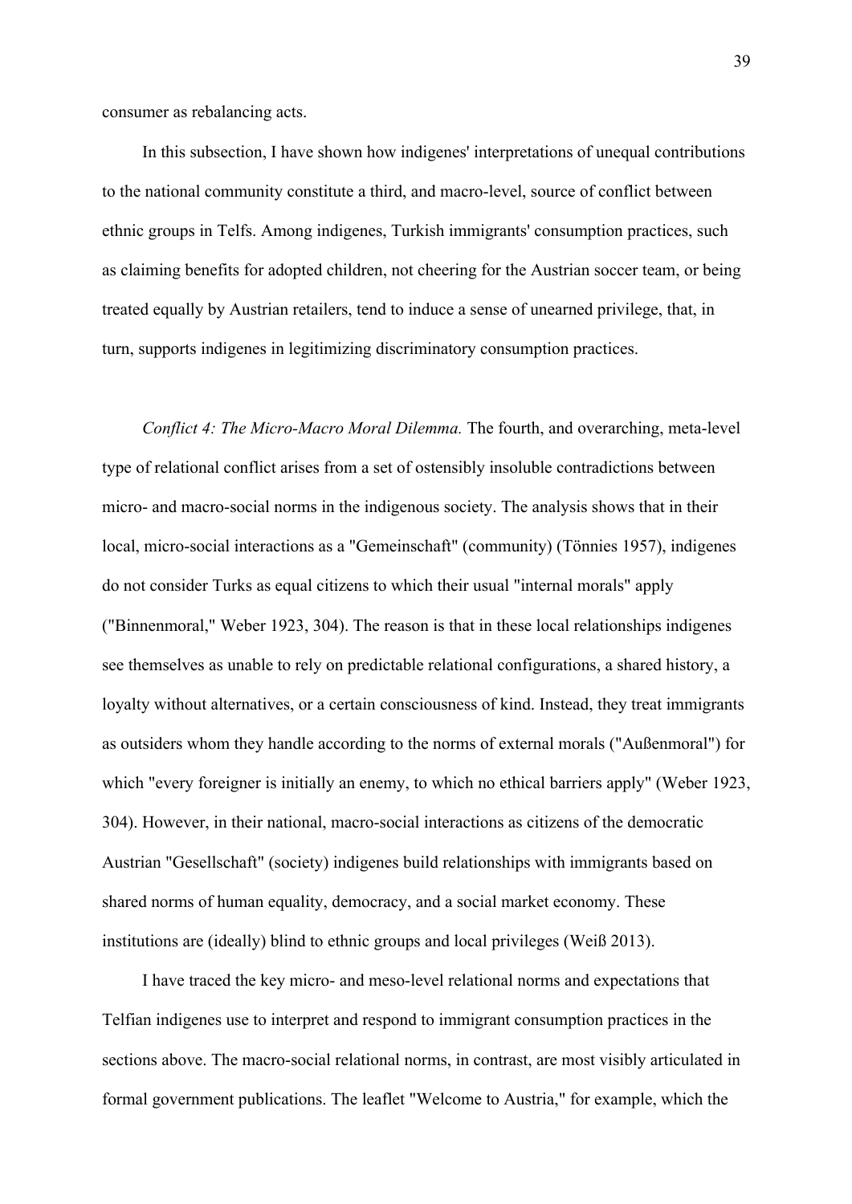consumer as rebalancing acts.

In this subsection, I have shown how indigenes' interpretations of unequal contributions to the national community constitute a third, and macro-level, source of conflict between ethnic groups in Telfs. Among indigenes, Turkish immigrants' consumption practices, such as claiming benefits for adopted children, not cheering for the Austrian soccer team, or being treated equally by Austrian retailers, tend to induce a sense of unearned privilege, that, in turn, supports indigenes in legitimizing discriminatory consumption practices.

*Conflict 4: The Micro-Macro Moral Dilemma.* The fourth, and overarching, meta-level type of relational conflict arises from a set of ostensibly insoluble contradictions between micro- and macro-social norms in the indigenous society. The analysis shows that in their local, micro-social interactions as a "Gemeinschaft" (community) (Tönnies 1957), indigenes do not consider Turks as equal citizens to which their usual "internal morals" apply ("Binnenmoral," Weber 1923, 304). The reason is that in these local relationships indigenes see themselves as unable to rely on predictable relational configurations, a shared history, a loyalty without alternatives, or a certain consciousness of kind. Instead, they treat immigrants as outsiders whom they handle according to the norms of external morals ("Außenmoral") for which "every foreigner is initially an enemy, to which no ethical barriers apply" (Weber 1923, 304). However, in their national, macro-social interactions as citizens of the democratic Austrian "Gesellschaft" (society) indigenes build relationships with immigrants based on shared norms of human equality, democracy, and a social market economy. These institutions are (ideally) blind to ethnic groups and local privileges (Weiß 2013).

I have traced the key micro- and meso-level relational norms and expectations that Telfian indigenes use to interpret and respond to immigrant consumption practices in the sections above. The macro-social relational norms, in contrast, are most visibly articulated in formal government publications. The leaflet "Welcome to Austria," for example, which the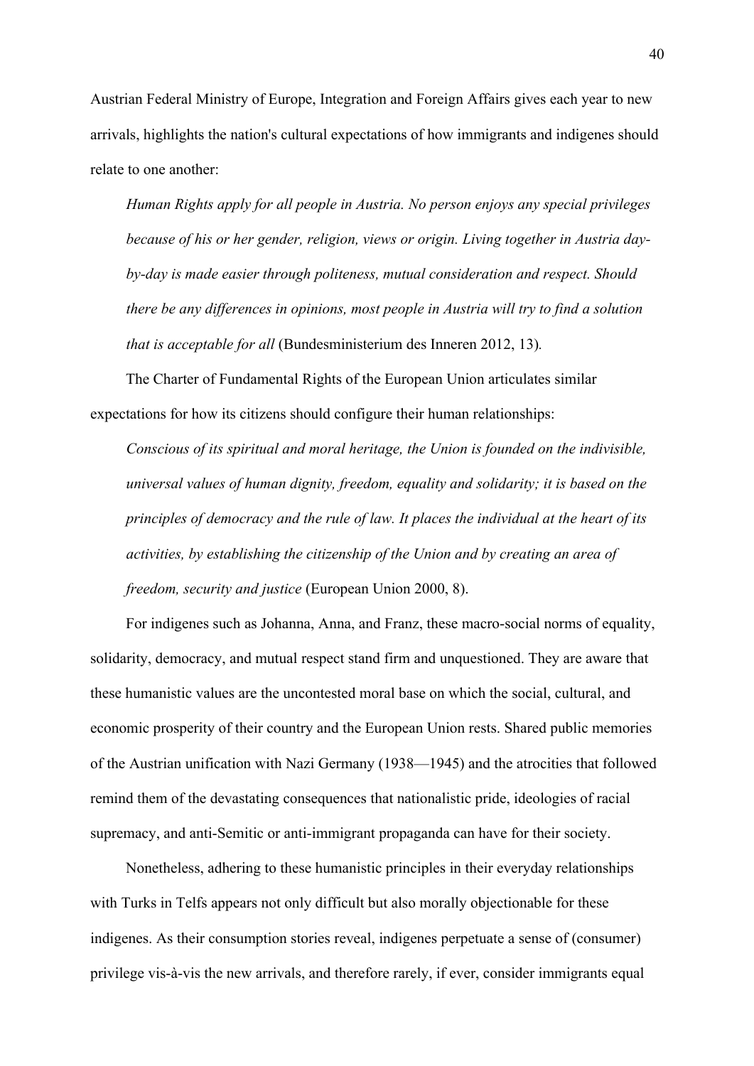Austrian Federal Ministry of Europe, Integration and Foreign Affairs gives each year to new arrivals, highlights the nation's cultural expectations of how immigrants and indigenes should relate to one another:

> *Human Rights apply for all people in Austria. No person enjoys any special privileges because of his or her gender, religion, views or origin. Living together in Austria day-by-day is made easier through politeness, mutual consideration and respect. Should there be any differences in opinions, most people in Austria will try to find a solution that is acceptable for all* (Bundesministerium des Inneren 2012, 13).

The Charter of Fundamental Rights of the European Union articulates similar expectations for how its citizens should configure their human relationships:

> *Conscious of its spiritual and moral heritage, the Union is founded on the indivisible, universal values of human dignity, freedom, equality and solidarity; it is based on the principles of democracy and the rule of law. It places the individual at the heart of its activities, by establishing the citizenship of the Union and by creating an area of freedom, security and justice* (European Union 2000, 8).

For indigenes such as Johanna, Anna, and Franz, these macro-social norms of equality, solidarity, democracy, and mutual respect stand firm and unquestioned. They are aware that these humanistic values are the uncontested moral base on which the social, cultural, and economic prosperity of their country and the European Union rests. Shared public memories of the Austrian unification with Nazi Germany (1938—1945) and the atrocities that followed remind them of the devastating consequences that nationalistic pride, ideologies of racial supremacy, and anti-Semitic or anti-immigrant propaganda can have for their society.

Nonetheless, adhering to these humanistic principles in their everyday relationships with Turks in Telfs appears not only difficult but also morally objectionable for these indigenes. As their consumption stories reveal, indigenes perpetuate a sense of (consumer) privilege vis-à-vis the new arrivals, and therefore rarely, if ever, consider immigrants equal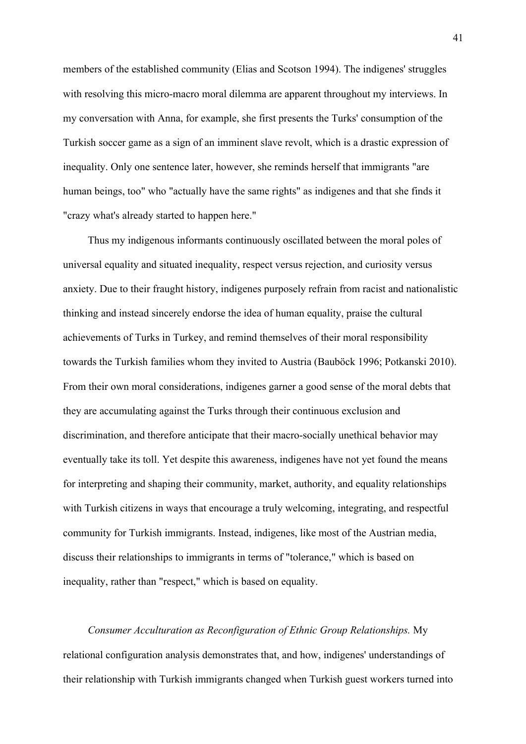members of the established community (Elias and Scotson 1994). The indigenes' struggles with resolving this micro-macro moral dilemma are apparent throughout my interviews. In my conversation with Anna, for example, she first presents the Turks' consumption of the Turkish soccer game as a sign of an imminent slave revolt, which is a drastic expression of inequality. Only one sentence later, however, she reminds herself that immigrants "are human beings, too" who "actually have the same rights" as indigenes and that she finds it "crazy what's already started to happen here."

Thus my indigenous informants continuously oscillated between the moral poles of universal equality and situated inequality, respect versus rejection, and curiosity versus anxiety. Due to their fraught history, indigenes purposely refrain from racist and nationalistic thinking and instead sincerely endorse the idea of human equality, praise the cultural achievements of Turks in Turkey, and remind themselves of their moral responsibility towards the Turkish families whom they invited to Austria (Bauböck 1996; Potkanski 2010). From their own moral considerations, indigenes garner a good sense of the moral debts that they are accumulating against the Turks through their continuous exclusion and discrimination, and therefore anticipate that their macro-socially unethical behavior may eventually take its toll. Yet despite this awareness, indigenes have not yet found the means for interpreting and shaping their community, market, authority, and equality relationships with Turkish citizens in ways that encourage a truly welcoming, integrating, and respectful community for Turkish immigrants. Instead, indigenes, like most of the Austrian media, discuss their relationships to immigrants in terms of "tolerance," which is based on inequality, rather than "respect," which is based on equality.

*Consumer Acculturation as Reconfiguration of Ethnic Group Relationships.* My relational configuration analysis demonstrates that, and how, indigenes' understandings of their relationship with Turkish immigrants changed when Turkish guest workers turned into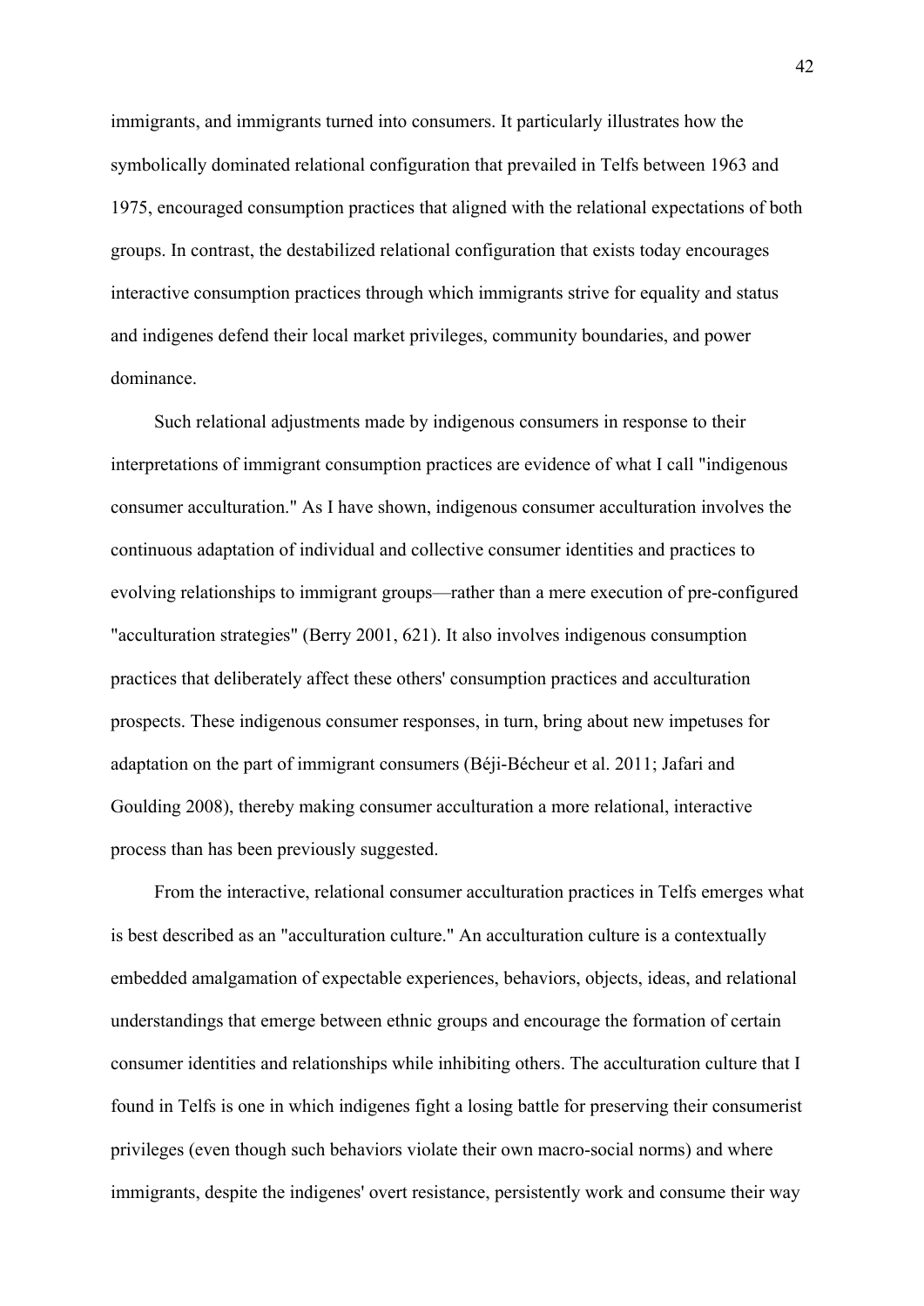immigrants, and immigrants turned into consumers. It particularly illustrates how the symbolically dominated relational configuration that prevailed in Telfs between 1963 and 1975, encouraged consumption practices that aligned with the relational expectations of both groups. In contrast, the destabilized relational configuration that exists today encourages interactive consumption practices through which immigrants strive for equality and status and indigenes defend their local market privileges, community boundaries, and power dominance.

Such relational adjustments made by indigenous consumers in response to their interpretations of immigrant consumption practices are evidence of what I call "indigenous consumer acculturation." As I have shown, indigenous consumer acculturation involves the continuous adaptation of individual and collective consumer identities and practices to evolving relationships to immigrant groups—rather than a mere execution of pre-configured "acculturation strategies" (Berry 2001, 621). It also involves indigenous consumption practices that deliberately affect these others' consumption practices and acculturation prospects. These indigenous consumer responses, in turn, bring about new impetuses for adaptation on the part of immigrant consumers (Béji-Bécheur et al. 2011; Jafari and Goulding 2008), thereby making consumer acculturation a more relational, interactive process than has been previously suggested.

From the interactive, relational consumer acculturation practices in Telfs emerges what is best described as an "acculturation culture." An acculturation culture is a contextually embedded amalgamation of expectable experiences, behaviors, objects, ideas, and relational understandings that emerge between ethnic groups and encourage the formation of certain consumer identities and relationships while inhibiting others. The acculturation culture that I found in Telfs is one in which indigenes fight a losing battle for preserving their consumerist privileges (even though such behaviors violate their own macro-social norms) and where immigrants, despite the indigenes' overt resistance, persistently work and consume their way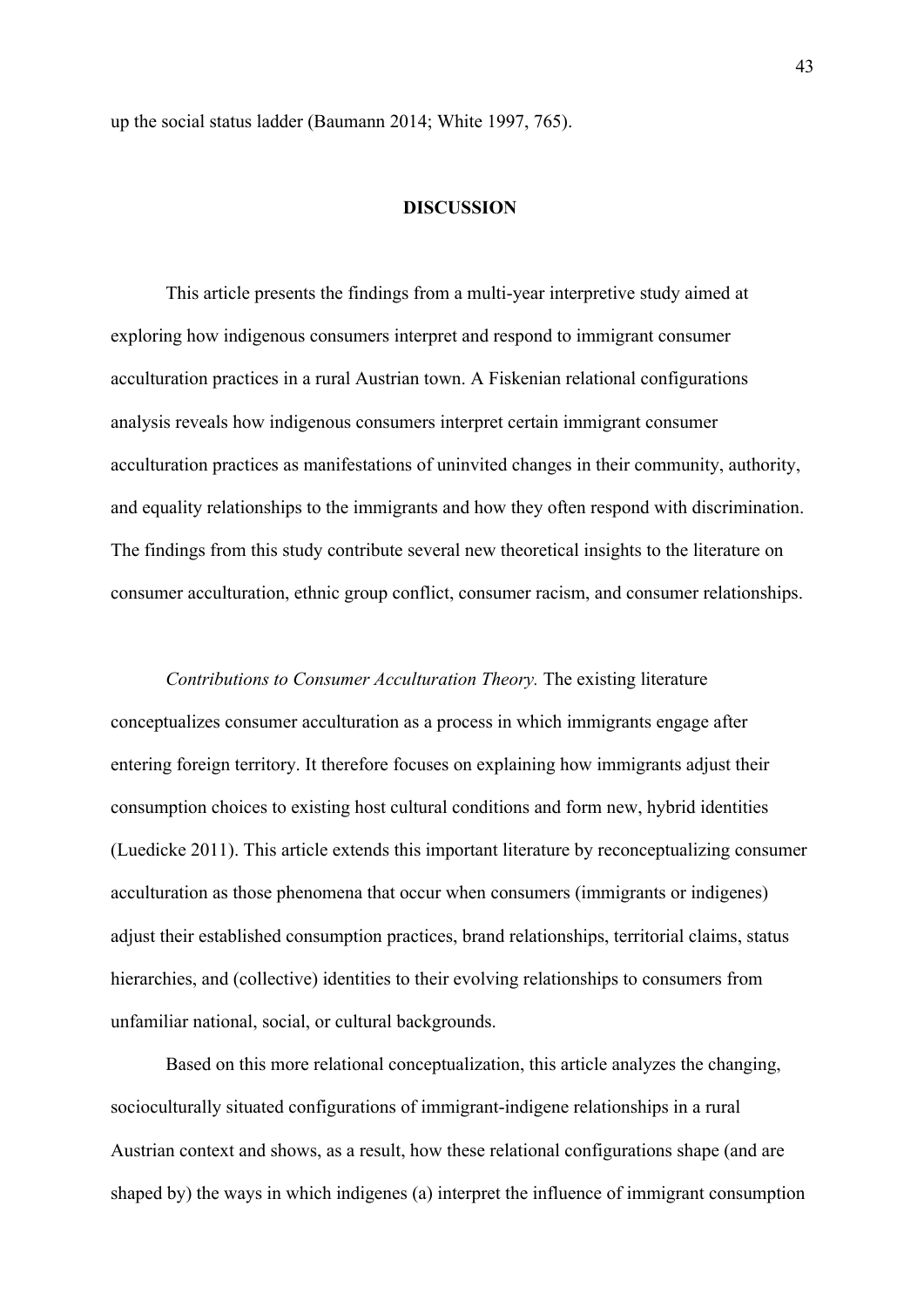up the social status ladder (Baumann 2014; White 1997, 765).

## DISCUSSION

This article presents the findings from a multi-year interpretive study aimed at exploring how indigenous consumers interpret and respond to immigrant consumer acculturation practices in a rural Austrian town. A Fiskenian relational configurations analysis reveals how indigenous consumers interpret certain immigrant consumer acculturation practices as manifestations of uninvited changes in their community, authority, and equality relationships to the immigrants and how they often respond with discrimination. The findings from this study contribute several new theoretical insights to the literature on consumer acculturation, ethnic group conflict, consumer racism, and consumer relationships.

*Contributions to Consumer Acculturation Theory.* The existing literature conceptualizes consumer acculturation as a process in which immigrants engage after entering foreign territory. It therefore focuses on explaining how immigrants adjust their consumption choices to existing host cultural conditions and form new, hybrid identities (Luedicke 2011). This article extends this important literature by reconceptualizing consumer acculturation as those phenomena that occur when consumers (immigrants or indigenes) adjust their established consumption practices, brand relationships, territorial claims, status hierarchies, and (collective) identities to their evolving relationships to consumers from unfamiliar national, social, or cultural backgrounds.

Based on this more relational conceptualization, this article analyzes the changing, socioculturally situated configurations of immigrant-indigene relationships in a rural Austrian context and shows, as a result, how these relational configurations shape (and are shaped by) the ways in which indigenes (a) interpret the influence of immigrant consumption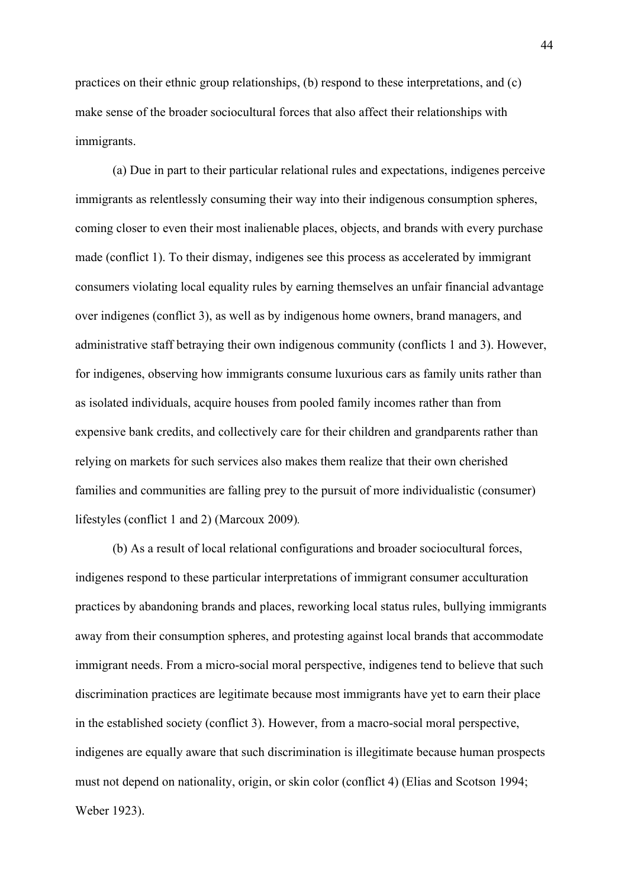practices on their ethnic group relationships, (b) respond to these interpretations, and (c) make sense of the broader sociocultural forces that also affect their relationships with immigrants.

(a) Due in part to their particular relational rules and expectations, indigenes perceive immigrants as relentlessly consuming their way into their indigenous consumption spheres, coming closer to even their most inalienable places, objects, and brands with every purchase made (conflict 1). To their dismay, indigenes see this process as accelerated by immigrant consumers violating local equality rules by earning themselves an unfair financial advantage over indigenes (conflict 3), as well as by indigenous home owners, brand managers, and administrative staff betraying their own indigenous community (conflicts 1 and 3). However, for indigenes, observing how immigrants consume luxurious cars as family units rather than as isolated individuals, acquire houses from pooled family incomes rather than from expensive bank credits, and collectively care for their children and grandparents rather than relying on markets for such services also makes them realize that their own cherished families and communities are falling prey to the pursuit of more individualistic (consumer) lifestyles (conflict 1 and 2) (Marcoux 2009).

(b) As a result of local relational configurations and broader sociocultural forces, indigenes respond to these particular interpretations of immigrant consumer acculturation practices by abandoning brands and places, reworking local status rules, bullying immigrants away from their consumption spheres, and protesting against local brands that accommodate immigrant needs. From a micro-social moral perspective, indigenes tend to believe that such discrimination practices are legitimate because most immigrants have yet to earn their place in the established society (conflict 3). However, from a macro-social moral perspective, indigenes are equally aware that such discrimination is illegitimate because human prospects must not depend on nationality, origin, or skin color (conflict 4) (Elias and Scotson 1994; Weber 1923).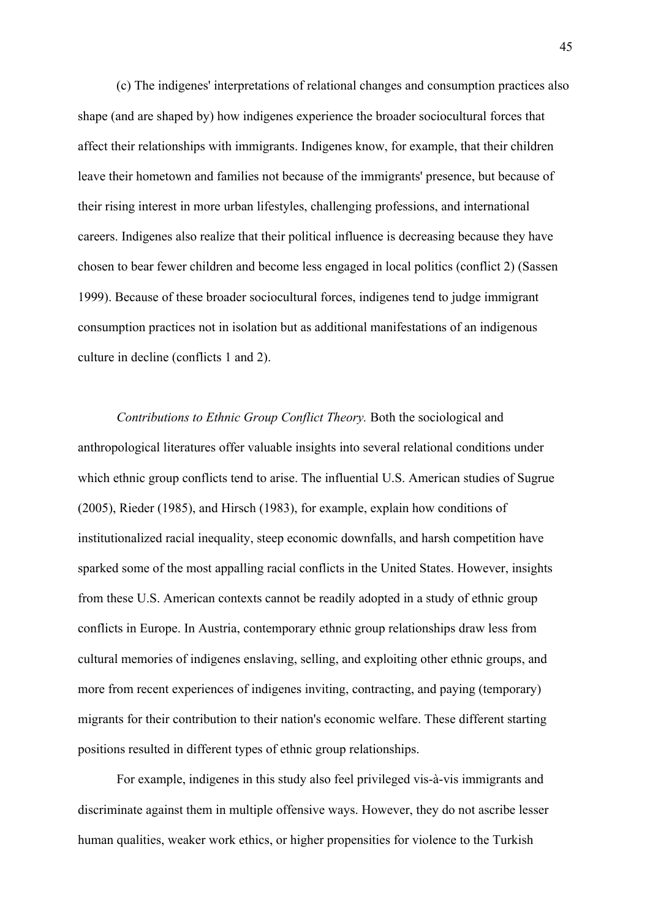(c) The indigenes' interpretations of relational changes and consumption practices also shape (and are shaped by) how indigenes experience the broader sociocultural forces that affect their relationships with immigrants. Indigenes know, for example, that their children leave their hometown and families not because of the immigrants' presence, but because of their rising interest in more urban lifestyles, challenging professions, and international careers. Indigenes also realize that their political influence is decreasing because they have chosen to bear fewer children and become less engaged in local politics (conflict 2) (Sassen 1999). Because of these broader sociocultural forces, indigenes tend to judge immigrant consumption practices not in isolation but as additional manifestations of an indigenous culture in decline (conflicts 1 and 2).

*Contributions to Ethnic Group Conflict Theory.* Both the sociological and anthropological literatures offer valuable insights into several relational conditions under which ethnic group conflicts tend to arise. The influential U.S. American studies of Sugrue (2005), Rieder (1985), and Hirsch (1983), for example, explain how conditions of institutionalized racial inequality, steep economic downfalls, and harsh competition have sparked some of the most appalling racial conflicts in the United States. However, insights from these U.S. American contexts cannot be readily adopted in a study of ethnic group conflicts in Europe. In Austria, contemporary ethnic group relationships draw less from cultural memories of indigenes enslaving, selling, and exploiting other ethnic groups, and more from recent experiences of indigenes inviting, contracting, and paying (temporary) migrants for their contribution to their nation's economic welfare. These different starting positions resulted in different types of ethnic group relationships.

For example, indigenes in this study also feel privileged vis-à-vis immigrants and discriminate against them in multiple offensive ways. However, they do not ascribe lesser human qualities, weaker work ethics, or higher propensities for violence to the Turkish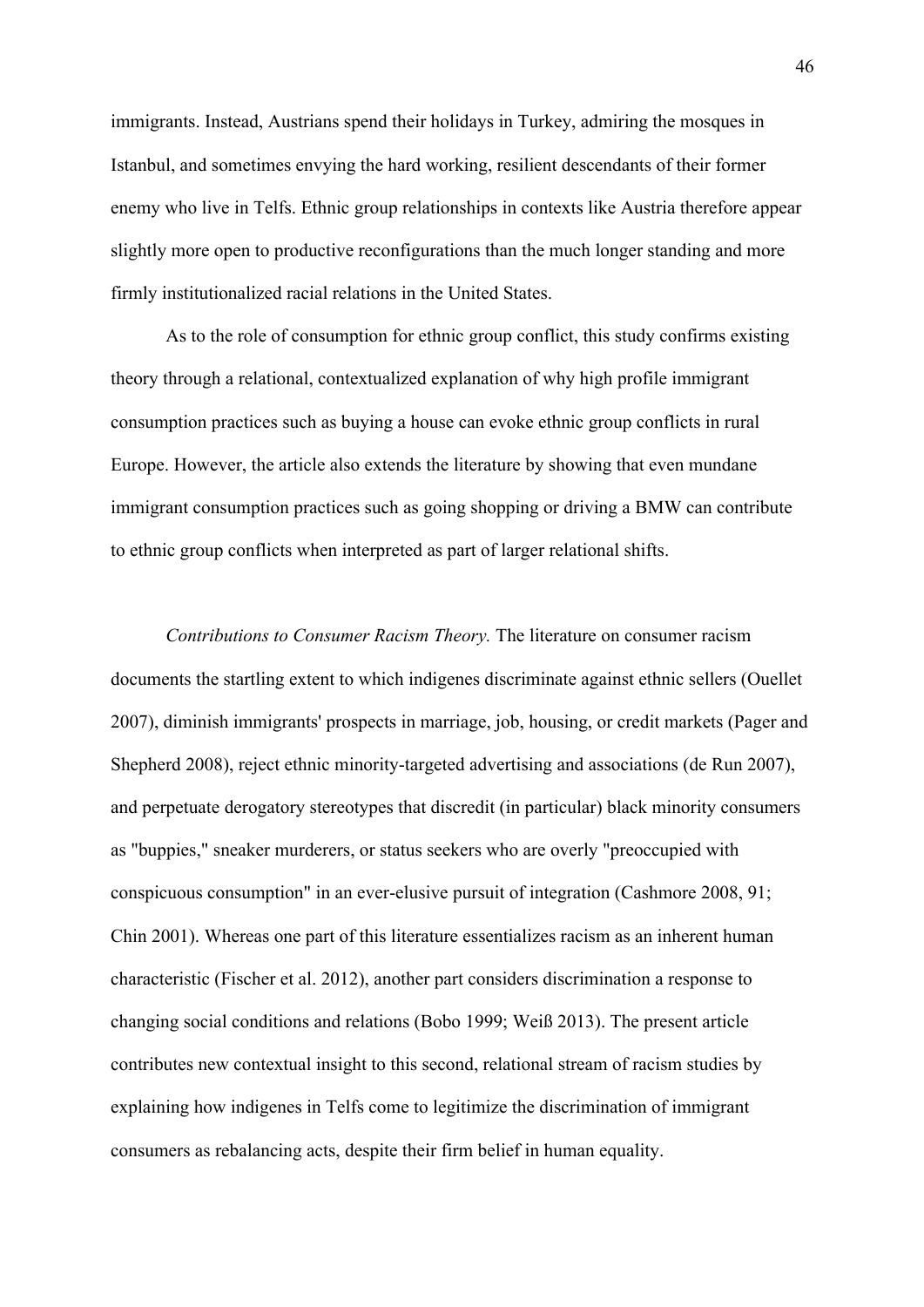immigrants. Instead, Austrians spend their holidays in Turkey, admiring the mosques in Istanbul, and sometimes envying the hard working, resilient descendants of their former enemy who live in Telfs. Ethnic group relationships in contexts like Austria therefore appear slightly more open to productive reconfigurations than the much longer standing and more firmly institutionalized racial relations in the United States.

As to the role of consumption for ethnic group conflict, this study confirms existing theory through a relational, contextualized explanation of why high profile immigrant consumption practices such as buying a house can evoke ethnic group conflicts in rural Europe. However, the article also extends the literature by showing that even mundane immigrant consumption practices such as going shopping or driving a BMW can contribute to ethnic group conflicts when interpreted as part of larger relational shifts.

*Contributions to Consumer Racism Theory.* The literature on consumer racism documents the startling extent to which indigenes discriminate against ethnic sellers (Ouellet 2007), diminish immigrants' prospects in marriage, job, housing, or credit markets (Pager and Shepherd 2008), reject ethnic minority-targeted advertising and associations (de Run 2007), and perpetuate derogatory stereotypes that discredit (in particular) black minority consumers as "buppies," sneaker murderers, or status seekers who are overly "preoccupied with conspicuous consumption" in an ever-elusive pursuit of integration (Cashmore 2008, 91; Chin 2001). Whereas one part of this literature essentializes racism as an inherent human characteristic (Fischer et al. 2012), another part considers discrimination a response to changing social conditions and relations (Bobo 1999; Weiß 2013). The present article contributes new contextual insight to this second, relational stream of racism studies by explaining how indigenes in Telfs come to legitimize the discrimination of immigrant consumers as rebalancing acts, despite their firm belief in human equality.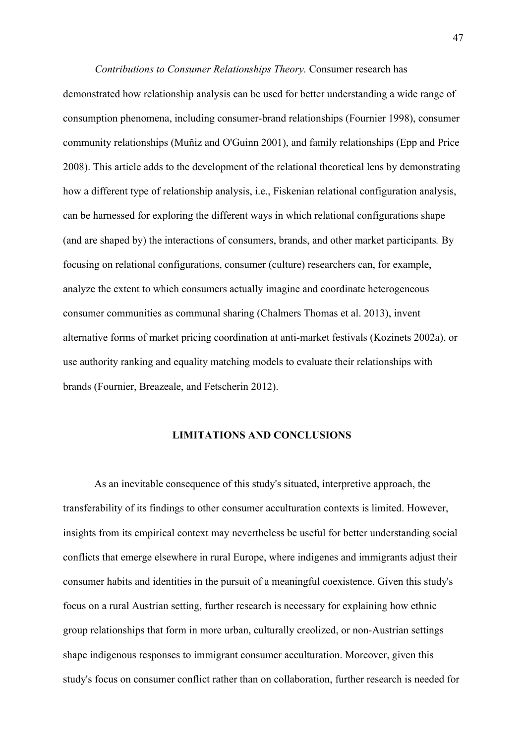*Contributions to Consumer Relationships Theory.* Consumer research has demonstrated how relationship analysis can be used for better understanding a wide range of consumption phenomena, including consumer-brand relationships (Fournier 1998), consumer community relationships (Muñiz and O'Guinn 2001), and family relationships (Epp and Price 2008). This article adds to the development of the relational theoretical lens by demonstrating how a different type of relationship analysis, i.e., Fiskenian relational configuration analysis, can be harnessed for exploring the different ways in which relational configurations shape (and are shaped by) the interactions of consumers, brands, and other market participants*.* By focusing on relational configurations, consumer (culture) researchers can, for example, analyze the extent to which consumers actually imagine and coordinate heterogeneous consumer communities as communal sharing (Chalmers Thomas et al. 2013), invent alternative forms of market pricing coordination at anti-market festivals (Kozinets 2002a), or use authority ranking and equality matching models to evaluate their relationships with brands (Fournier, Breazeale, and Fetscherin 2012).

## LIMITATIONS AND CONCLUSIONS

As an inevitable consequence of this study's situated, interpretive approach, the transferability of its findings to other consumer acculturation contexts is limited. However, insights from its empirical context may nevertheless be useful for better understanding social conflicts that emerge elsewhere in rural Europe, where indigenes and immigrants adjust their consumer habits and identities in the pursuit of a meaningful coexistence. Given this study's focus on a rural Austrian setting, further research is necessary for explaining how ethnic group relationships that form in more urban, culturally creolized, or non-Austrian settings shape indigenous responses to immigrant consumer acculturation. Moreover, given this study's focus on consumer conflict rather than on collaboration, further research is needed for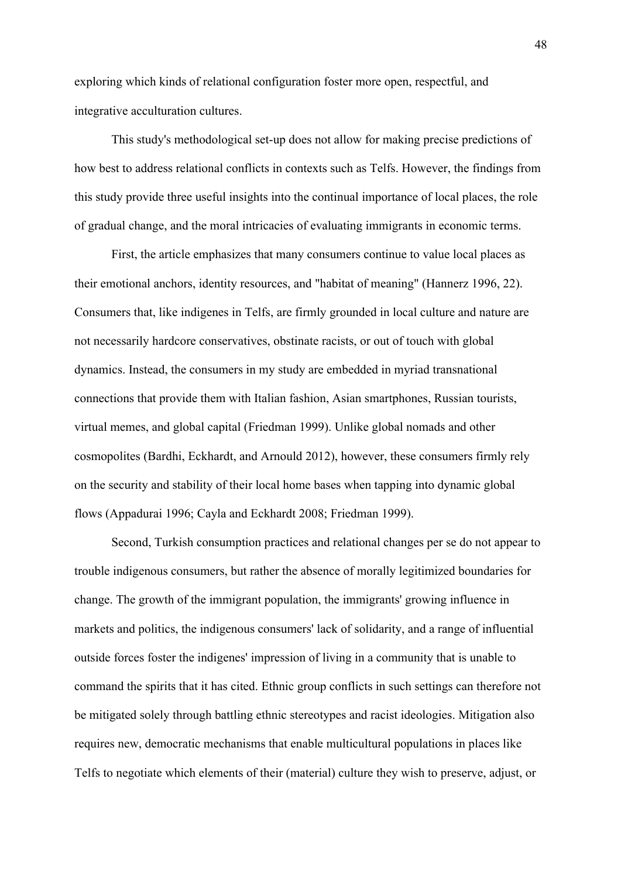exploring which kinds of relational configuration foster more open, respectful, and integrative acculturation cultures.

This study's methodological set-up does not allow for making precise predictions of how best to address relational conflicts in contexts such as Telfs. However, the findings from this study provide three useful insights into the continual importance of local places, the role of gradual change, and the moral intricacies of evaluating immigrants in economic terms.

First, the article emphasizes that many consumers continue to value local places as their emotional anchors, identity resources, and "habitat of meaning" (Hannerz 1996, 22). Consumers that, like indigenes in Telfs, are firmly grounded in local culture and nature are not necessarily hardcore conservatives, obstinate racists, or out of touch with global dynamics. Instead, the consumers in my study are embedded in myriad transnational connections that provide them with Italian fashion, Asian smartphones, Russian tourists, virtual memes, and global capital (Friedman 1999). Unlike global nomads and other cosmopolites (Bardhi, Eckhardt, and Arnould 2012), however, these consumers firmly rely on the security and stability of their local home bases when tapping into dynamic global flows (Appadurai 1996; Cayla and Eckhardt 2008; Friedman 1999).

Second, Turkish consumption practices and relational changes per se do not appear to trouble indigenous consumers, but rather the absence of morally legitimized boundaries for change. The growth of the immigrant population, the immigrants' growing influence in markets and politics, the indigenous consumers' lack of solidarity, and a range of influential outside forces foster the indigenes' impression of living in a community that is unable to command the spirits that it has cited. Ethnic group conflicts in such settings can therefore not be mitigated solely through battling ethnic stereotypes and racist ideologies. Mitigation also requires new, democratic mechanisms that enable multicultural populations in places like Telfs to negotiate which elements of their (material) culture they wish to preserve, adjust, or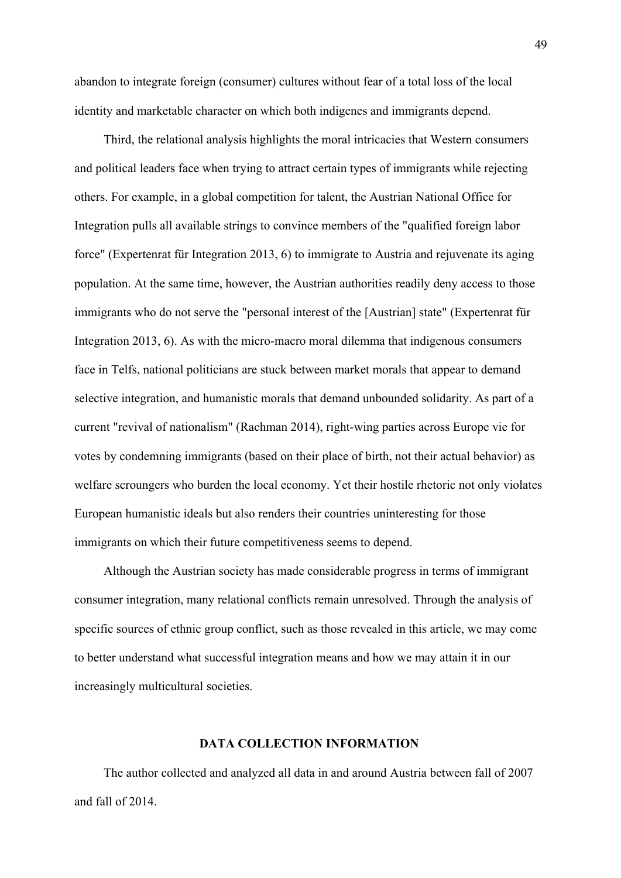abandon to integrate foreign (consumer) cultures without fear of a total loss of the local identity and marketable character on which both indigenes and immigrants depend.

Third, the relational analysis highlights the moral intricacies that Western consumers and political leaders face when trying to attract certain types of immigrants while rejecting others. For example, in a global competition for talent, the Austrian National Office for Integration pulls all available strings to convince members of the "qualified foreign labor force" (Expertenrat für Integration 2013, 6) to immigrate to Austria and rejuvenate its aging population. At the same time, however, the Austrian authorities readily deny access to those immigrants who do not serve the "personal interest of the [Austrian] state" (Expertenrat für Integration 2013, 6). As with the micro-macro moral dilemma that indigenous consumers face in Telfs, national politicians are stuck between market morals that appear to demand selective integration, and humanistic morals that demand unbounded solidarity. As part of a current "revival of nationalism" (Rachman 2014), right-wing parties across Europe vie for votes by condemning immigrants (based on their place of birth, not their actual behavior) as welfare scroungers who burden the local economy. Yet their hostile rhetoric not only violates European humanistic ideals but also renders their countries uninteresting for those immigrants on which their future competitiveness seems to depend.

Although the Austrian society has made considerable progress in terms of immigrant consumer integration, many relational conflicts remain unresolved. Through the analysis of specific sources of ethnic group conflict, such as those revealed in this article, we may come to better understand what successful integration means and how we may attain it in our increasingly multicultural societies.

## DATA COLLECTION INFORMATION

The author collected and analyzed all data in and around Austria between fall of 2007 and fall of 2014.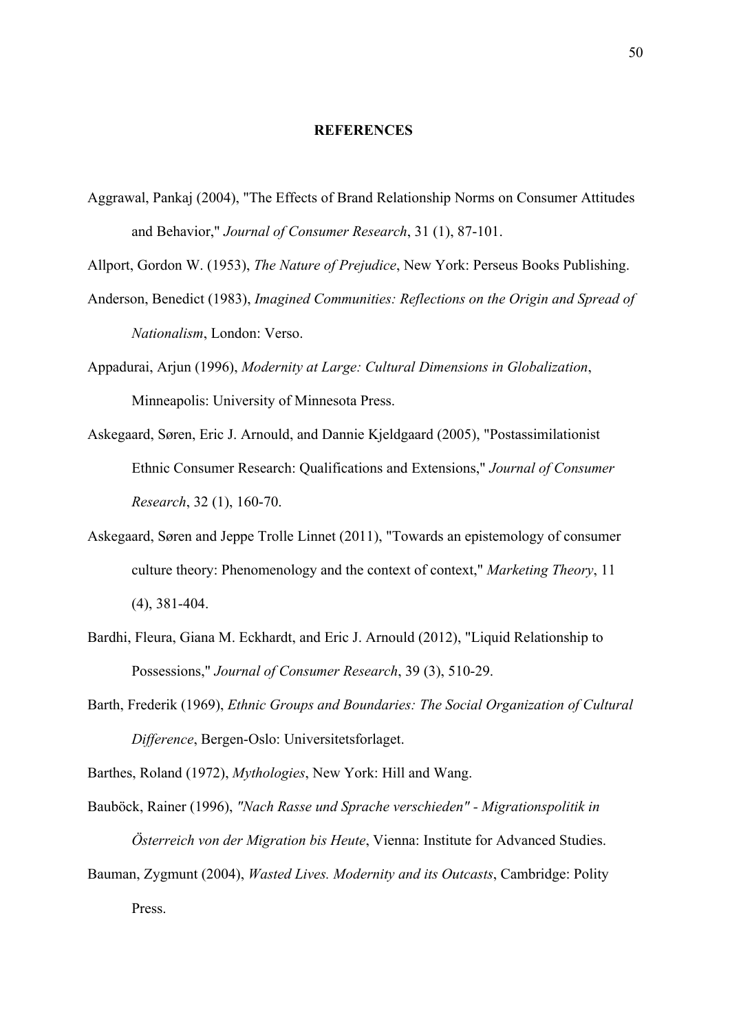## REFERENCES

Aggrawal, Pankaj (2004), "The Effects of Brand Relationship Norms on Consumer Attitudes and Behavior," *Journal of Consumer Research*, 31 (1), 87-101.

Allport, Gordon W. (1953), *The Nature of Prejudice*, New York: Perseus Books Publishing.

Anderson, Benedict (1983), *Imagined Communities: Reflections on the Origin and Spread of Nationalism*, London: Verso.

Appadurai, Arjun (1996), *Modernity at Large: Cultural Dimensions in Globalization*, Minneapolis: University of Minnesota Press.

Askegaard, Søren, Eric J. Arnould, and Dannie Kjeldgaard (2005), "Postassimilationist Ethnic Consumer Research: Qualifications and Extensions," *Journal of Consumer Research*, 32 (1), 160-70.

Askegaard, Søren and Jeppe Trolle Linnet (2011), "Towards an epistemology of consumer culture theory: Phenomenology and the context of context," *Marketing Theory*, 11 (4), 381-404.

Bardhi, Fleura, Giana M. Eckhardt, and Eric J. Arnould (2012), "Liquid Relationship to Possessions," *Journal of Consumer Research*, 39 (3), 510-29.

Barth, Frederik (1969), *Ethnic Groups and Boundaries: The Social Organization of Cultural Difference*, Bergen-Oslo: Universitetsforlaget.

Barthes, Roland (1972), *Mythologies*, New York: Hill and Wang.

Bauböck, Rainer (1996), *"Nach Rasse und Sprache verschieden" - Migrationspolitik in Österreich von der Migration bis Heute*, Vienna: Institute for Advanced Studies.

Bauman, Zygmunt (2004), *Wasted Lives. Modernity and its Outcasts*, Cambridge: Polity Press.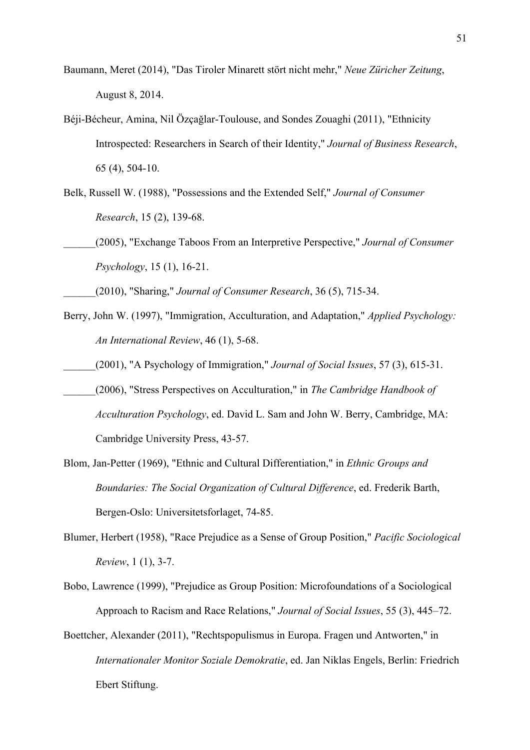Baumann, Meret (2014), "Das Tiroler Minarett stört nicht mehr," *Neue Züricher Zeitung*, August 8, 2014.

Béji-Bécheur, Amina, Nil Özçağlar-Toulouse, and Sondes Zouaghi (2011), "Ethnicity Introspected: Researchers in Search of their Identity," *Journal of Business Research*, 65 (4), 504-10.

Belk, Russell W. (1988), "Possessions and the Extended Self," *Journal of Consumer Research*, 15 (2), 139-68.

______(2005), "Exchange Taboos From an Interpretive Perspective," *Journal of Consumer Psychology*, 15 (1), 16-21.

______(2010), "Sharing," *Journal of Consumer Research*, 36 (5), 715-34.

Berry, John W. (1997), "Immigration, Acculturation, and Adaptation," *Applied Psychology: An International Review*, 46 (1), 5-68.

______(2001), "A Psychology of Immigration," *Journal of Social Issues*, 57 (3), 615-31.

______(2006), "Stress Perspectives on Acculturation," in *The Cambridge Handbook of Acculturation Psychology*, ed. David L. Sam and John W. Berry, Cambridge, MA: Cambridge University Press, 43-57.

Blom, Jan-Petter (1969), "Ethnic and Cultural Differentiation," in *Ethnic Groups and Boundaries: The Social Organization of Cultural Difference*, ed. Frederik Barth, Bergen-Oslo: Universitetsforlaget, 74-85.

Blumer, Herbert (1958), "Race Prejudice as a Sense of Group Position," *Pacific Sociological Review*, 1 (1), 3-7.

Bobo, Lawrence (1999), "Prejudice as Group Position: Microfoundations of a Sociological Approach to Racism and Race Relations," *Journal of Social Issues*, 55 (3), 445–72.

Boettcher, Alexander (2011), "Rechtspopulismus in Europa. Fragen und Antworten," in *Internationaler Monitor Soziale Demokratie*, ed. Jan Niklas Engels, Berlin: Friedrich Ebert Stiftung.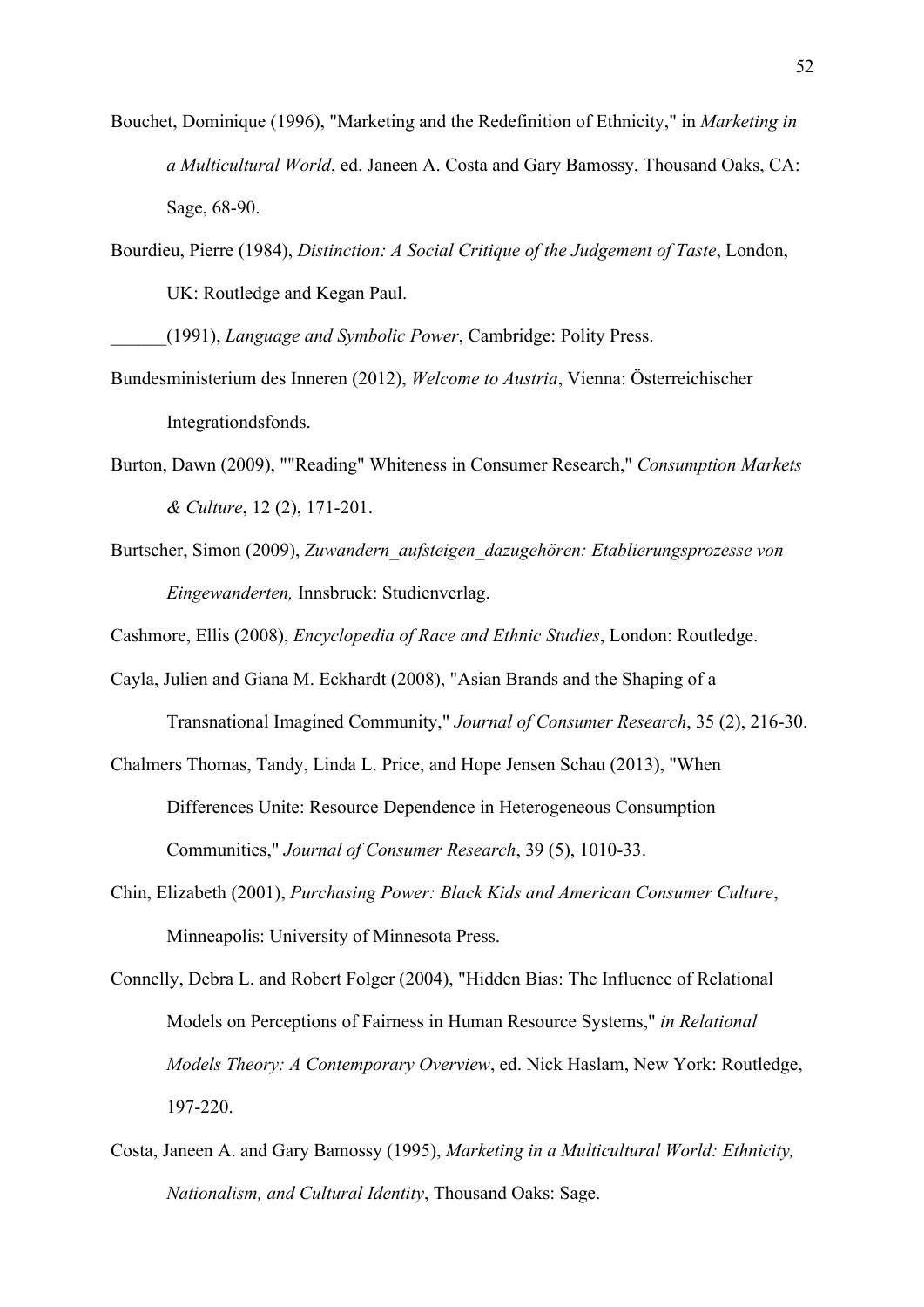Bouchet, Dominique (1996), "Marketing and the Redefinition of Ethnicity," in *Marketing in a Multicultural World*, ed. Janeen A. Costa and Gary Bamossy, Thousand Oaks, CA: Sage, 68-90.

Bourdieu, Pierre (1984), *Distinction: A Social Critique of the Judgement of Taste*, London, UK: Routledge and Kegan Paul.

______(1991), *Language and Symbolic Power*, Cambridge: Polity Press.

Bundesministerium des Inneren (2012), *Welcome to Austria*, Vienna: Österreichischer Integrationdsfonds.

Burton, Dawn (2009), ""Reading" Whiteness in Consumer Research," *Consumption Markets & Culture*, 12 (2), 171-201.

Burtscher, Simon (2009), *Zuwandern_aufsteigen_dazugehören: Etablierungsprozesse von Eingewanderten,* Innsbruck: Studienverlag.

Cashmore, Ellis (2008), *Encyclopedia of Race and Ethnic Studies*, London: Routledge.

Cayla, Julien and Giana M. Eckhardt (2008), "Asian Brands and the Shaping of a Transnational Imagined Community," *Journal of Consumer Research*, 35 (2), 216-30.

Chalmers Thomas, Tandy, Linda L. Price, and Hope Jensen Schau (2013), "When Differences Unite: Resource Dependence in Heterogeneous Consumption Communities," *Journal of Consumer Research*, 39 (5), 1010-33.

Chin, Elizabeth (2001), *Purchasing Power: Black Kids and American Consumer Culture*, Minneapolis: University of Minnesota Press.

Connelly, Debra L. and Robert Folger (2004), "Hidden Bias: The Influence of Relational Models on Perceptions of Fairness in Human Resource Systems," *in Relational Models Theory: A Contemporary Overview*, ed. Nick Haslam, New York: Routledge, 197-220.

Costa, Janeen A. and Gary Bamossy (1995), *Marketing in a Multicultural World: Ethnicity, Nationalism, and Cultural Identity*, Thousand Oaks: Sage.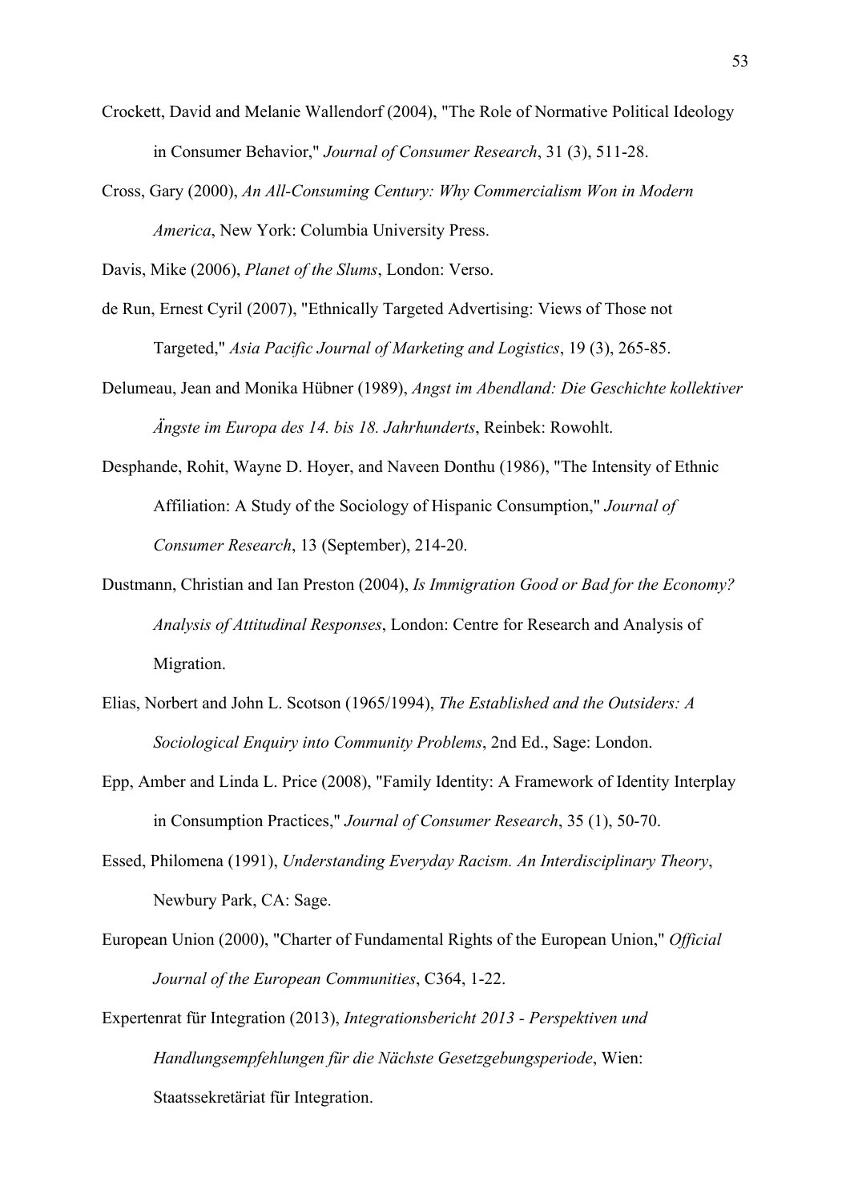Crockett, David and Melanie Wallendorf (2004), "The Role of Normative Political Ideology in Consumer Behavior," *Journal of Consumer Research*, 31 (3), 511-28.

Cross, Gary (2000), *An All-Consuming Century: Why Commercialism Won in Modern America*, New York: Columbia University Press.

Davis, Mike (2006), *Planet of the Slums*, London: Verso.

de Run, Ernest Cyril (2007), "Ethnically Targeted Advertising: Views of Those not Targeted," *Asia Pacific Journal of Marketing and Logistics*, 19 (3), 265-85.

Delumeau, Jean and Monika Hübner (1989), *Angst im Abendland: Die Geschichte kollektiver Ängste im Europa des 14. bis 18. Jahrhunderts*, Reinbek: Rowohlt.

Desphande, Rohit, Wayne D. Hoyer, and Naveen Donthu (1986), "The Intensity of Ethnic Affiliation: A Study of the Sociology of Hispanic Consumption," *Journal of Consumer Research*, 13 (September), 214-20.

Dustmann, Christian and Ian Preston (2004), *Is Immigration Good or Bad for the Economy? Analysis of Attitudinal Responses*, London: Centre for Research and Analysis of Migration.

Elias, Norbert and John L. Scotson (1965/1994), *The Established and the Outsiders: A Sociological Enquiry into Community Problems*, 2nd Ed., Sage: London.

Epp, Amber and Linda L. Price (2008), "Family Identity: A Framework of Identity Interplay in Consumption Practices," *Journal of Consumer Research*, 35 (1), 50-70.

Essed, Philomena (1991), *Understanding Everyday Racism. An Interdisciplinary Theory*, Newbury Park, CA: Sage.

European Union (2000), "Charter of Fundamental Rights of the European Union," *Official Journal of the European Communities*, C364, 1-22.

Expertenrat für Integration (2013), *Integrationsbericht 2013 - Perspektiven und Handlungsempfehlungen für die Nächste Gesetzgebungsperiode*, Wien: Staatssekretäriat für Integration.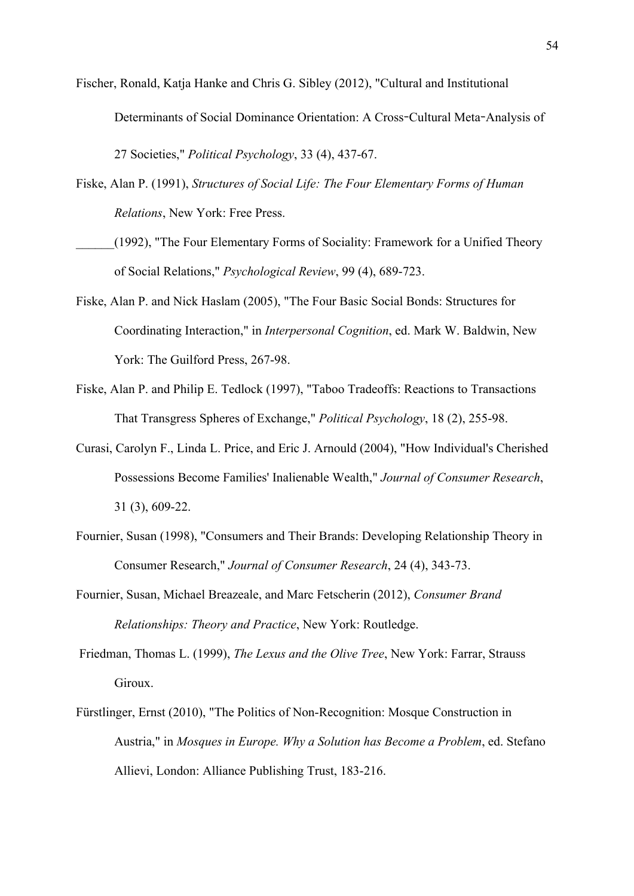Fischer, Ronald, Katja Hanke and Chris G. Sibley (2012), "Cultural and Institutional Determinants of Social Dominance Orientation: A Cross-Cultural Meta-Analysis of 27 Societies," *Political Psychology*, 33 (4), 437-67.

Fiske, Alan P. (1991), *Structures of Social Life: The Four Elementary Forms of Human Relations*, New York: Free Press.

______(1992), "The Four Elementary Forms of Sociality: Framework for a Unified Theory of Social Relations," *Psychological Review*, 99 (4), 689-723.

Fiske, Alan P. and Nick Haslam (2005), "The Four Basic Social Bonds: Structures for Coordinating Interaction," in *Interpersonal Cognition*, ed. Mark W. Baldwin, New York: The Guilford Press, 267-98.

Fiske, Alan P. and Philip E. Tedlock (1997), "Taboo Tradeoffs: Reactions to Transactions That Transgress Spheres of Exchange," *Political Psychology*, 18 (2), 255-98.

Curasi, Carolyn F., Linda L. Price, and Eric J. Arnould (2004), "How Individual's Cherished Possessions Become Families' Inalienable Wealth," *Journal of Consumer Research*, 31 (3), 609-22.

Fournier, Susan (1998), "Consumers and Their Brands: Developing Relationship Theory in Consumer Research," *Journal of Consumer Research*, 24 (4), 343-73.

Fournier, Susan, Michael Breazeale, and Marc Fetscherin (2012), *Consumer Brand Relationships: Theory and Practice*, New York: Routledge.

Friedman, Thomas L. (1999), *The Lexus and the Olive Tree*, New York: Farrar, Strauss Giroux.

Fürstlinger, Ernst (2010), "The Politics of Non-Recognition: Mosque Construction in Austria," in *Mosques in Europe. Why a Solution has Become a Problem*, ed. Stefano Allievi, London: Alliance Publishing Trust, 183-216.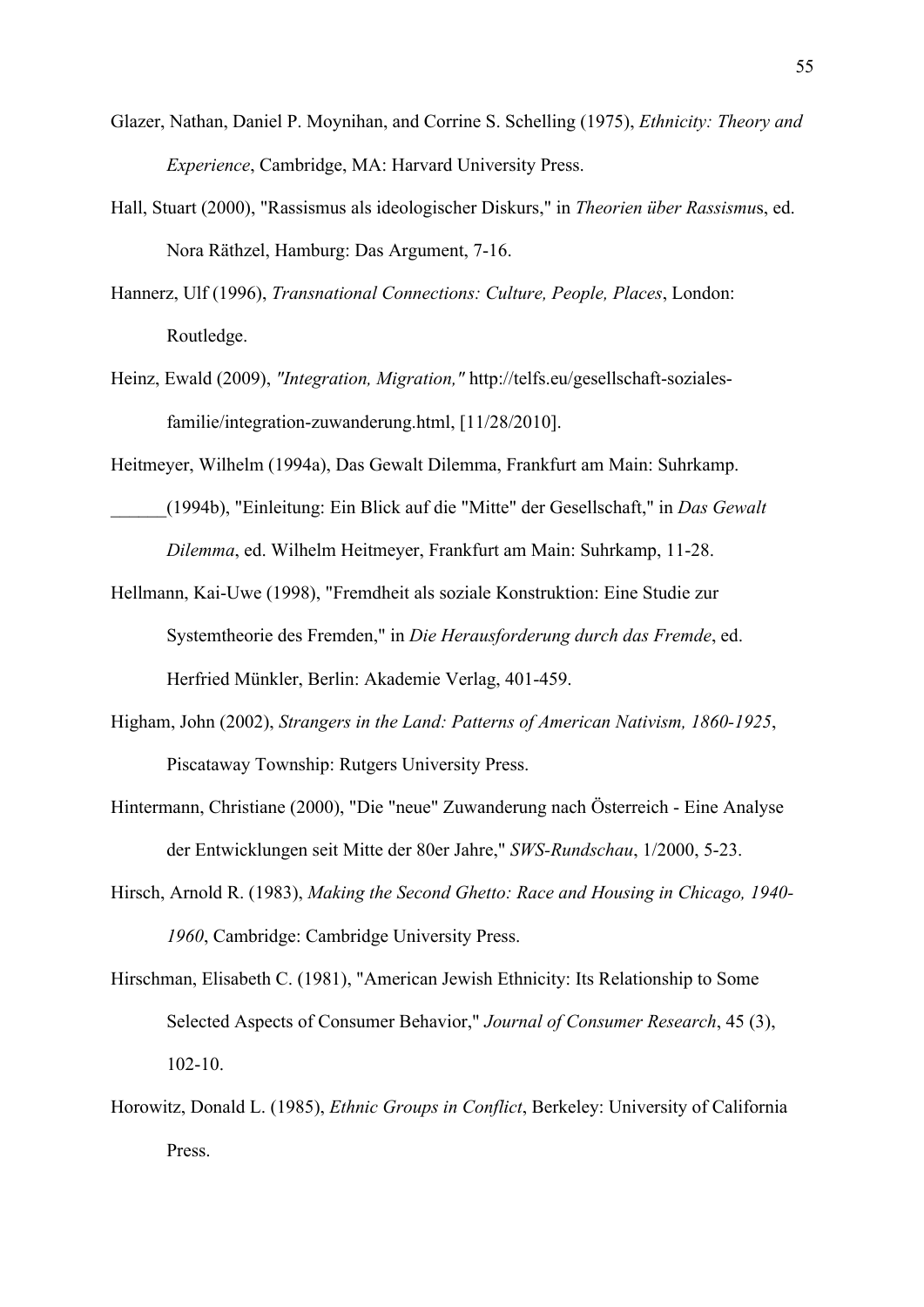Glazer, Nathan, Daniel P. Moynihan, and Corrine S. Schelling (1975), *Ethnicity: Theory and Experience*, Cambridge, MA: Harvard University Press.

Hall, Stuart (2000), "Rassismus als ideologischer Diskurs," in *Theorien über Rassismus*, ed. Nora Räthzel, Hamburg: Das Argument, 7-16.

Hannerz, Ulf (1996), *Transnational Connections: Culture, People, Places*, London: Routledge.

Heinz, Ewald (2009), *"Integration, Migration,"* http://telfs.eu/gesellschaft-soziales-familie/integration-zuwanderung.html, [11/28/2010].

Heitmeyer, Wilhelm (1994a), Das Gewalt Dilemma, Frankfurt am Main: Suhrkamp.

______(1994b), "Einleitung: Ein Blick auf die "Mitte" der Gesellschaft," in *Das Gewalt Dilemma*, ed. Wilhelm Heitmeyer, Frankfurt am Main: Suhrkamp, 11-28.

Hellmann, Kai-Uwe (1998), "Fremdheit als soziale Konstruktion: Eine Studie zur Systemtheorie des Fremden," in *Die Herausforderung durch das Fremde*, ed. Herfried Münkler, Berlin: Akademie Verlag, 401-459.

Higham, John (2002), *Strangers in the Land: Patterns of American Nativism, 1860-1925*, Piscataway Township: Rutgers University Press.

Hintermann, Christiane (2000), "Die "neue" Zuwanderung nach Österreich - Eine Analyse der Entwicklungen seit Mitte der 80er Jahre," *SWS-Rundschau*, 1/2000, 5-23.

Hirsch, Arnold R. (1983), *Making the Second Ghetto: Race and Housing in Chicago, 1940-1960*, Cambridge: Cambridge University Press.

Hirschman, Elisabeth C. (1981), "American Jewish Ethnicity: Its Relationship to Some Selected Aspects of Consumer Behavior," *Journal of Consumer Research*, 45 (3), 102-10.

Horowitz, Donald L. (1985), *Ethnic Groups in Conflict*, Berkeley: University of California Press.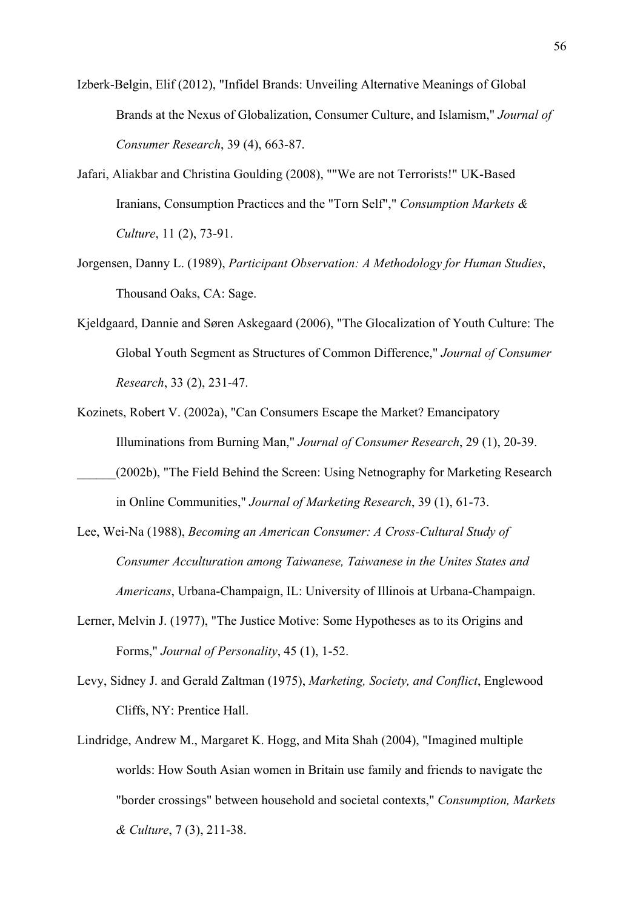Izberk-Belgin, Elif (2012), "Infidel Brands: Unveiling Alternative Meanings of Global Brands at the Nexus of Globalization, Consumer Culture, and Islamism," *Journal of Consumer Research*, 39 (4), 663-87.

Jafari, Aliakbar and Christina Goulding (2008), ""We are not Terrorists!" UK-Based Iranians, Consumption Practices and the "Torn Self"," *Consumption Markets & Culture*, 11 (2), 73-91.

Jorgensen, Danny L. (1989), *Participant Observation: A Methodology for Human Studies*, Thousand Oaks, CA: Sage.

Kjeldgaard, Dannie and Søren Askegaard (2006), "The Glocalization of Youth Culture: The Global Youth Segment as Structures of Common Difference," *Journal of Consumer Research*, 33 (2), 231-47.

Kozinets, Robert V. (2002a), "Can Consumers Escape the Market? Emancipatory Illuminations from Burning Man," *Journal of Consumer Research*, 29 (1), 20-39.

______(2002b), "The Field Behind the Screen: Using Netnography for Marketing Research in Online Communities," *Journal of Marketing Research*, 39 (1), 61-73.

Lee, Wei-Na (1988), *Becoming an American Consumer: A Cross-Cultural Study of Consumer Acculturation among Taiwanese, Taiwanese in the Unites States and Americans*, Urbana-Champaign, IL: University of Illinois at Urbana-Champaign.

Lerner, Melvin J. (1977), "The Justice Motive: Some Hypotheses as to its Origins and Forms," *Journal of Personality*, 45 (1), 1-52.

Levy, Sidney J. and Gerald Zaltman (1975), *Marketing, Society, and Conflict*, Englewood Cliffs, NY: Prentice Hall.

Lindridge, Andrew M., Margaret K. Hogg, and Mita Shah (2004), "Imagined multiple worlds: How South Asian women in Britain use family and friends to navigate the "border crossings" between household and societal contexts," *Consumption, Markets & Culture*, 7 (3), 211-38.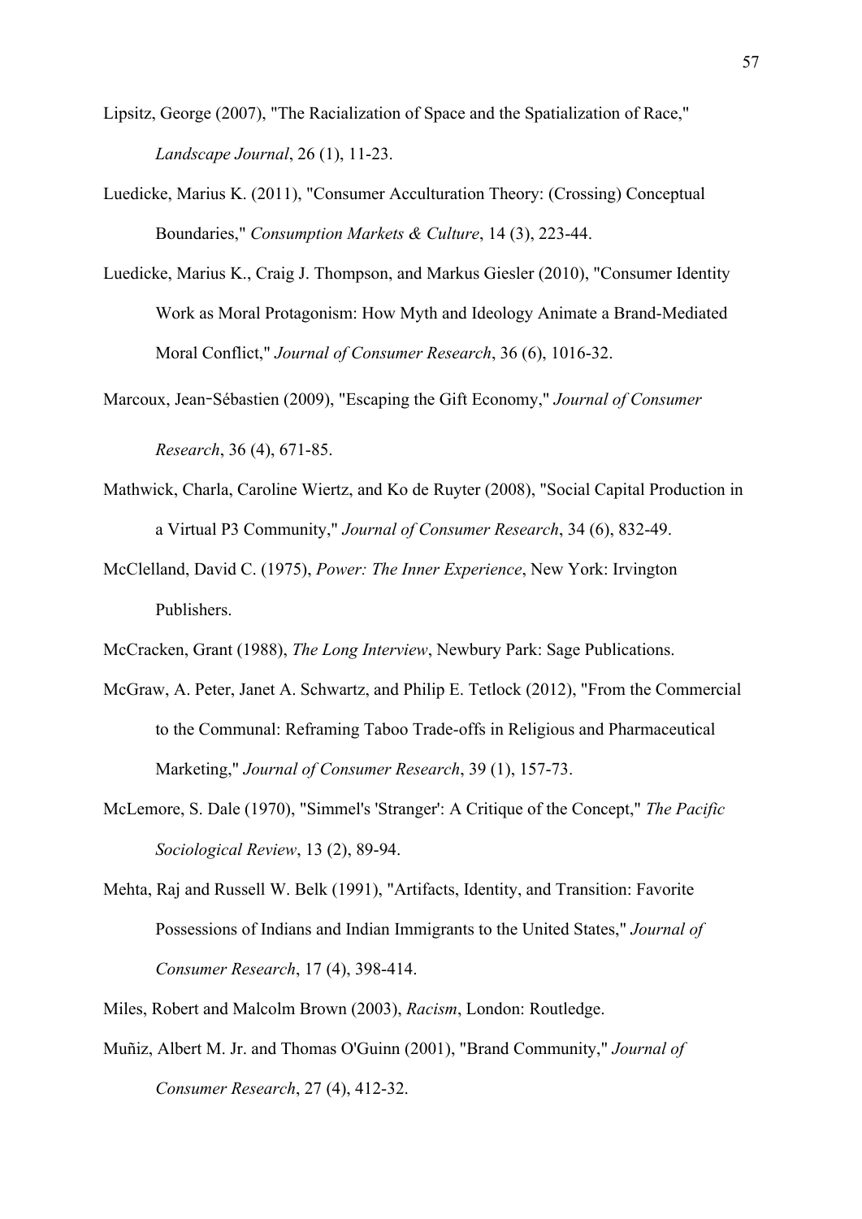Lipsitz, George (2007), "The Racialization of Space and the Spatialization of Race," *Landscape Journal*, 26 (1), 11-23.

Luedicke, Marius K. (2011), "Consumer Acculturation Theory: (Crossing) Conceptual Boundaries," *Consumption Markets & Culture*, 14 (3), 223-44.

Luedicke, Marius K., Craig J. Thompson, and Markus Giesler (2010), "Consumer Identity Work as Moral Protagonism: How Myth and Ideology Animate a Brand-Mediated Moral Conflict," *Journal of Consumer Research*, 36 (6), 1016-32.

Marcoux, Jean‐Sébastien (2009), "Escaping the Gift Economy," *Journal of Consumer Research*, 36 (4), 671-85.

Mathwick, Charla, Caroline Wiertz, and Ko de Ruyter (2008), "Social Capital Production in a Virtual P3 Community," *Journal of Consumer Research*, 34 (6), 832-49.

McClelland, David C. (1975), *Power: The Inner Experience*, New York: Irvington Publishers.

McCracken, Grant (1988), *The Long Interview*, Newbury Park: Sage Publications.

McGraw, A. Peter, Janet A. Schwartz, and Philip E. Tetlock (2012), "From the Commercial to the Communal: Reframing Taboo Trade-offs in Religious and Pharmaceutical Marketing," *Journal of Consumer Research*, 39 (1), 157-73.

McLemore, S. Dale (1970), "Simmel's 'Stranger': A Critique of the Concept," *The Pacific Sociological Review*, 13 (2), 89-94.

Mehta, Raj and Russell W. Belk (1991), "Artifacts, Identity, and Transition: Favorite Possessions of Indians and Indian Immigrants to the United States," *Journal of Consumer Research*, 17 (4), 398-414.

Miles, Robert and Malcolm Brown (2003), *Racism*, London: Routledge.

Muñiz, Albert M. Jr. and Thomas O'Guinn (2001), "Brand Community," *Journal of Consumer Research*, 27 (4), 412-32.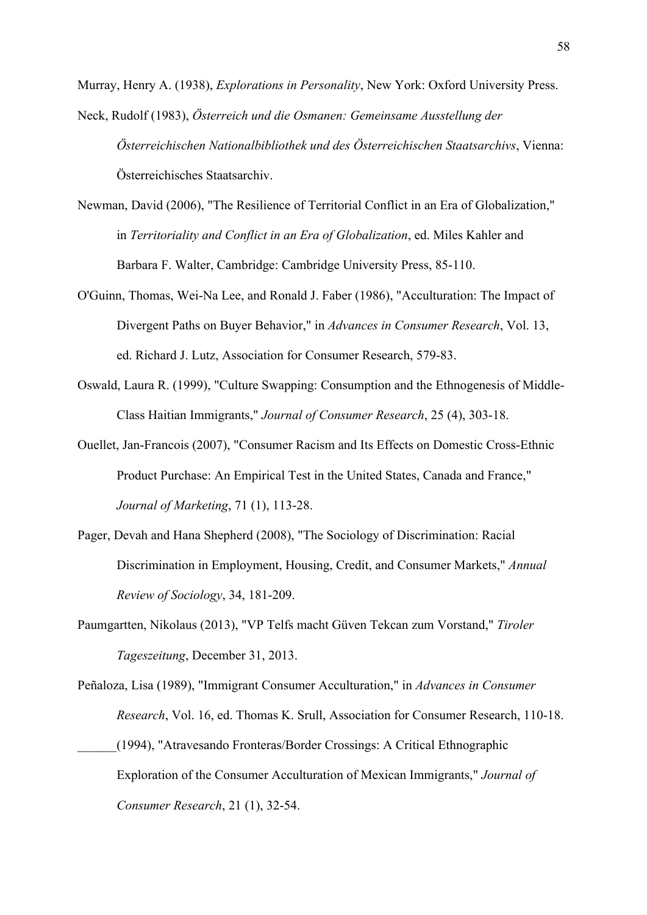Murray, Henry A. (1938), *Explorations in Personality*, New York: Oxford University Press.

Neck, Rudolf (1983), *Österreich und die Osmanen: Gemeinsame Ausstellung der Österreichischen Nationalbibliothek und des Österreichischen Staatsarchivs*, Vienna: Österreichisches Staatsarchiv.

Newman, David (2006), "The Resilience of Territorial Conflict in an Era of Globalization," in *Territoriality and Conflict in an Era of Globalization*, ed. Miles Kahler and Barbara F. Walter, Cambridge: Cambridge University Press, 85-110.

O'Guinn, Thomas, Wei-Na Lee, and Ronald J. Faber (1986), "Acculturation: The Impact of Divergent Paths on Buyer Behavior," in *Advances in Consumer Research*, Vol. 13, ed. Richard J. Lutz, Association for Consumer Research, 579-83.

Oswald, Laura R. (1999), "Culture Swapping: Consumption and the Ethnogenesis of Middle-Class Haitian Immigrants," *Journal of Consumer Research*, 25 (4), 303-18.

Ouellet, Jan-Francois (2007), "Consumer Racism and Its Effects on Domestic Cross-Ethnic Product Purchase: An Empirical Test in the United States, Canada and France," *Journal of Marketing*, 71 (1), 113-28.

Pager, Devah and Hana Shepherd (2008), "The Sociology of Discrimination: Racial Discrimination in Employment, Housing, Credit, and Consumer Markets," *Annual Review of Sociology*, 34, 181-209.

Paumgartten, Nikolaus (2013), "VP Telfs macht Güven Tekcan zum Vorstand," *Tiroler Tageszeitung*, December 31, 2013.

Peñaloza, Lisa (1989), "Immigrant Consumer Acculturation," in *Advances in Consumer Research*, Vol. 16, ed. Thomas K. Srull, Association for Consumer Research, 110-18.

______(1994), "Atravesando Fronteras/Border Crossings: A Critical Ethnographic Exploration of the Consumer Acculturation of Mexican Immigrants," *Journal of Consumer Research*, 21 (1), 32-54.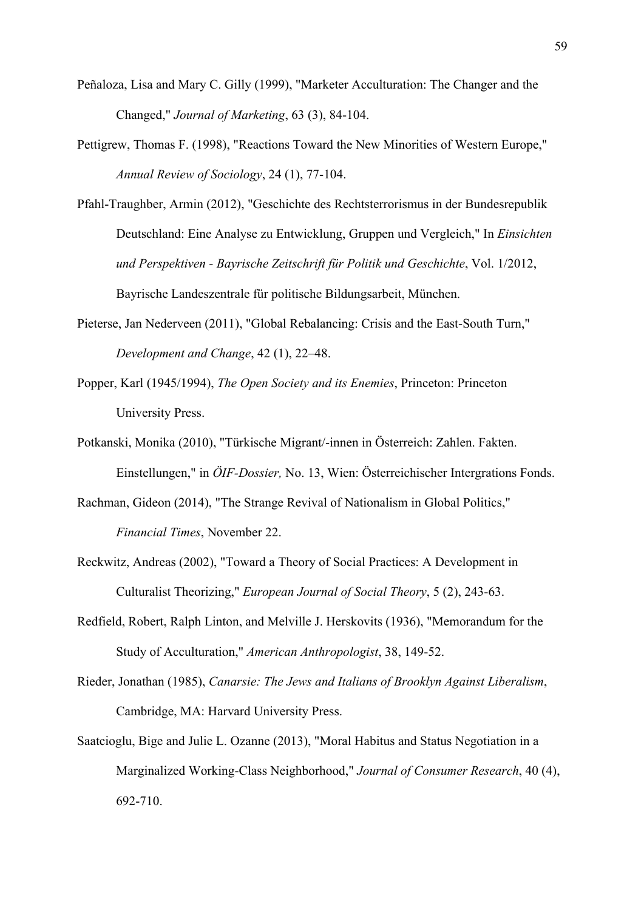Peñaloza, Lisa and Mary C. Gilly (1999), "Marketer Acculturation: The Changer and the Changed," *Journal of Marketing*, 63 (3), 84-104.

Pettigrew, Thomas F. (1998), "Reactions Toward the New Minorities of Western Europe," *Annual Review of Sociology*, 24 (1), 77-104.

Pfahl-Traughber, Armin (2012), "Geschichte des Rechtsterrorismus in der Bundesrepublik Deutschland: Eine Analyse zu Entwicklung, Gruppen und Vergleich," In *Einsichten und Perspektiven - Bayrische Zeitschrift für Politik und Geschichte*, Vol. 1/2012, Bayrische Landeszentrale für politische Bildungsarbeit, München.

Pieterse, Jan Nederveen (2011), "Global Rebalancing: Crisis and the East-South Turn," *Development and Change*, 42 (1), 22–48.

Popper, Karl (1945/1994), *The Open Society and its Enemies*, Princeton: Princeton University Press.

Potkanski, Monika (2010), "Türkische Migrant/-innen in Österreich: Zahlen. Fakten. Einstellungen," in *ÖIF-Dossier,* No. 13, Wien: Österreichischer Intergrations Fonds.

Rachman, Gideon (2014), "The Strange Revival of Nationalism in Global Politics," *Financial Times*, November 22.

Reckwitz, Andreas (2002), "Toward a Theory of Social Practices: A Development in Culturalist Theorizing," *European Journal of Social Theory*, 5 (2), 243-63.

Redfield, Robert, Ralph Linton, and Melville J. Herskovits (1936), "Memorandum for the Study of Acculturation," *American Anthropologist*, 38, 149-52.

Rieder, Jonathan (1985), *Canarsie: The Jews and Italians of Brooklyn Against Liberalism*, Cambridge, MA: Harvard University Press.

Saatcioglu, Bige and Julie L. Ozanne (2013), "Moral Habitus and Status Negotiation in a Marginalized Working-Class Neighborhood," *Journal of Consumer Research*, 40 (4), 692-710.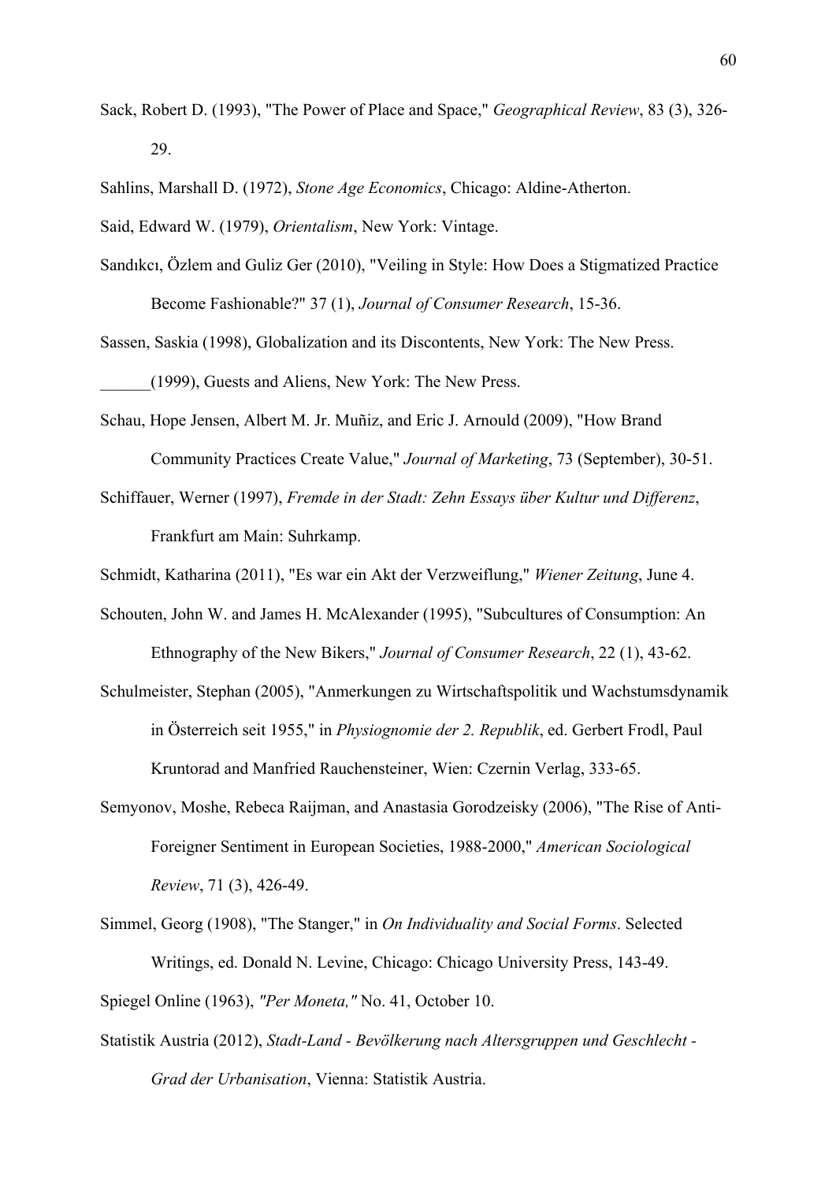Sack, Robert D. (1993), "The Power of Place and Space," *Geographical Review*, 83 (3), 326-29.

Sahlins, Marshall D. (1972), *Stone Age Economics*, Chicago: Aldine-Atherton.

Said, Edward W. (1979), *Orientalism*, New York: Vintage.

Sandıkcı, Özlem and Guliz Ger (2010), "Veiling in Style: How Does a Stigmatized Practice Become Fashionable?" 37 (1), *Journal of Consumer Research*, 15-36.

Sassen, Saskia (1998), Globalization and its Discontents, New York: The New Press.

______(1999), Guests and Aliens, New York: The New Press.

Schau, Hope Jensen, Albert M. Jr. Muñiz, and Eric J. Arnould (2009), "How Brand Community Practices Create Value," *Journal of Marketing*, 73 (September), 30-51.

Schiffauer, Werner (1997), *Fremde in der Stadt: Zehn Essays über Kultur und Differenz*, Frankfurt am Main: Suhrkamp.

Schmidt, Katharina (2011), "Es war ein Akt der Verzweiflung," *Wiener Zeitung*, June 4.

Schouten, John W. and James H. McAlexander (1995), "Subcultures of Consumption: An Ethnography of the New Bikers," *Journal of Consumer Research*, 22 (1), 43-62.

Schulmeister, Stephan (2005), "Anmerkungen zu Wirtschaftspolitik und Wachstumsdynamik in Österreich seit 1955," in *Physiognomie der 2. Republik*, ed. Gerbert Frodl, Paul Kruntorad and Manfried Rauchensteiner, Wien: Czernin Verlag, 333-65.

Semyonov, Moshe, Rebeca Raijman, and Anastasia Gorodzeisky (2006), "The Rise of Anti-Foreigner Sentiment in European Societies, 1988-2000," *American Sociological Review*, 71 (3), 426-49.

Simmel, Georg (1908), "The Stanger," in *On Individuality and Social Forms*. Selected Writings, ed. Donald N. Levine, Chicago: Chicago University Press, 143-49.

Spiegel Online (1963), *"Per Moneta,"* No. 41, October 10.

Statistik Austria (2012), *Stadt-Land - Bevölkerung nach Altersgruppen und Geschlecht - Grad der Urbanisation*, Vienna: Statistik Austria.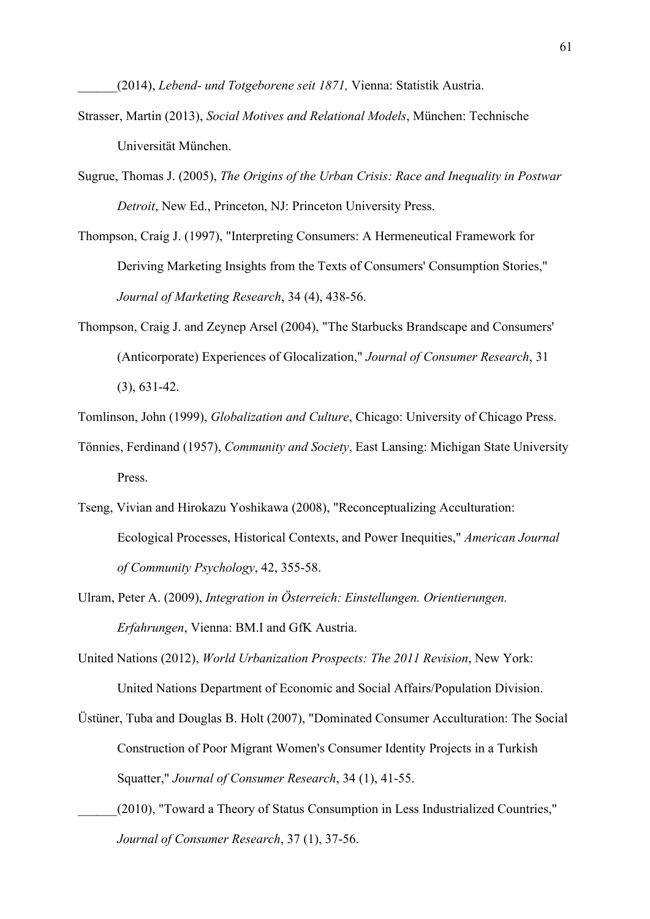______(2014), *Lebend- und Totgeborene seit 1871,* Vienna: Statistik Austria.

Strasser, Martin (2013), *Social Motives and Relational Models*, München: Technische Universität München.

Sugrue, Thomas J. (2005), *The Origins of the Urban Crisis: Race and Inequality in Postwar Detroit*, New Ed., Princeton, NJ: Princeton University Press.

Thompson, Craig J. (1997), "Interpreting Consumers: A Hermeneutical Framework for Deriving Marketing Insights from the Texts of Consumers' Consumption Stories," *Journal of Marketing Research*, 34 (4), 438-56.

Thompson, Craig J. and Zeynep Arsel (2004), "The Starbucks Brandscape and Consumers' (Anticorporate) Experiences of Glocalization," *Journal of Consumer Research*, 31 (3), 631-42.

Tomlinson, John (1999), *Globalization and Culture*, Chicago: University of Chicago Press.

Tönnies, Ferdinand (1957), *Community and Society*, East Lansing: Michigan State University Press.

Tseng, Vivian and Hirokazu Yoshikawa (2008), "Reconceptualizing Acculturation: Ecological Processes, Historical Contexts, and Power Inequities," *American Journal of Community Psychology*, 42, 355-58.

Ulram, Peter A. (2009), *Integration in Österreich: Einstellungen. Orientierungen. Erfahrungen*, Vienna: BM.I and GfK Austria.

United Nations (2012), *World Urbanization Prospects: The 2011 Revision*, New York: United Nations Department of Economic and Social Affairs/Population Division.

Üstüner, Tuba and Douglas B. Holt (2007), "Dominated Consumer Acculturation: The Social Construction of Poor Migrant Women's Consumer Identity Projects in a Turkish Squatter," *Journal of Consumer Research*, 34 (1), 41-55.

______(2010), "Toward a Theory of Status Consumption in Less Industrialized Countries," *Journal of Consumer Research*, 37 (1), 37-56.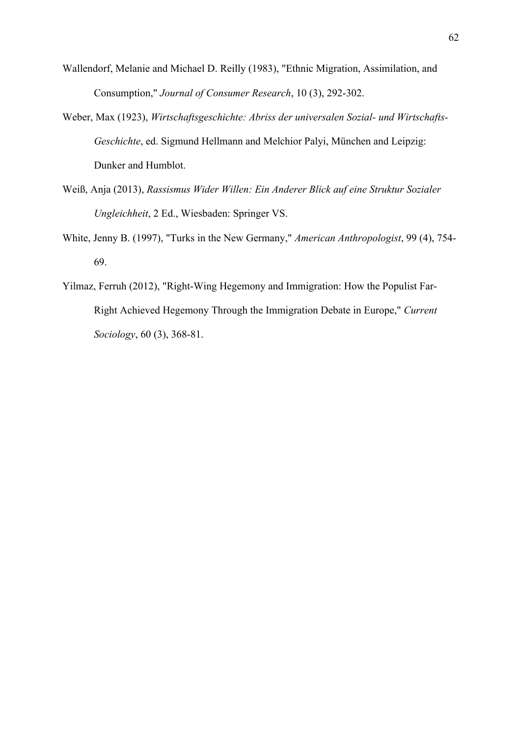Wallendorf, Melanie and Michael D. Reilly (1983), "Ethnic Migration, Assimilation, and Consumption," *Journal of Consumer Research*, 10 (3), 292-302.

Weber, Max (1923), *Wirtschaftsgeschichte: Abriss der universalen Sozial- und Wirtschafts-Geschichte*, ed. Sigmund Hellmann and Melchior Palyi, München and Leipzig: Dunker and Humblot.

Weiß, Anja (2013), *Rassismus Wider Willen: Ein Anderer Blick auf eine Struktur Sozialer Ungleichheit*, 2 Ed., Wiesbaden: Springer VS.

White, Jenny B. (1997), "Turks in the New Germany," *American Anthropologist*, 99 (4), 754-69.

Yilmaz, Ferruh (2012), "Right-Wing Hegemony and Immigration: How the Populist Far-Right Achieved Hegemony Through the Immigration Debate in Europe," *Current Sociology*, 60 (3), 368-81.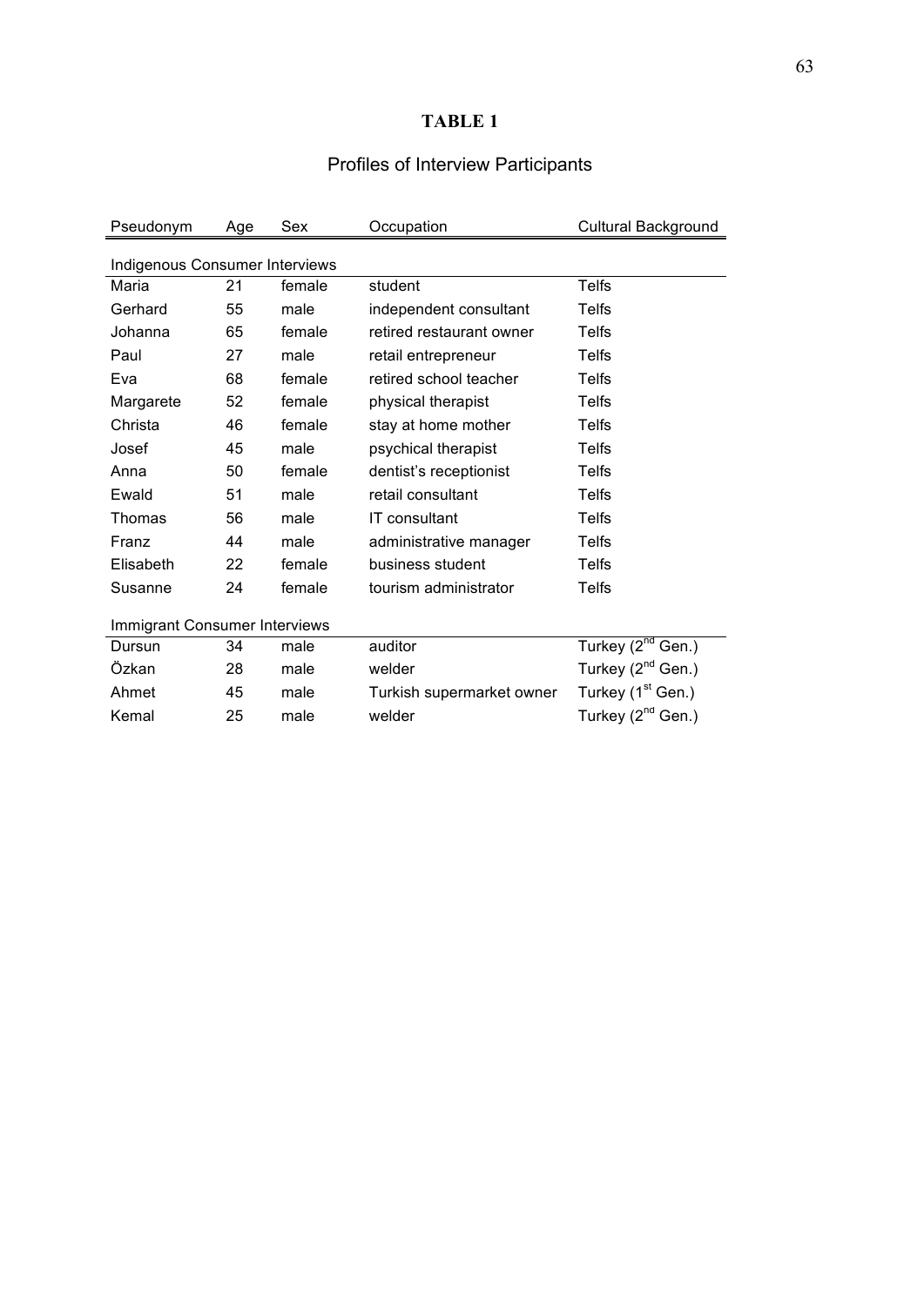**TABLE 1**

Profiles of Interview Participants

| Pseudonym | Age | Sex | Occupation | Cultural Background |
|---|---|---|---|---|
| Indigenous Consumer Interviews | | | | |
| Maria | 21 | female | student | Telfs |
| Gerhard | 55 | male | independent consultant | Telfs |
| Johanna | 65 | female | retired restaurant owner | Telfs |
| Paul | 27 | male | retail entrepreneur | Telfs |
| Eva | 68 | female | retired school teacher | Telfs |
| Margarete | 52 | female | physical therapist | Telfs |
| Christa | 46 | female | stay at home mother | Telfs |
| Josef | 45 | male | psychical therapist | Telfs |
| Anna | 50 | female | dentist's receptionist | Telfs |
| Ewald | 51 | male | retail consultant | Telfs |
| Thomas | 56 | male | IT consultant | Telfs |
| Franz | 44 | male | administrative manager | Telfs |
| Elisabeth | 22 | female | business student | Telfs |
| Susanne | 24 | female | tourism administrator | Telfs |
| Immigrant Consumer Interviews | | | | |
| Dursun | 34 | male | auditor | Turkey (2nd Gen.) |
| Özkan | 28 | male | welder | Turkey (2nd Gen.) |
| Ahmet | 45 | male | Turkish supermarket owner | Turkey (1st Gen.) |
| Kemal | 25 | male | welder | Turkey (2nd Gen.) |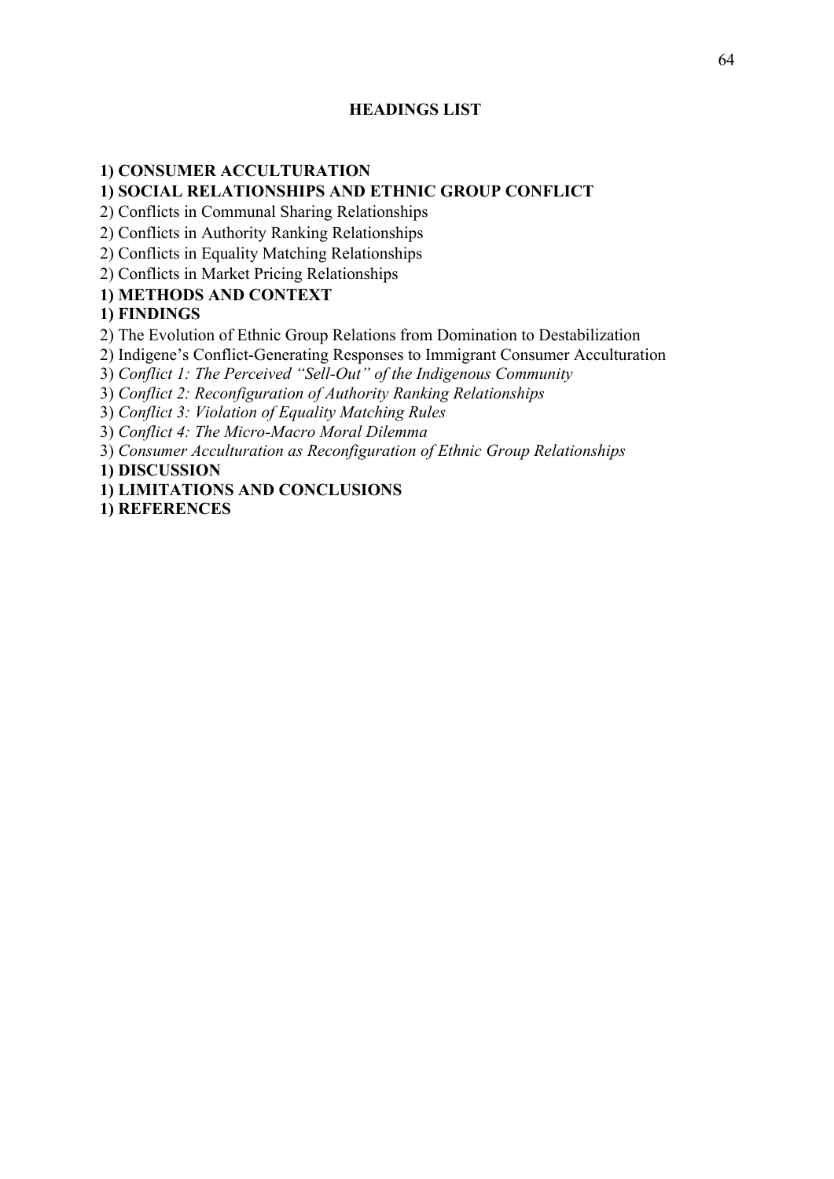## HEADINGS LIST

**1) CONSUMER ACCULTURATION**

**1) SOCIAL RELATIONSHIPS AND ETHNIC GROUP CONFLICT**

2) Conflicts in Communal Sharing Relationships

2) Conflicts in Authority Ranking Relationships

2) Conflicts in Equality Matching Relationships

2) Conflicts in Market Pricing Relationships

**1) METHODS AND CONTEXT**

**1) FINDINGS**

2) The Evolution of Ethnic Group Relations from Domination to Destabilization

2) Indigene's Conflict-Generating Responses to Immigrant Consumer Acculturation

3) *Conflict 1: The Perceived "Sell-Out" of the Indigenous Community*

3) *Conflict 2: Reconfiguration of Authority Ranking Relationships*

3) *Conflict 3: Violation of Equality Matching Rules*

3) *Conflict 4: The Micro-Macro Moral Dilemma*

3) *Consumer Acculturation as Reconfiguration of Ethnic Group Relationships*

**1) DISCUSSION**

**1) LIMITATIONS AND CONCLUSIONS**

**1) REFERENCES**